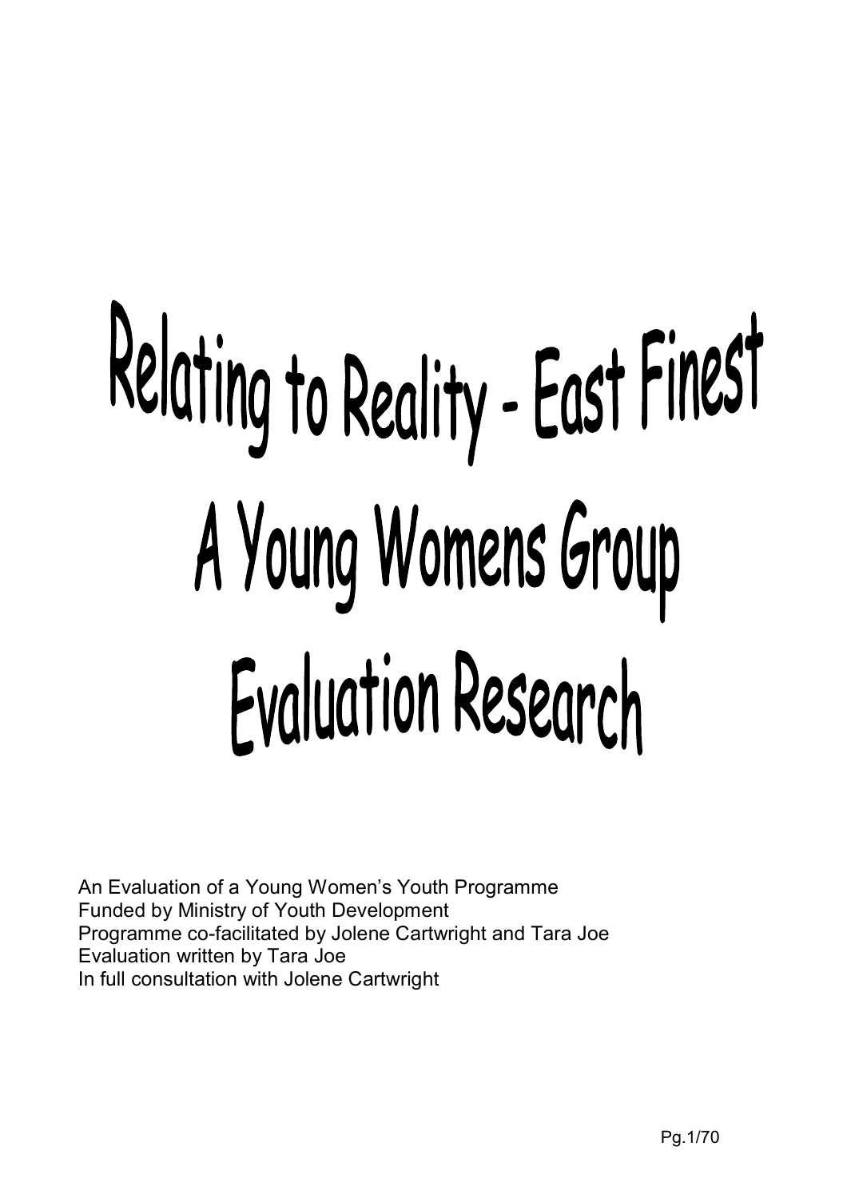# Relating to Reality - East Finest

# A Young Womens Group

# Evaluation Research

An Evaluation of a Young Women's Youth Programme
Funded by Ministry of Youth Development
Programme co-facilitated by Jolene Cartwright and Tara Joe
Evaluation written by Tara Joe
In full consultation with Jolene Cartwright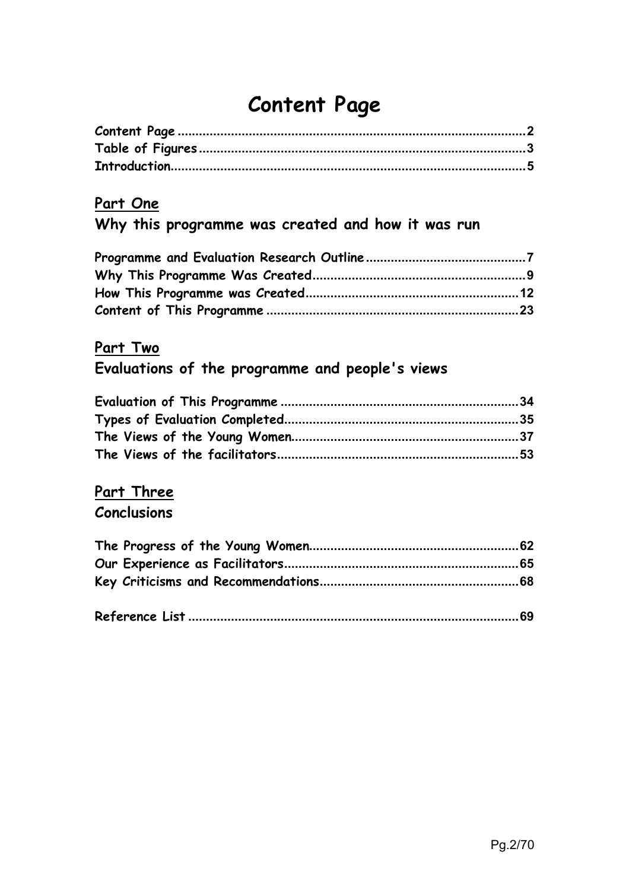# Content Page

**Content Page** .......... **2**
**Table of Figures** .......... **3**
**Introduction** .......... **5**

## Part One

## Why this programme was created and how it was run

**Programme and Evaluation Research Outline** .......... **7**
**Why This Programme Was Created** .......... **9**
**How This Programme was Created** .......... **12**
**Content of This Programme** .......... **23**

## Part Two

## Evaluations of the programme and people's views

**Evaluation of This Programme** .......... **34**
**Types of Evaluation Completed** .......... **35**
**The Views of the Young Women** .......... **37**
**The Views of the facilitators** .......... **53**

## Part Three

## Conclusions

**The Progress of the Young Women** .......... **62**
**Our Experience as Facilitators** .......... **65**
**Key Criticisms and Recommendations** .......... **68**

**Reference List** .......... **69**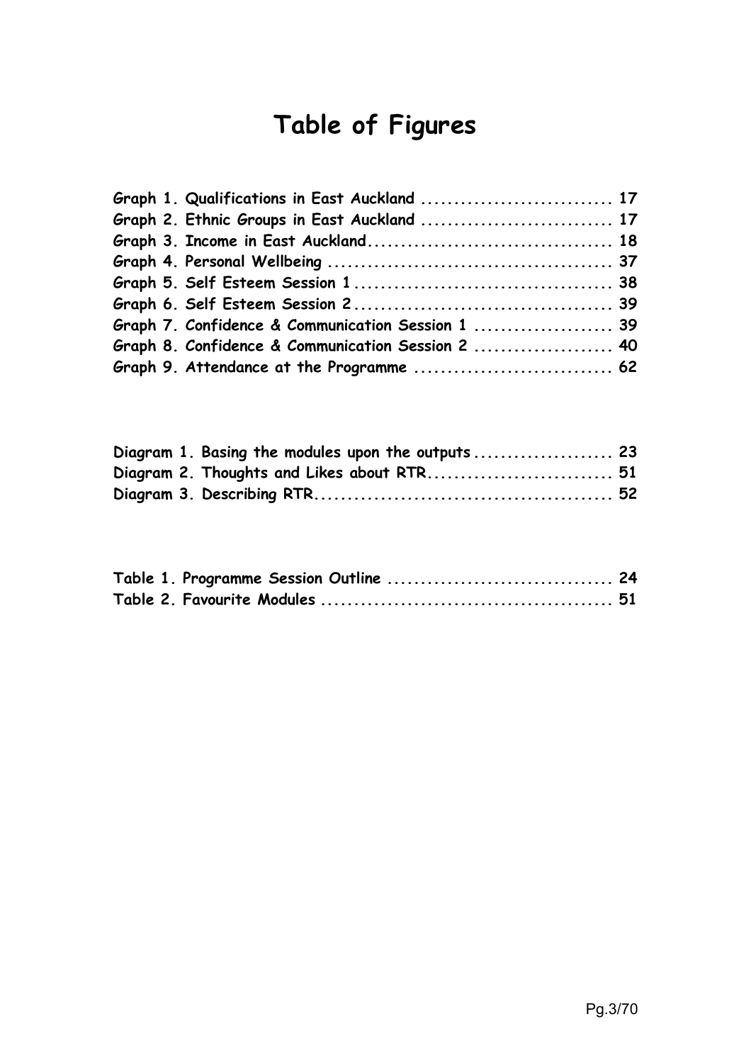# Table of Figures

Graph 1. Qualifications in East Auckland ............................ 17
Graph 2. Ethnic Groups in East Auckland ............................ 17
Graph 3. Income in East Auckland.................................... 18
Graph 4. Personal Wellbeing ........................................... 37
Graph 5. Self Esteem Session 1 ....................................... 38
Graph 6. Self Esteem Session 2 ....................................... 39
Graph 7. Confidence & Communication Session 1 ..................... 39
Graph 8. Confidence & Communication Session 2 ..................... 40
Graph 9. Attendance at the Programme .............................. 62

Diagram 1. Basing the modules upon the outputs ..................... 23
Diagram 2. Thoughts and Likes about RTR............................ 51
Diagram 3. Describing RTR............................................. 52

Table 1. Programme Session Outline .................................. 24
Table 2. Favourite Modules ............................................ 51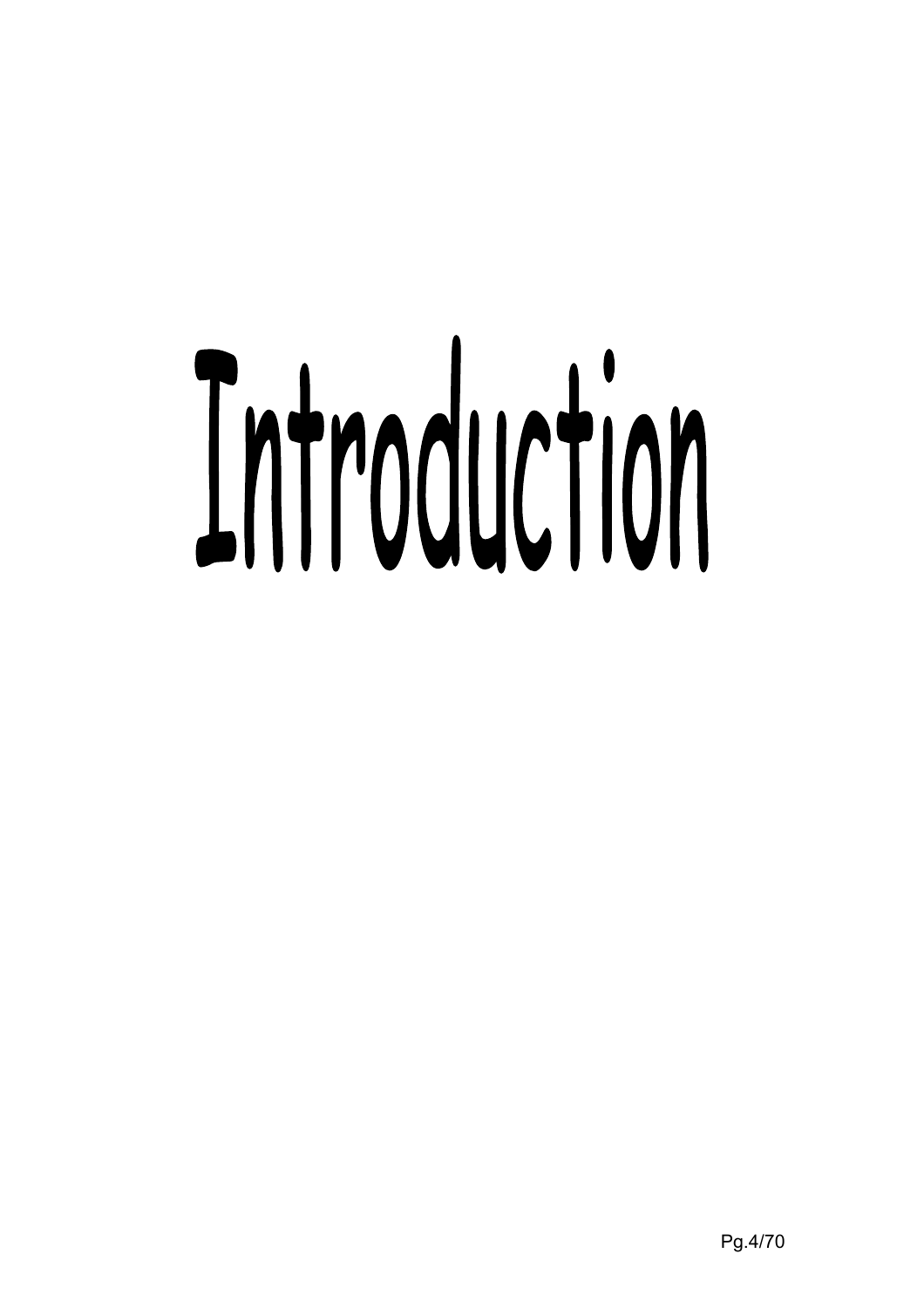# Introduction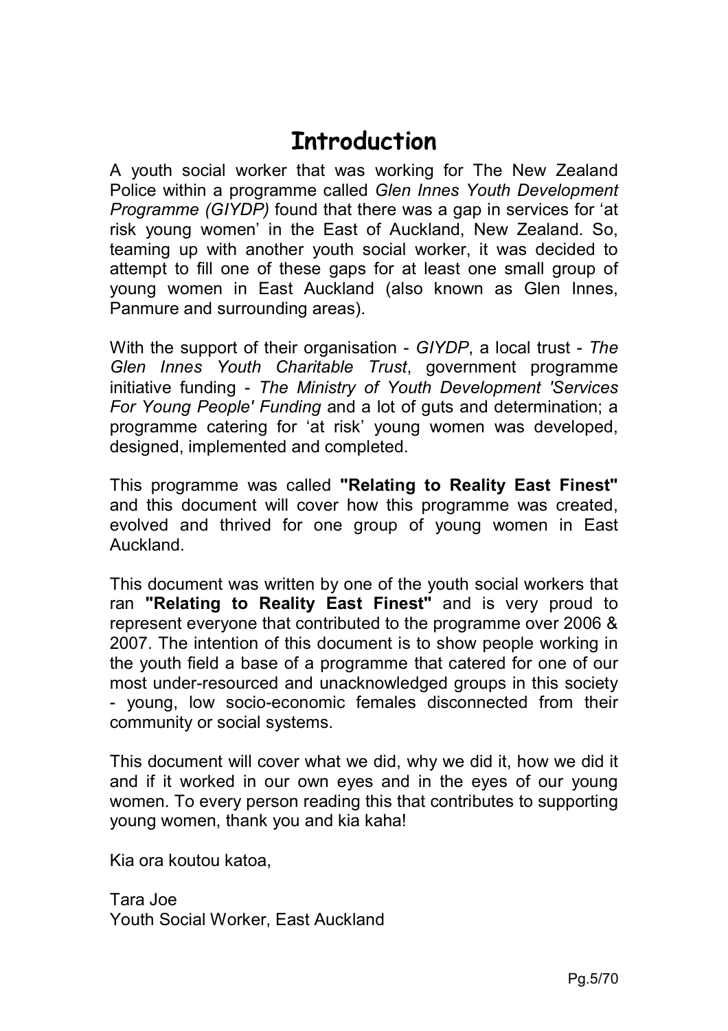# Introduction

A youth social worker that was working for The New Zealand Police within a programme called *Glen Innes Youth Development Programme (GIYDP)* found that there was a gap in services for 'at risk young women' in the East of Auckland, New Zealand. So, teaming up with another youth social worker, it was decided to attempt to fill one of these gaps for at least one small group of young women in East Auckland (also known as Glen Innes, Panmure and surrounding areas).

With the support of their organisation - *GIYDP*, a local trust - *The Glen Innes Youth Charitable Trust*, government programme initiative funding - *The Ministry of Youth Development 'Services For Young People' Funding* and a lot of guts and determination; a programme catering for 'at risk' young women was developed, designed, implemented and completed.

This programme was called **"Relating to Reality East Finest"** and this document will cover how this programme was created, evolved and thrived for one group of young women in East Auckland.

This document was written by one of the youth social workers that ran **"Relating to Reality East Finest"** and is very proud to represent everyone that contributed to the programme over 2006 & 2007. The intention of this document is to show people working in the youth field a base of a programme that catered for one of our most under-resourced and unacknowledged groups in this society - young, low socio-economic females disconnected from their community or social systems.

This document will cover what we did, why we did it, how we did it and if it worked in our own eyes and in the eyes of our young women. To every person reading this that contributes to supporting young women, thank you and kia kaha!

Kia ora koutou katoa,

Tara Joe
Youth Social Worker, East Auckland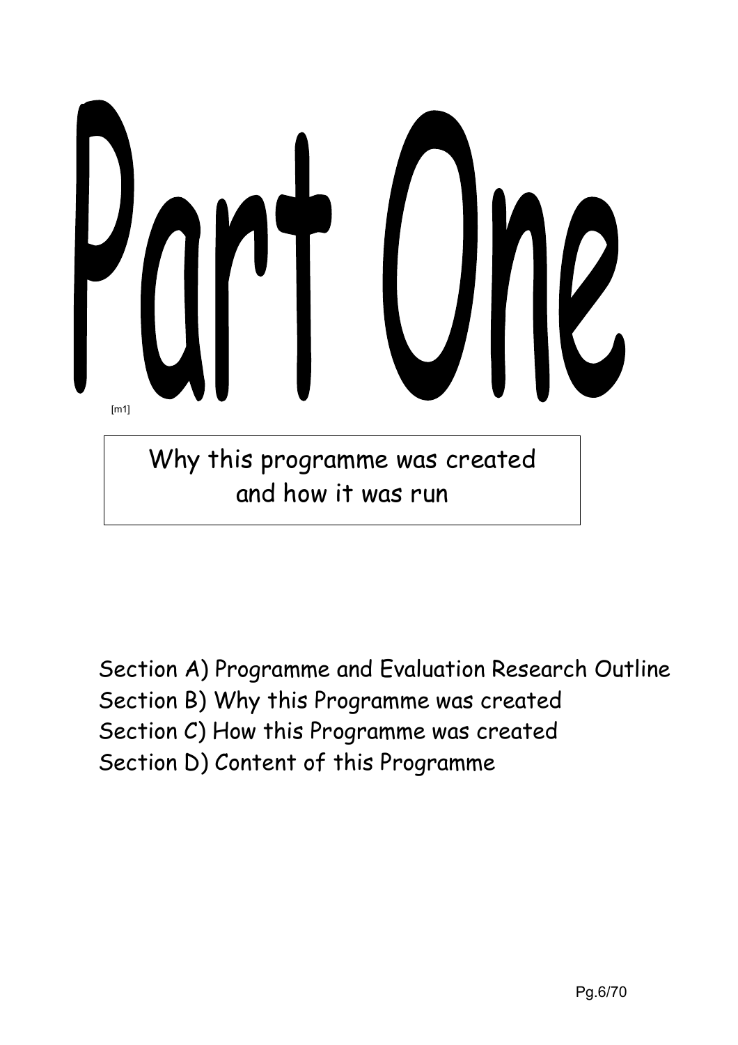# Part One

[m1]

Why this programme was created and how it was run

Section A) Programme and Evaluation Research Outline
Section B) Why this Programme was created
Section C) How this Programme was created
Section D) Content of this Programme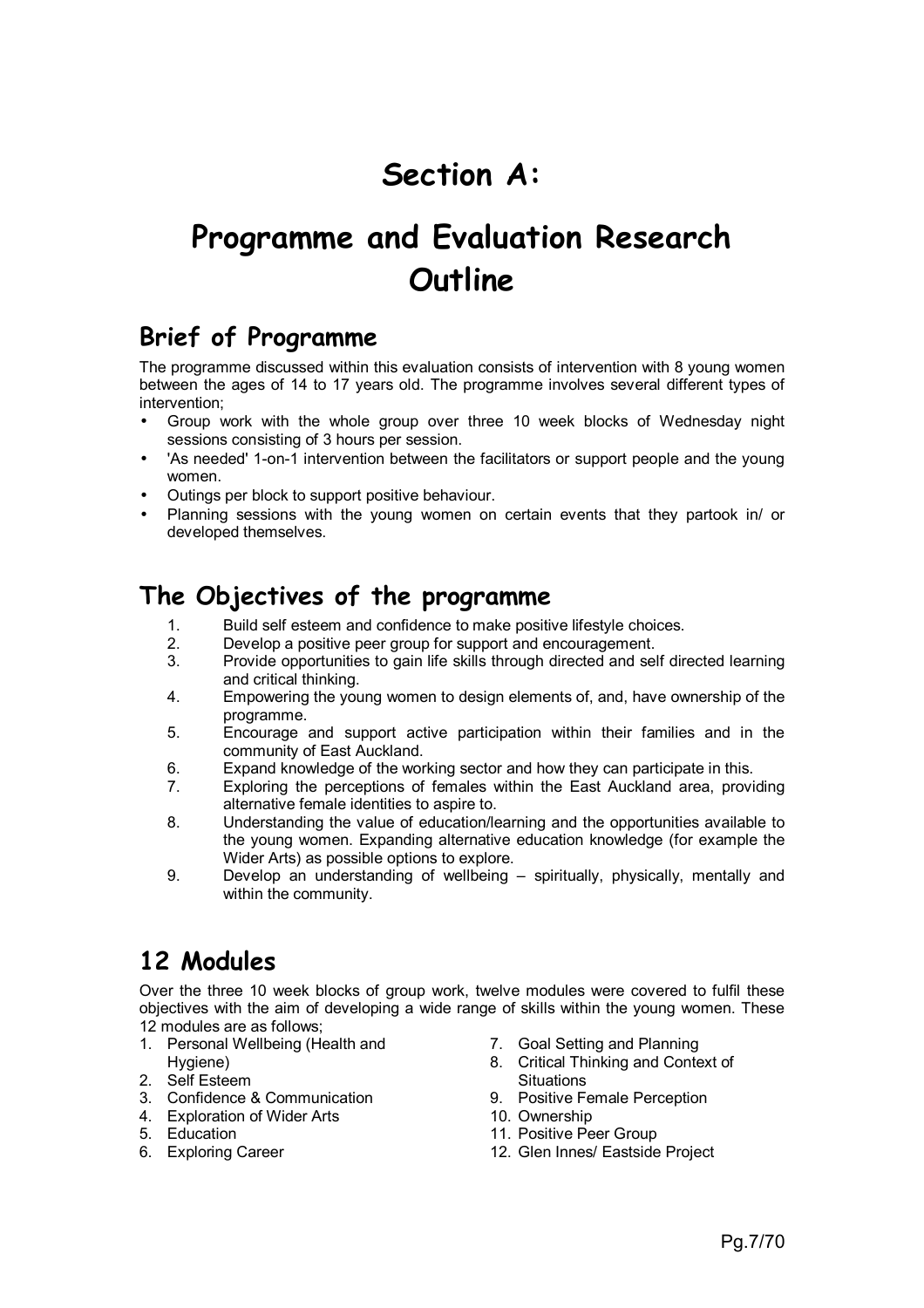# Section A:

# Programme and Evaluation Research Outline

## Brief of Programme

The programme discussed within this evaluation consists of intervention with 8 young women between the ages of 14 to 17 years old. The programme involves several different types of intervention;

- Group work with the whole group over three 10 week blocks of Wednesday night sessions consisting of 3 hours per session.
- 'As needed' 1-on-1 intervention between the facilitators or support people and the young women.
- Outings per block to support positive behaviour.
- Planning sessions with the young women on certain events that they partook in/ or developed themselves.

## The Objectives of the programme

1. Build self esteem and confidence to make positive lifestyle choices.
2. Develop a positive peer group for support and encouragement.
3. Provide opportunities to gain life skills through directed and self directed learning and critical thinking.
4. Empowering the young women to design elements of, and, have ownership of the programme.
5. Encourage and support active participation within their families and in the community of East Auckland.
6. Expand knowledge of the working sector and how they can participate in this.
7. Exploring the perceptions of females within the East Auckland area, providing alternative female identities to aspire to.
8. Understanding the value of education/learning and the opportunities available to the young women. Expanding alternative education knowledge (for example the Wider Arts) as possible options to explore.
9. Develop an understanding of wellbeing – spiritually, physically, mentally and within the community.

## 12 Modules

Over the three 10 week blocks of group work, twelve modules were covered to fulfil these objectives with the aim of developing a wide range of skills within the young women. These 12 modules are as follows;

1. Personal Wellbeing (Health and Hygiene)
2. Self Esteem
3. Confidence & Communication
4. Exploration of Wider Arts
5. Education
6. Exploring Career
7. Goal Setting and Planning
8. Critical Thinking and Context of Situations
9. Positive Female Perception
10. Ownership
11. Positive Peer Group
12. Glen Innes/ Eastside Project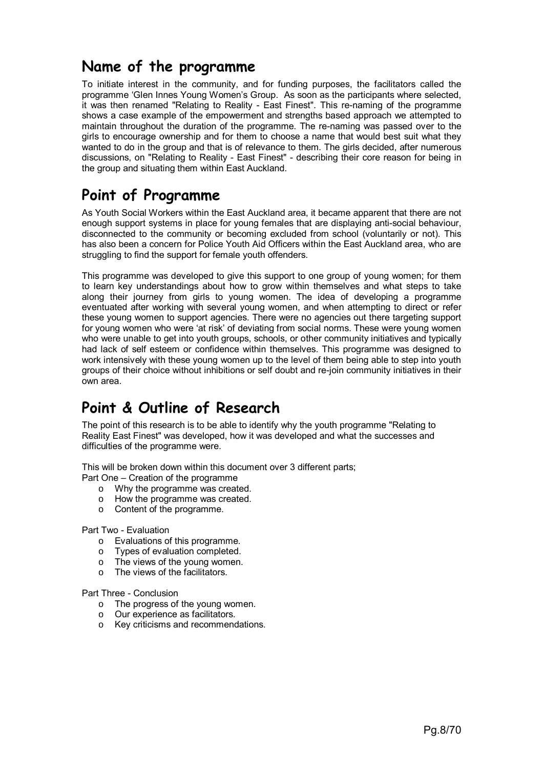# Name of the programme

To initiate interest in the community, and for funding purposes, the facilitators called the programme 'Glen Innes Young Women's Group. As soon as the participants where selected, it was then renamed "Relating to Reality - East Finest". This re-naming of the programme shows a case example of the empowerment and strengths based approach we attempted to maintain throughout the duration of the programme. The re-naming was passed over to the girls to encourage ownership and for them to choose a name that would best suit what they wanted to do in the group and that is of relevance to them. The girls decided, after numerous discussions, on "Relating to Reality - East Finest" - describing their core reason for being in the group and situating them within East Auckland.

# Point of Programme

As Youth Social Workers within the East Auckland area, it became apparent that there are not enough support systems in place for young females that are displaying anti-social behaviour, disconnected to the community or becoming excluded from school (voluntarily or not). This has also been a concern for Police Youth Aid Officers within the East Auckland area, who are struggling to find the support for female youth offenders.

This programme was developed to give this support to one group of young women; for them to learn key understandings about how to grow within themselves and what steps to take along their journey from girls to young women. The idea of developing a programme eventuated after working with several young women, and when attempting to direct or refer these young women to support agencies. There were no agencies out there targeting support for young women who were 'at risk' of deviating from social norms. These were young women who were unable to get into youth groups, schools, or other community initiatives and typically had lack of self esteem or confidence within themselves. This programme was designed to work intensively with these young women up to the level of them being able to step into youth groups of their choice without inhibitions or self doubt and re-join community initiatives in their own area.

# Point & Outline of Research

The point of this research is to be able to identify why the youth programme "Relating to Reality East Finest" was developed, how it was developed and what the successes and difficulties of the programme were.

This will be broken down within this document over 3 different parts;

Part One – Creation of the programme

- Why the programme was created.
- How the programme was created.
- Content of the programme.

Part Two - Evaluation

- Evaluations of this programme.
- Types of evaluation completed.
- The views of the young women.
- The views of the facilitators.

Part Three - Conclusion

- The progress of the young women.
- Our experience as facilitators.
- Key criticisms and recommendations.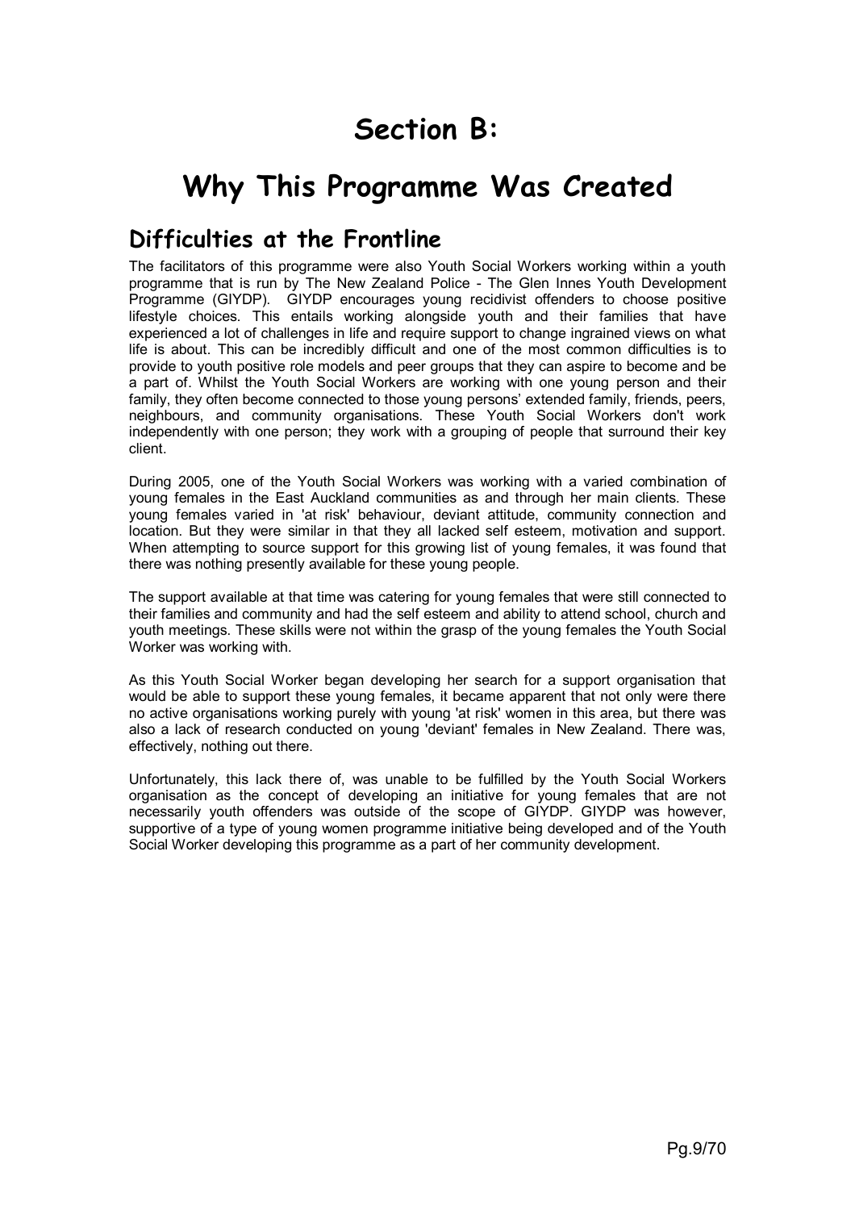# Section B:

# Why This Programme Was Created

## Difficulties at the Frontline

The facilitators of this programme were also Youth Social Workers working within a youth programme that is run by The New Zealand Police - The Glen Innes Youth Development Programme (GIYDP). GIYDP encourages young recidivist offenders to choose positive lifestyle choices. This entails working alongside youth and their families that have experienced a lot of challenges in life and require support to change ingrained views on what life is about. This can be incredibly difficult and one of the most common difficulties is to provide to youth positive role models and peer groups that they can aspire to become and be a part of. Whilst the Youth Social Workers are working with one young person and their family, they often become connected to those young persons' extended family, friends, peers, neighbours, and community organisations. These Youth Social Workers don't work independently with one person; they work with a grouping of people that surround their key client.

During 2005, one of the Youth Social Workers was working with a varied combination of young females in the East Auckland communities as and through her main clients. These young females varied in 'at risk' behaviour, deviant attitude, community connection and location. But they were similar in that they all lacked self esteem, motivation and support. When attempting to source support for this growing list of young females, it was found that there was nothing presently available for these young people.

The support available at that time was catering for young females that were still connected to their families and community and had the self esteem and ability to attend school, church and youth meetings. These skills were not within the grasp of the young females the Youth Social Worker was working with.

As this Youth Social Worker began developing her search for a support organisation that would be able to support these young females, it became apparent that not only were there no active organisations working purely with young 'at risk' women in this area, but there was also a lack of research conducted on young 'deviant' females in New Zealand. There was, effectively, nothing out there.

Unfortunately, this lack there of, was unable to be fulfilled by the Youth Social Workers organisation as the concept of developing an initiative for young females that are not necessarily youth offenders was outside of the scope of GIYDP. GIYDP was however, supportive of a type of young women programme initiative being developed and of the Youth Social Worker developing this programme as a part of her community development.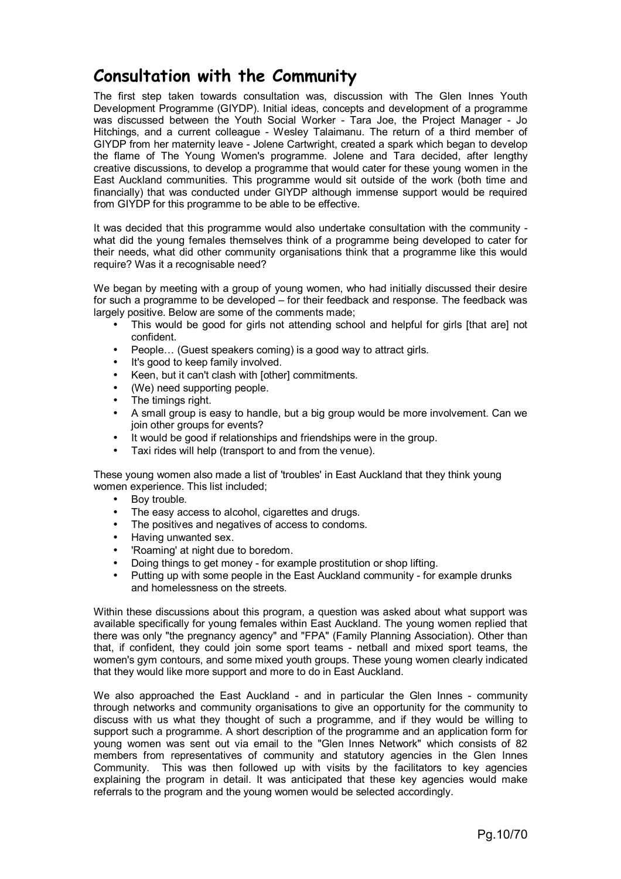# Consultation with the Community

The first step taken towards consultation was, discussion with The Glen Innes Youth Development Programme (GIYDP). Initial ideas, concepts and development of a programme was discussed between the Youth Social Worker - Tara Joe, the Project Manager - Jo Hitchings, and a current colleague - Wesley Talaimanu. The return of a third member of GIYDP from her maternity leave - Jolene Cartwright, created a spark which began to develop the flame of The Young Women's programme. Jolene and Tara decided, after lengthy creative discussions, to develop a programme that would cater for these young women in the East Auckland communities. This programme would sit outside of the work (both time and financially) that was conducted under GIYDP although immense support would be required from GIYDP for this programme to be able to be effective.

It was decided that this programme would also undertake consultation with the community - what did the young females themselves think of a programme being developed to cater for their needs, what did other community organisations think that a programme like this would require? Was it a recognisable need?

We began by meeting with a group of young women, who had initially discussed their desire for such a programme to be developed – for their feedback and response. The feedback was largely positive. Below are some of the comments made;

- This would be good for girls not attending school and helpful for girls [that are] not confident.
- People… (Guest speakers coming) is a good way to attract girls.
- It's good to keep family involved.
- Keen, but it can't clash with [other] commitments.
- (We) need supporting people.
- The timings right.
- A small group is easy to handle, but a big group would be more involvement. Can we join other groups for events?
- It would be good if relationships and friendships were in the group.
- Taxi rides will help (transport to and from the venue).

These young women also made a list of 'troubles' in East Auckland that they think young women experience. This list included;

- Boy trouble.
- The easy access to alcohol, cigarettes and drugs.
- The positives and negatives of access to condoms.
- Having unwanted sex.
- 'Roaming' at night due to boredom.
- Doing things to get money - for example prostitution or shop lifting.
- Putting up with some people in the East Auckland community - for example drunks and homelessness on the streets.

Within these discussions about this program, a question was asked about what support was available specifically for young females within East Auckland. The young women replied that there was only "the pregnancy agency" and "FPA" (Family Planning Association). Other than that, if confident, they could join some sport teams - netball and mixed sport teams, the women's gym contours, and some mixed youth groups. These young women clearly indicated that they would like more support and more to do in East Auckland.

We also approached the East Auckland - and in particular the Glen Innes - community through networks and community organisations to give an opportunity for the community to discuss with us what they thought of such a programme, and if they would be willing to support such a programme. A short description of the programme and an application form for young women was sent out via email to the "Glen Innes Network" which consists of 82 members from representatives of community and statutory agencies in the Glen Innes Community. This was then followed up with visits by the facilitators to key agencies explaining the program in detail. It was anticipated that these key agencies would make referrals to the program and the young women would be selected accordingly.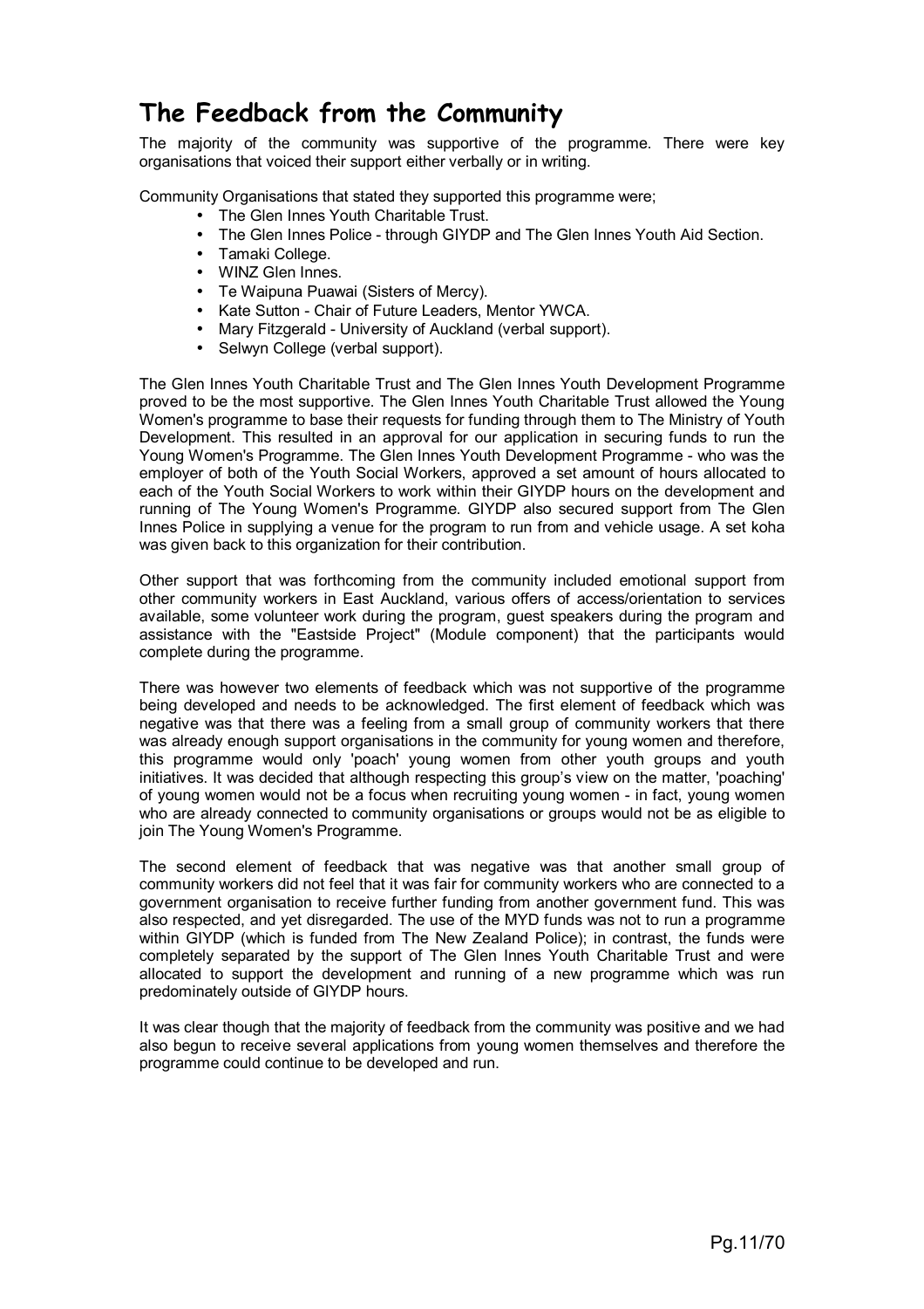# The Feedback from the Community

The majority of the community was supportive of the programme. There were key organisations that voiced their support either verbally or in writing.

Community Organisations that stated they supported this programme were;

- The Glen Innes Youth Charitable Trust.
- The Glen Innes Police - through GIYDP and The Glen Innes Youth Aid Section.
- Tamaki College.
- WINZ Glen Innes.
- Te Waipuna Puawai (Sisters of Mercy).
- Kate Sutton - Chair of Future Leaders, Mentor YWCA.
- Mary Fitzgerald - University of Auckland (verbal support).
- Selwyn College (verbal support).

The Glen Innes Youth Charitable Trust and The Glen Innes Youth Development Programme proved to be the most supportive. The Glen Innes Youth Charitable Trust allowed the Young Women's programme to base their requests for funding through them to The Ministry of Youth Development. This resulted in an approval for our application in securing funds to run the Young Women's Programme. The Glen Innes Youth Development Programme - who was the employer of both of the Youth Social Workers, approved a set amount of hours allocated to each of the Youth Social Workers to work within their GIYDP hours on the development and running of The Young Women's Programme. GIYDP also secured support from The Glen Innes Police in supplying a venue for the program to run from and vehicle usage. A set koha was given back to this organization for their contribution.

Other support that was forthcoming from the community included emotional support from other community workers in East Auckland, various offers of access/orientation to services available, some volunteer work during the program, guest speakers during the program and assistance with the "Eastside Project" (Module component) that the participants would complete during the programme.

There was however two elements of feedback which was not supportive of the programme being developed and needs to be acknowledged. The first element of feedback which was negative was that there was a feeling from a small group of community workers that there was already enough support organisations in the community for young women and therefore, this programme would only 'poach' young women from other youth groups and youth initiatives. It was decided that although respecting this group's view on the matter, 'poaching' of young women would not be a focus when recruiting young women - in fact, young women who are already connected to community organisations or groups would not be as eligible to join The Young Women's Programme.

The second element of feedback that was negative was that another small group of community workers did not feel that it was fair for community workers who are connected to a government organisation to receive further funding from another government fund. This was also respected, and yet disregarded. The use of the MYD funds was not to run a programme within GIYDP (which is funded from The New Zealand Police); in contrast, the funds were completely separated by the support of The Glen Innes Youth Charitable Trust and were allocated to support the development and running of a new programme which was run predominately outside of GIYDP hours.

It was clear though that the majority of feedback from the community was positive and we had also begun to receive several applications from young women themselves and therefore the programme could continue to be developed and run.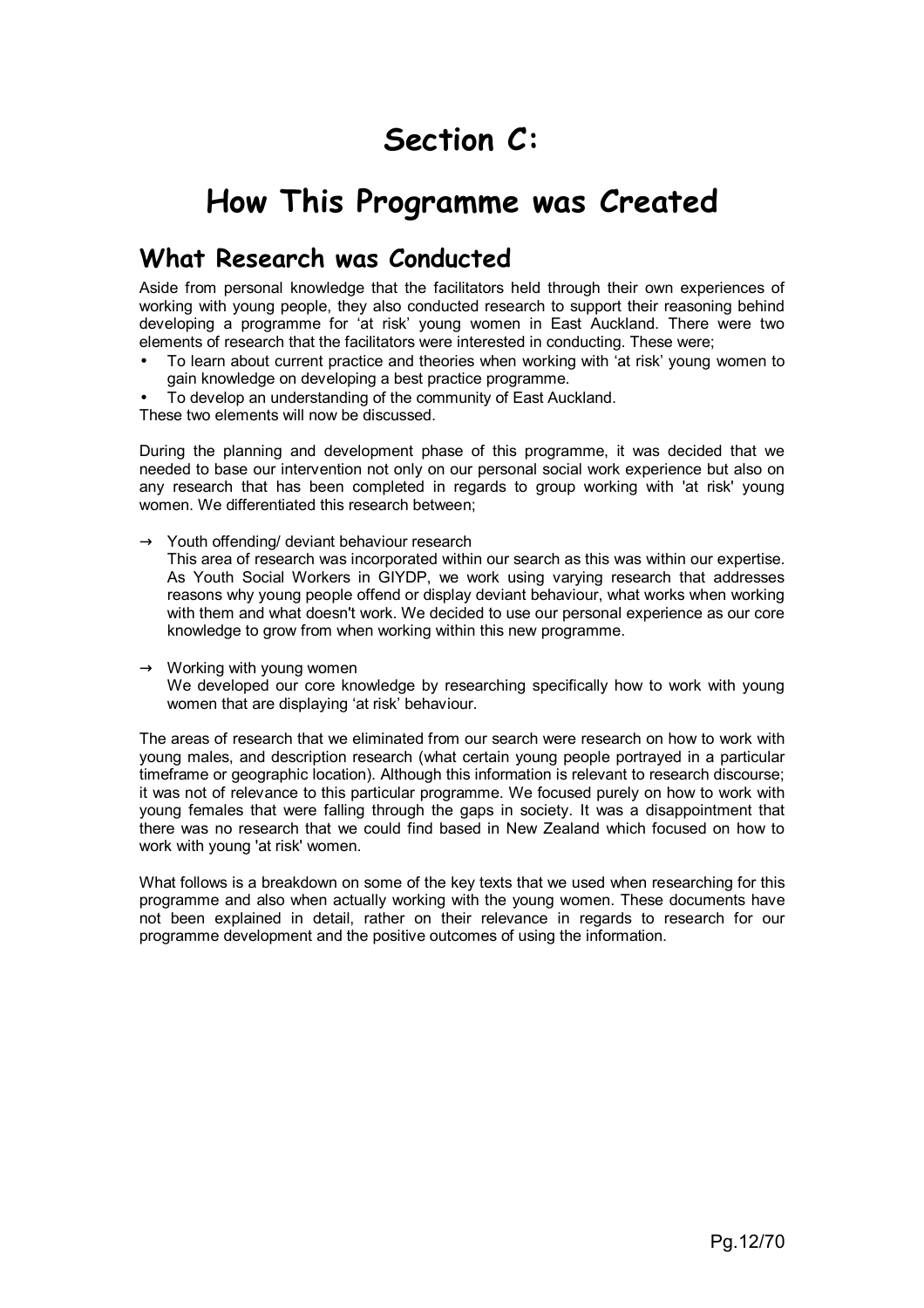# Section C:

# How This Programme was Created

## What Research was Conducted

Aside from personal knowledge that the facilitators held through their own experiences of working with young people, they also conducted research to support their reasoning behind developing a programme for 'at risk' young women in East Auckland. There were two elements of research that the facilitators were interested in conducting. These were;

- To learn about current practice and theories when working with 'at risk' young women to gain knowledge on developing a best practice programme.
- To develop an understanding of the community of East Auckland.

These two elements will now be discussed.

During the planning and development phase of this programme, it was decided that we needed to base our intervention not only on our personal social work experience but also on any research that has been completed in regards to group working with 'at risk' young women. We differentiated this research between;

→ Youth offending/ deviant behaviour research
This area of research was incorporated within our search as this was within our expertise. As Youth Social Workers in GIYDP, we work using varying research that addresses reasons why young people offend or display deviant behaviour, what works when working with them and what doesn't work. We decided to use our personal experience as our core knowledge to grow from when working within this new programme.

→ Working with young women
We developed our core knowledge by researching specifically how to work with young women that are displaying 'at risk' behaviour.

The areas of research that we eliminated from our search were research on how to work with young males, and description research (what certain young people portrayed in a particular timeframe or geographic location). Although this information is relevant to research discourse; it was not of relevance to this particular programme. We focused purely on how to work with young females that were falling through the gaps in society. It was a disappointment that there was no research that we could find based in New Zealand which focused on how to work with young 'at risk' women.

What follows is a breakdown on some of the key texts that we used when researching for this programme and also when actually working with the young women. These documents have not been explained in detail, rather on their relevance in regards to research for our programme development and the positive outcomes of using the information.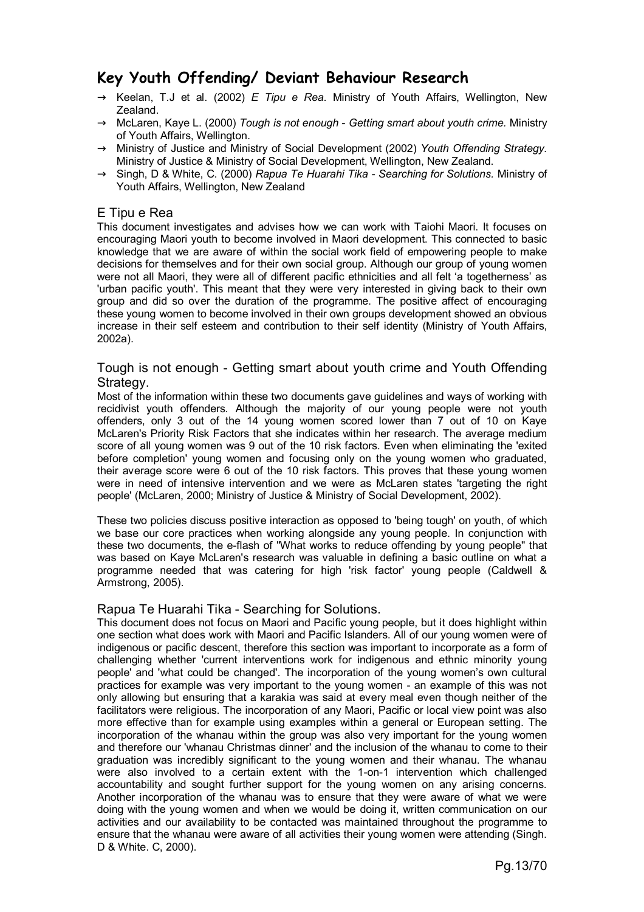## Key Youth Offending/ Deviant Behaviour Research

- → Keelan, T.J et al. (2002) *E Tipu e Rea*. Ministry of Youth Affairs, Wellington, New Zealand.
- → McLaren, Kaye L. (2000) *Tough is not enough - Getting smart about youth crime.* Ministry of Youth Affairs, Wellington.
- → Ministry of Justice and Ministry of Social Development (2002) *Youth Offending Strategy.* Ministry of Justice & Ministry of Social Development, Wellington, New Zealand.
- → Singh, D & White, C. (2000) *Rapua Te Huarahi Tika - Searching for Solutions.* Ministry of Youth Affairs, Wellington, New Zealand

### E Tipu e Rea

This document investigates and advises how we can work with Taiohi Maori. It focuses on encouraging Maori youth to become involved in Maori development. This connected to basic knowledge that we are aware of within the social work field of empowering people to make decisions for themselves and for their own social group. Although our group of young women were not all Maori, they were all of different pacific ethnicities and all felt 'a togetherness' as 'urban pacific youth'. This meant that they were very interested in giving back to their own group and did so over the duration of the programme. The positive affect of encouraging these young women to become involved in their own groups development showed an obvious increase in their self esteem and contribution to their self identity (Ministry of Youth Affairs, 2002a).

### Tough is not enough - Getting smart about youth crime and Youth Offending Strategy.

Most of the information within these two documents gave guidelines and ways of working with recidivist youth offenders. Although the majority of our young people were not youth offenders, only 3 out of the 14 young women scored lower than 7 out of 10 on Kaye McLaren's Priority Risk Factors that she indicates within her research. The average medium score of all young women was 9 out of the 10 risk factors. Even when eliminating the 'exited before completion' young women and focusing only on the young women who graduated, their average score were 6 out of the 10 risk factors. This proves that these young women were in need of intensive intervention and we were as McLaren states 'targeting the right people' (McLaren, 2000; Ministry of Justice & Ministry of Social Development, 2002).

These two policies discuss positive interaction as opposed to 'being tough' on youth, of which we base our core practices when working alongside any young people. In conjunction with these two documents, the e-flash of "What works to reduce offending by young people" that was based on Kaye McLaren's research was valuable in defining a basic outline on what a programme needed that was catering for high 'risk factor' young people (Caldwell & Armstrong, 2005).

### Rapua Te Huarahi Tika - Searching for Solutions.

This document does not focus on Maori and Pacific young people, but it does highlight within one section what does work with Maori and Pacific Islanders. All of our young women were of indigenous or pacific descent, therefore this section was important to incorporate as a form of challenging whether 'current interventions work for indigenous and ethnic minority young people' and 'what could be changed'. The incorporation of the young women's own cultural practices for example was very important to the young women - an example of this was not only allowing but ensuring that a karakia was said at every meal even though neither of the facilitators were religious. The incorporation of any Maori, Pacific or local view point was also more effective than for example using examples within a general or European setting. The incorporation of the whanau within the group was also very important for the young women and therefore our 'whanau Christmas dinner' and the inclusion of the whanau to come to their graduation was incredibly significant to the young women and their whanau. The whanau were also involved to a certain extent with the 1-on-1 intervention which challenged accountability and sought further support for the young women on any arising concerns. Another incorporation of the whanau was to ensure that they were aware of what we were doing with the young women and when we would be doing it, written communication on our activities and our availability to be contacted was maintained throughout the programme to ensure that the whanau were aware of all activities their young women were attending (Singh. D & White. C, 2000).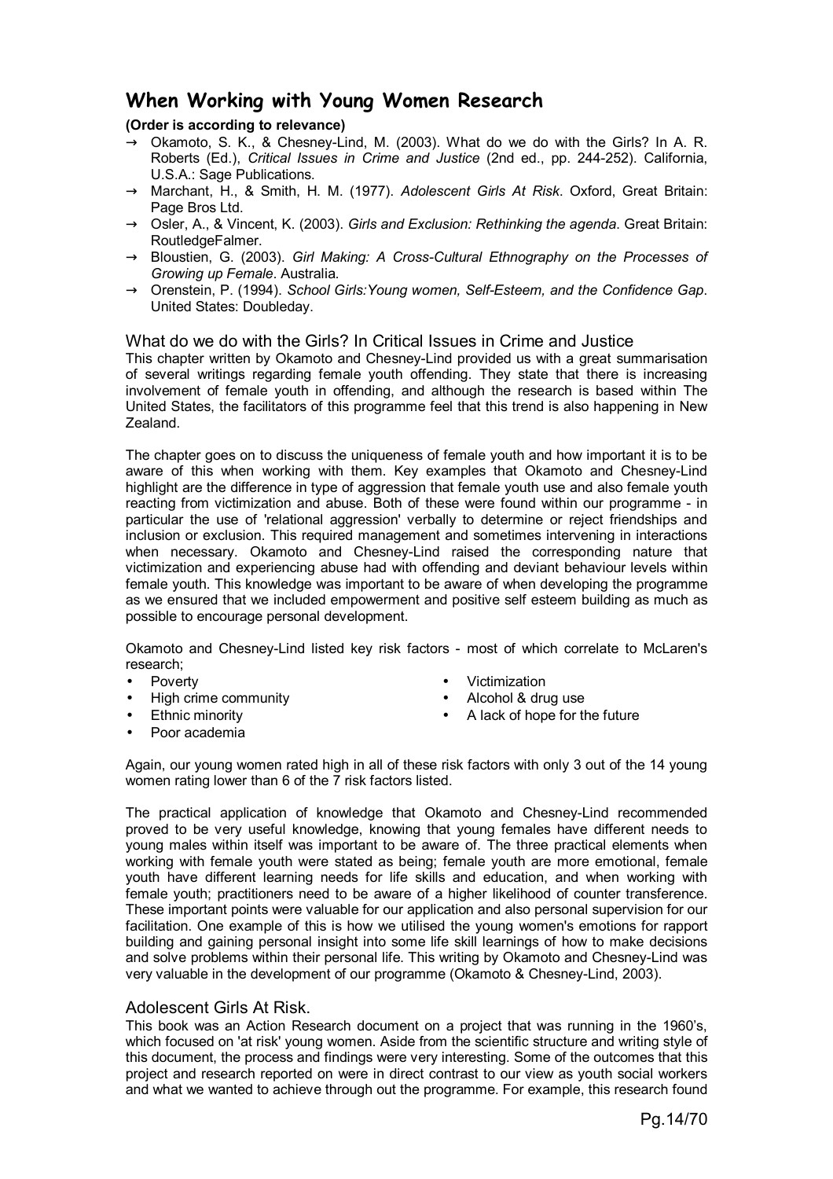# When Working with Young Women Research

**(Order is according to relevance)**

- → Okamoto, S. K., & Chesney-Lind, M. (2003). What do we do with the Girls? In A. R. Roberts (Ed.), *Critical Issues in Crime and Justice* (2nd ed., pp. 244-252). California, U.S.A.: Sage Publications.
- → Marchant, H., & Smith, H. M. (1977). *Adolescent Girls At Risk*. Oxford, Great Britain: Page Bros Ltd.
- → Osler, A., & Vincent, K. (2003). *Girls and Exclusion: Rethinking the agenda*. Great Britain: RoutledgeFalmer.
- → Bloustien, G. (2003). *Girl Making: A Cross-Cultural Ethnography on the Processes of Growing up Female*. Australia.
- → Orenstein, P. (1994). *School Girls:Young women, Self-Esteem, and the Confidence Gap*. United States: Doubleday.

## What do we do with the Girls? In Critical Issues in Crime and Justice

This chapter written by Okamoto and Chesney-Lind provided us with a great summarisation of several writings regarding female youth offending. They state that there is increasing involvement of female youth in offending, and although the research is based within The United States, the facilitators of this programme feel that this trend is also happening in New Zealand.

The chapter goes on to discuss the uniqueness of female youth and how important it is to be aware of this when working with them. Key examples that Okamoto and Chesney-Lind highlight are the difference in type of aggression that female youth use and also female youth reacting from victimization and abuse. Both of these were found within our programme - in particular the use of 'relational aggression' verbally to determine or reject friendships and inclusion or exclusion. This required management and sometimes intervening in interactions when necessary. Okamoto and Chesney-Lind raised the corresponding nature that victimization and experiencing abuse had with offending and deviant behaviour levels within female youth. This knowledge was important to be aware of when developing the programme as we ensured that we included empowerment and positive self esteem building as much as possible to encourage personal development.

Okamoto and Chesney-Lind listed key risk factors - most of which correlate to McLaren's research;

- Poverty
- High crime community
- Ethnic minority
- Poor academia
- Victimization
- Alcohol & drug use
- A lack of hope for the future

Again, our young women rated high in all of these risk factors with only 3 out of the 14 young women rating lower than 6 of the 7 risk factors listed.

The practical application of knowledge that Okamoto and Chesney-Lind recommended proved to be very useful knowledge, knowing that young females have different needs to young males within itself was important to be aware of. The three practical elements when working with female youth were stated as being; female youth are more emotional, female youth have different learning needs for life skills and education, and when working with female youth; practitioners need to be aware of a higher likelihood of counter transference. These important points were valuable for our application and also personal supervision for our facilitation. One example of this is how we utilised the young women's emotions for rapport building and gaining personal insight into some life skill learnings of how to make decisions and solve problems within their personal life. This writing by Okamoto and Chesney-Lind was very valuable in the development of our programme (Okamoto & Chesney-Lind, 2003).

## Adolescent Girls At Risk.

This book was an Action Research document on a project that was running in the 1960's, which focused on 'at risk' young women. Aside from the scientific structure and writing style of this document, the process and findings were very interesting. Some of the outcomes that this project and research reported on were in direct contrast to our view as youth social workers and what we wanted to achieve through out the programme. For example, this research found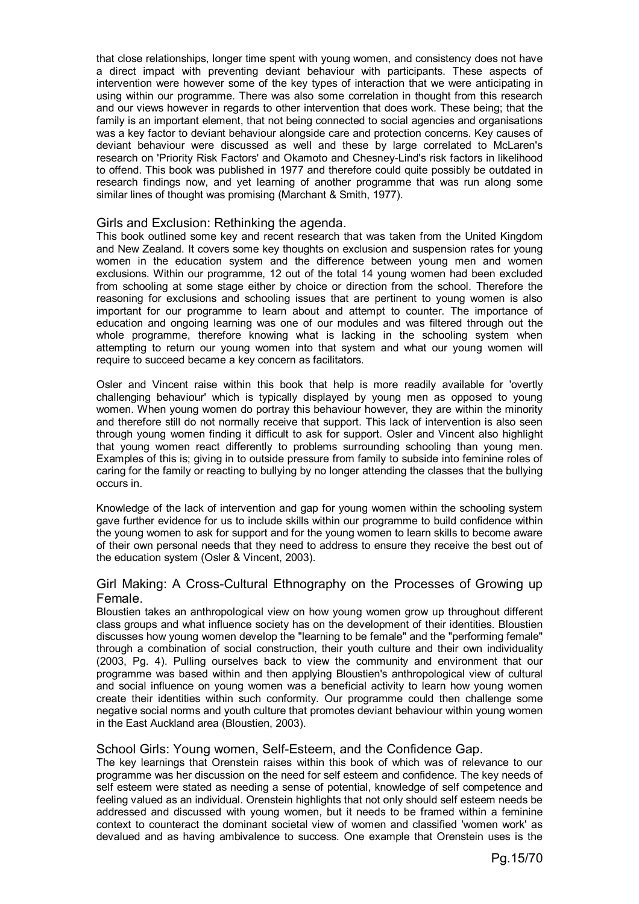that close relationships, longer time spent with young women, and consistency does not have a direct impact with preventing deviant behaviour with participants. These aspects of intervention were however some of the key types of interaction that we were anticipating in using within our programme. There was also some correlation in thought from this research and our views however in regards to other intervention that does work. These being; that the family is an important element, that not being connected to social agencies and organisations was a key factor to deviant behaviour alongside care and protection concerns. Key causes of deviant behaviour were discussed as well and these by large correlated to McLaren's research on 'Priority Risk Factors' and Okamoto and Chesney-Lind's risk factors in likelihood to offend. This book was published in 1977 and therefore could quite possibly be outdated in research findings now, and yet learning of another programme that was run along some similar lines of thought was promising (Marchant & Smith, 1977).

### Girls and Exclusion: Rethinking the agenda.

This book outlined some key and recent research that was taken from the United Kingdom and New Zealand. It covers some key thoughts on exclusion and suspension rates for young women in the education system and the difference between young men and women exclusions. Within our programme, 12 out of the total 14 young women had been excluded from schooling at some stage either by choice or direction from the school. Therefore the reasoning for exclusions and schooling issues that are pertinent to young women is also important for our programme to learn about and attempt to counter. The importance of education and ongoing learning was one of our modules and was filtered through out the whole programme, therefore knowing what is lacking in the schooling system when attempting to return our young women into that system and what our young women will require to succeed became a key concern as facilitators.

Osler and Vincent raise within this book that help is more readily available for 'overtly challenging behaviour' which is typically displayed by young men as opposed to young women. When young women do portray this behaviour however, they are within the minority and therefore still do not normally receive that support. This lack of intervention is also seen through young women finding it difficult to ask for support. Osler and Vincent also highlight that young women react differently to problems surrounding schooling than young men. Examples of this is; giving in to outside pressure from family to subside into feminine roles of caring for the family or reacting to bullying by no longer attending the classes that the bullying occurs in.

Knowledge of the lack of intervention and gap for young women within the schooling system gave further evidence for us to include skills within our programme to build confidence within the young women to ask for support and for the young women to learn skills to become aware of their own personal needs that they need to address to ensure they receive the best out of the education system (Osler & Vincent, 2003).

### Girl Making: A Cross-Cultural Ethnography on the Processes of Growing up Female.

Bloustien takes an anthropological view on how young women grow up throughout different class groups and what influence society has on the development of their identities. Bloustien discusses how young women develop the "learning to be female" and the "performing female" through a combination of social construction, their youth culture and their own individuality (2003, Pg. 4). Pulling ourselves back to view the community and environment that our programme was based within and then applying Bloustien's anthropological view of cultural and social influence on young women was a beneficial activity to learn how young women create their identities within such conformity. Our programme could then challenge some negative social norms and youth culture that promotes deviant behaviour within young women in the East Auckland area (Bloustien, 2003).

### School Girls: Young women, Self-Esteem, and the Confidence Gap.

The key learnings that Orenstein raises within this book of which was of relevance to our programme was her discussion on the need for self esteem and confidence. The key needs of self esteem were stated as needing a sense of potential, knowledge of self competence and feeling valued as an individual. Orenstein highlights that not only should self esteem needs be addressed and discussed with young women, but it needs to be framed within a feminine context to counteract the dominant societal view of women and classified 'women work' as devalued and as having ambivalence to success. One example that Orenstein uses is the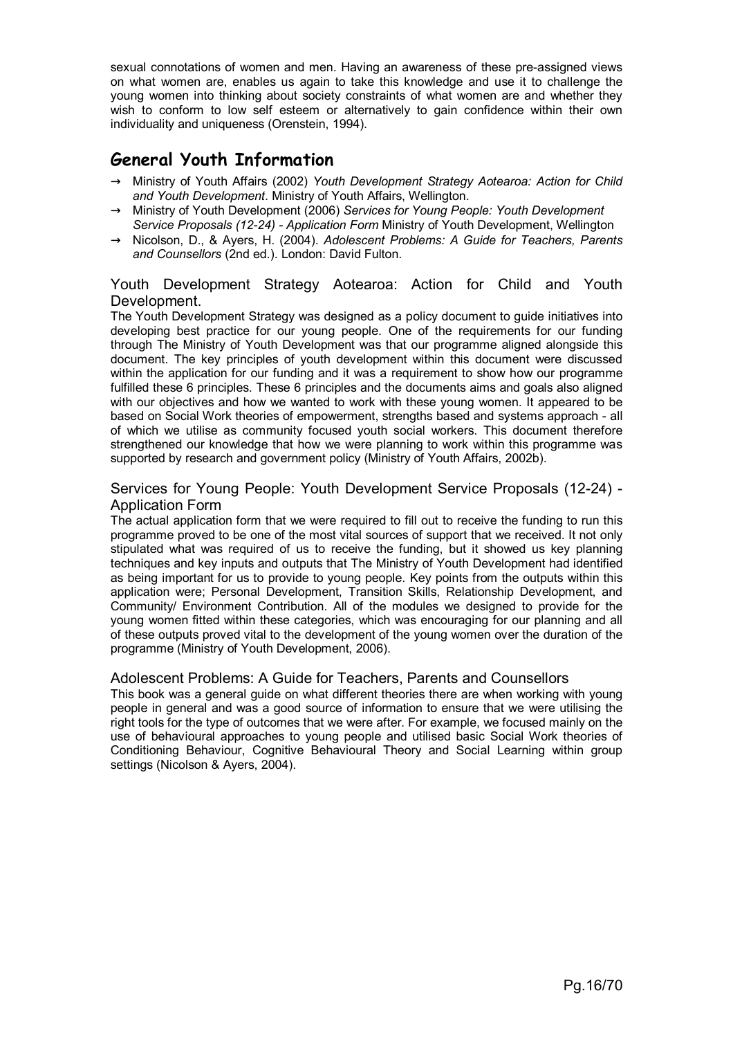sexual connotations of women and men. Having an awareness of these pre-assigned views on what women are, enables us again to take this knowledge and use it to challenge the young women into thinking about society constraints of what women are and whether they wish to conform to low self esteem or alternatively to gain confidence within their own individuality and uniqueness (Orenstein, 1994).

## General Youth Information

- Ministry of Youth Affairs (2002) *Youth Development Strategy Aotearoa: Action for Child and Youth Development*. Ministry of Youth Affairs, Wellington.
- Ministry of Youth Development (2006) *Services for Young People: Youth Development Service Proposals (12-24) - Application Form* Ministry of Youth Development, Wellington
- Nicolson, D., & Ayers, H. (2004). *Adolescent Problems: A Guide for Teachers, Parents and Counsellors* (2nd ed.). London: David Fulton.

### Youth Development Strategy Aotearoa: Action for Child and Youth Development.

The Youth Development Strategy was designed as a policy document to guide initiatives into developing best practice for our young people. One of the requirements for our funding through The Ministry of Youth Development was that our programme aligned alongside this document. The key principles of youth development within this document were discussed within the application for our funding and it was a requirement to show how our programme fulfilled these 6 principles. These 6 principles and the documents aims and goals also aligned with our objectives and how we wanted to work with these young women. It appeared to be based on Social Work theories of empowerment, strengths based and systems approach - all of which we utilise as community focused youth social workers. This document therefore strengthened our knowledge that how we were planning to work within this programme was supported by research and government policy (Ministry of Youth Affairs, 2002b).

### Services for Young People: Youth Development Service Proposals (12-24) - Application Form

The actual application form that we were required to fill out to receive the funding to run this programme proved to be one of the most vital sources of support that we received. It not only stipulated what was required of us to receive the funding, but it showed us key planning techniques and key inputs and outputs that The Ministry of Youth Development had identified as being important for us to provide to young people. Key points from the outputs within this application were; Personal Development, Transition Skills, Relationship Development, and Community/ Environment Contribution. All of the modules we designed to provide for the young women fitted within these categories, which was encouraging for our planning and all of these outputs proved vital to the development of the young women over the duration of the programme (Ministry of Youth Development, 2006).

### Adolescent Problems: A Guide for Teachers, Parents and Counsellors

This book was a general guide on what different theories there are when working with young people in general and was a good source of information to ensure that we were utilising the right tools for the type of outcomes that we were after. For example, we focused mainly on the use of behavioural approaches to young people and utilised basic Social Work theories of Conditioning Behaviour, Cognitive Behavioural Theory and Social Learning within group settings (Nicolson & Ayers, 2004).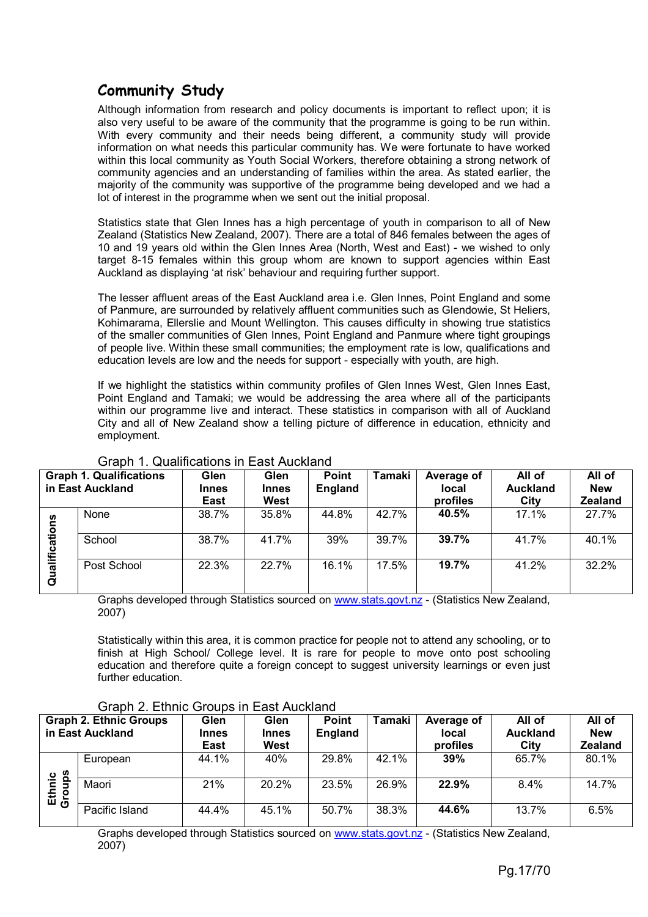## Community Study

Although information from research and policy documents is important to reflect upon; it is also very useful to be aware of the community that the programme is going to be run within. With every community and their needs being different, a community study will provide information on what needs this particular community has. We were fortunate to have worked within this local community as Youth Social Workers, therefore obtaining a strong network of community agencies and an understanding of families within the area. As stated earlier, the majority of the community was supportive of the programme being developed and we had a lot of interest in the programme when we sent out the initial proposal.

Statistics state that Glen Innes has a high percentage of youth in comparison to all of New Zealand (Statistics New Zealand, 2007). There are a total of 846 females between the ages of 10 and 19 years old within the Glen Innes Area (North, West and East) - we wished to only target 8-15 females within this group whom are known to support agencies within East Auckland as displaying 'at risk' behaviour and requiring further support.

The lesser affluent areas of the East Auckland area i.e. Glen Innes, Point England and some of Panmure, are surrounded by relatively affluent communities such as Glendowie, St Heliers, Kohimarama, Ellerslie and Mount Wellington. This causes difficulty in showing true statistics of the smaller communities of Glen Innes, Point England and Panmure where tight groupings of people live. Within these small communities; the employment rate is low, qualifications and education levels are low and the needs for support - especially with youth, are high.

If we highlight the statistics within community profiles of Glen Innes West, Glen Innes East, Point England and Tamaki; we would be addressing the area where all of the participants within our programme live and interact. These statistics in comparison with all of Auckland City and all of New Zealand show a telling picture of difference in education, ethnicity and employment.

Graph 1. Qualifications in East Auckland

| Graph 1. Qualifications in East Auckland | | Glen Innes East | Glen Innes West | Point England | Tamaki | Average of local profiles | All of Auckland City | All of New Zealand |
|---|---|---|---|---|---|---|---|---|
| Qualifications | None | 38.7% | 35.8% | 44.8% | 42.7% | **40.5%** | 17.1% | 27.7% |
| | School | 38.7% | 41.7% | 39% | 39.7% | **39.7%** | 41.7% | 40.1% |
| | Post School | 22.3% | 22.7% | 16.1% | 17.5% | **19.7%** | 41.2% | 32.2% |

Graphs developed through Statistics sourced on www.stats.govt.nz - (Statistics New Zealand, 2007)

Statistically within this area, it is common practice for people not to attend any schooling, or to finish at High School/ College level. It is rare for people to move onto post schooling education and therefore quite a foreign concept to suggest university learnings or even just further education.

Graph 2. Ethnic Groups in East Auckland

| Graph 2. Ethnic Groups in East Auckland | | Glen Innes East | Glen Innes West | Point England | Tamaki | Average of local profiles | All of Auckland City | All of New Zealand |
|---|---|---|---|---|---|---|---|---|
| Ethnic Groups | European | 44.1% | 40% | 29.8% | 42.1% | **39%** | 65.7% | 80.1% |
| | Maori | 21% | 20.2% | 23.5% | 26.9% | **22.9%** | 8.4% | 14.7% |
| | Pacific Island | 44.4% | 45.1% | 50.7% | 38.3% | **44.6%** | 13.7% | 6.5% |

Graphs developed through Statistics sourced on www.stats.govt.nz - (Statistics New Zealand, 2007)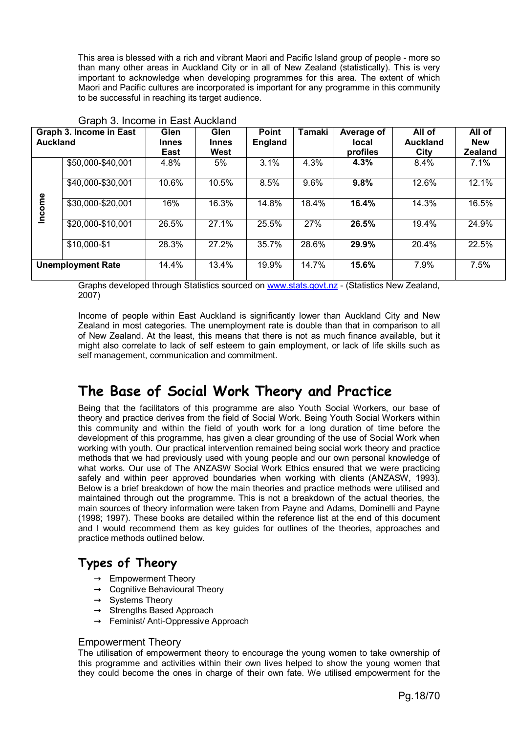This area is blessed with a rich and vibrant Maori and Pacific Island group of people - more so than many other areas in Auckland City or in all of New Zealand (statistically). This is very important to acknowledge when developing programmes for this area. The extent of which Maori and Pacific cultures are incorporated is important for any programme in this community to be successful in reaching its target audience.

Graph 3. Income in East Auckland

| Graph 3. Income in East Auckland | | Glen Innes East | Glen Innes West | Point England | Tamaki | Average of local profiles | All of Auckland City | All of New Zealand |
|---|---|---|---|---|---|---|---|---|
| Income | $50,000-$40,001 | 4.8% | 5% | 3.1% | 4.3% | **4.3%** | 8.4% | 7.1% |
| | $40,000-$30,001 | 10.6% | 10.5% | 8.5% | 9.6% | **9.8%** | 12.6% | 12.1% |
| | $30,000-$20,001 | 16% | 16.3% | 14.8% | 18.4% | **16.4%** | 14.3% | 16.5% |
| | $20,000-$10,001 | 26.5% | 27.1% | 25.5% | 27% | **26.5%** | 19.4% | 24.9% |
| | $10,000-$1 | 28.3% | 27.2% | 35.7% | 28.6% | **29.9%** | 20.4% | 22.5% |
| **Unemployment Rate** | | 14.4% | 13.4% | 19.9% | 14.7% | **15.6%** | 7.9% | 7.5% |

Graphs developed through Statistics sourced on www.stats.govt.nz - (Statistics New Zealand, 2007)

Income of people within East Auckland is significantly lower than Auckland City and New Zealand in most categories. The unemployment rate is double than that in comparison to all of New Zealand. At the least, this means that there is not as much finance available, but it might also correlate to lack of self esteem to gain employment, or lack of life skills such as self management, communication and commitment.

# The Base of Social Work Theory and Practice

Being that the facilitators of this programme are also Youth Social Workers, our base of theory and practice derives from the field of Social Work. Being Youth Social Workers within this community and within the field of youth work for a long duration of time before the development of this programme, has given a clear grounding of the use of Social Work when working with youth. Our practical intervention remained being social work theory and practice methods that we had previously used with young people and our own personal knowledge of what works. Our use of The ANZASW Social Work Ethics ensured that we were practicing safely and within peer approved boundaries when working with clients (ANZASW, 1993). Below is a brief breakdown of how the main theories and practice methods were utilised and maintained through out the programme. This is not a breakdown of the actual theories, the main sources of theory information were taken from Payne and Adams, Dominelli and Payne (1998; 1997). These books are detailed within the reference list at the end of this document and I would recommend them as key guides for outlines of the theories, approaches and practice methods outlined below.

## Types of Theory

- → Empowerment Theory
- → Cognitive Behavioural Theory
- → Systems Theory
- → Strengths Based Approach
- → Feminist/ Anti-Oppressive Approach

### Empowerment Theory

The utilisation of empowerment theory to encourage the young women to take ownership of this programme and activities within their own lives helped to show the young women that they could become the ones in charge of their own fate. We utilised empowerment for the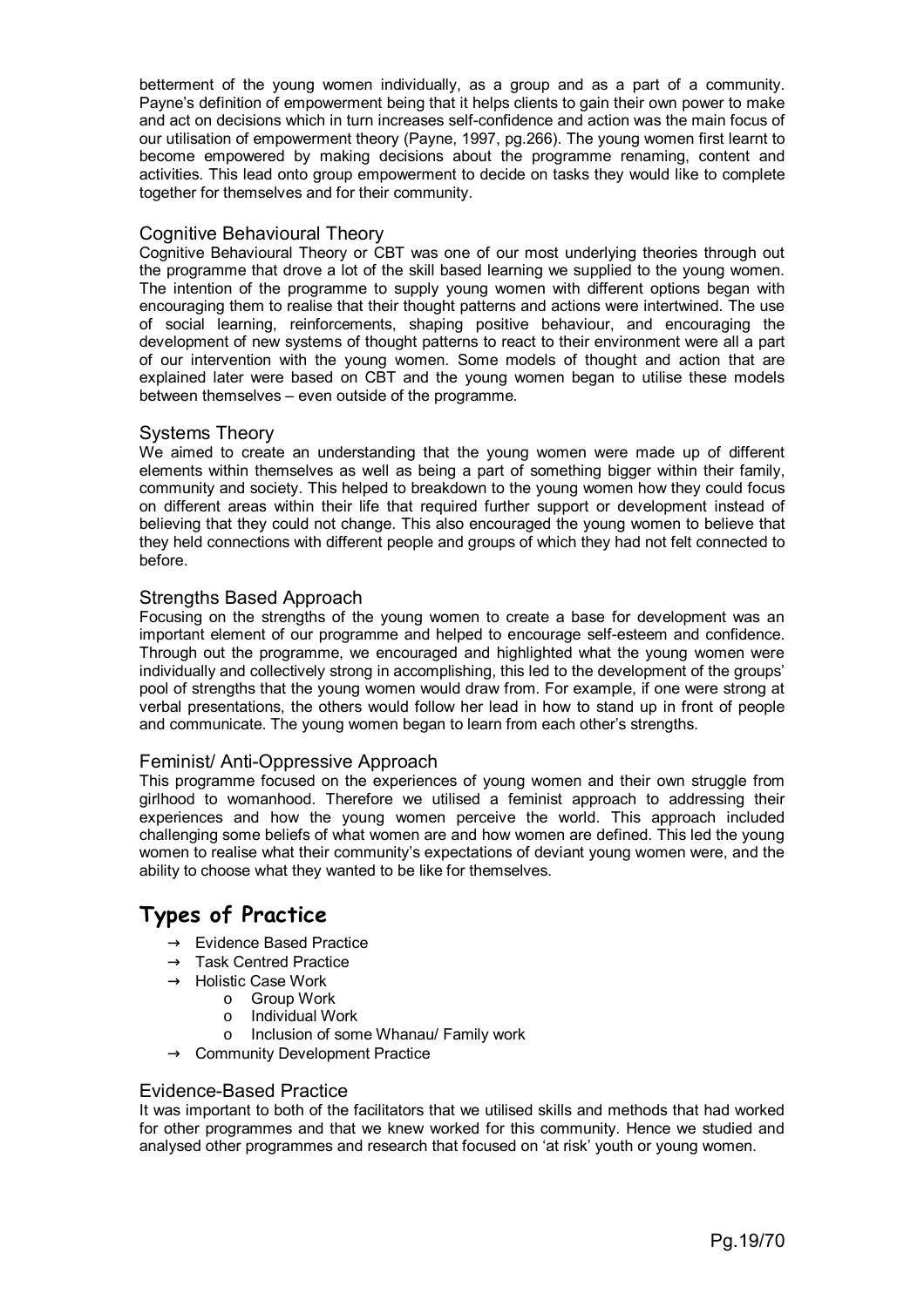betterment of the young women individually, as a group and as a part of a community. Payne's definition of empowerment being that it helps clients to gain their own power to make and act on decisions which in turn increases self-confidence and action was the main focus of our utilisation of empowerment theory (Payne, 1997, pg.266). The young women first learnt to become empowered by making decisions about the programme renaming, content and activities. This lead onto group empowerment to decide on tasks they would like to complete together for themselves and for their community.

### Cognitive Behavioural Theory

Cognitive Behavioural Theory or CBT was one of our most underlying theories through out the programme that drove a lot of the skill based learning we supplied to the young women. The intention of the programme to supply young women with different options began with encouraging them to realise that their thought patterns and actions were intertwined. The use of social learning, reinforcements, shaping positive behaviour, and encouraging the development of new systems of thought patterns to react to their environment were all a part of our intervention with the young women. Some models of thought and action that are explained later were based on CBT and the young women began to utilise these models between themselves – even outside of the programme.

### Systems Theory

We aimed to create an understanding that the young women were made up of different elements within themselves as well as being a part of something bigger within their family, community and society. This helped to breakdown to the young women how they could focus on different areas within their life that required further support or development instead of believing that they could not change. This also encouraged the young women to believe that they held connections with different people and groups of which they had not felt connected to before.

### Strengths Based Approach

Focusing on the strengths of the young women to create a base for development was an important element of our programme and helped to encourage self-esteem and confidence. Through out the programme, we encouraged and highlighted what the young women were individually and collectively strong in accomplishing, this led to the development of the groups' pool of strengths that the young women would draw from. For example, if one were strong at verbal presentations, the others would follow her lead in how to stand up in front of people and communicate. The young women began to learn from each other's strengths.

### Feminist/ Anti-Oppressive Approach

This programme focused on the experiences of young women and their own struggle from girlhood to womanhood. Therefore we utilised a feminist approach to addressing their experiences and how the young women perceive the world. This approach included challenging some beliefs of what women are and how women are defined. This led the young women to realise what their community's expectations of deviant young women were, and the ability to choose what they wanted to be like for themselves.

## Types of Practice

- → Evidence Based Practice
- → Task Centred Practice
- → Holistic Case Work
  - o Group Work
  - o Individual Work
  - o Inclusion of some Whanau/ Family work
- → Community Development Practice

### Evidence-Based Practice

It was important to both of the facilitators that we utilised skills and methods that had worked for other programmes and that we knew worked for this community. Hence we studied and analysed other programmes and research that focused on 'at risk' youth or young women.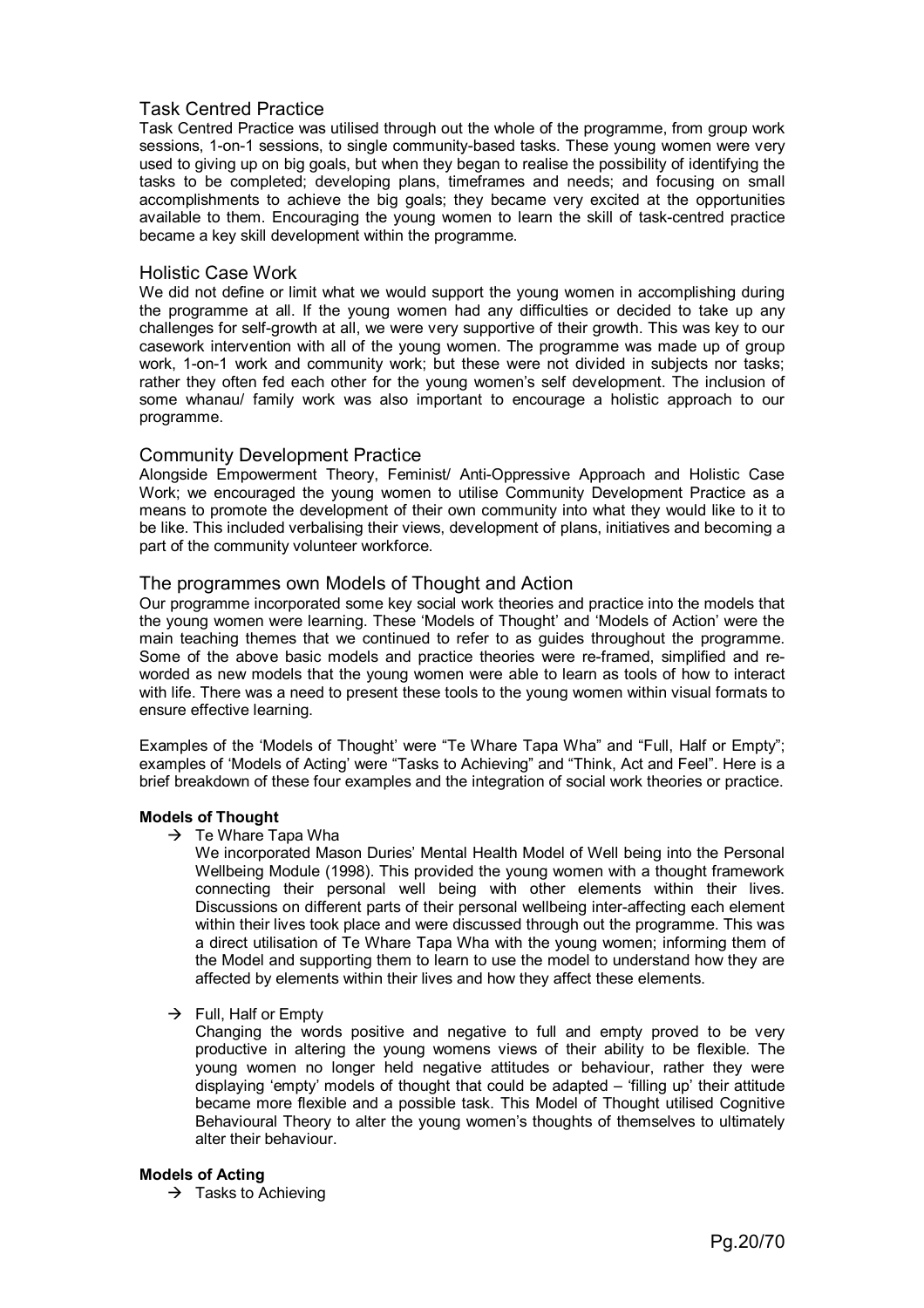## Task Centred Practice

Task Centred Practice was utilised through out the whole of the programme, from group work sessions, 1-on-1 sessions, to single community-based tasks. These young women were very used to giving up on big goals, but when they began to realise the possibility of identifying the tasks to be completed; developing plans, timeframes and needs; and focusing on small accomplishments to achieve the big goals; they became very excited at the opportunities available to them. Encouraging the young women to learn the skill of task-centred practice became a key skill development within the programme.

## Holistic Case Work

We did not define or limit what we would support the young women in accomplishing during the programme at all. If the young women had any difficulties or decided to take up any challenges for self-growth at all, we were very supportive of their growth. This was key to our casework intervention with all of the young women. The programme was made up of group work, 1-on-1 work and community work; but these were not divided in subjects nor tasks; rather they often fed each other for the young women's self development. The inclusion of some whanau/ family work was also important to encourage a holistic approach to our programme.

## Community Development Practice

Alongside Empowerment Theory, Feminist/ Anti-Oppressive Approach and Holistic Case Work; we encouraged the young women to utilise Community Development Practice as a means to promote the development of their own community into what they would like to it to be like. This included verbalising their views, development of plans, initiatives and becoming a part of the community volunteer workforce.

## The programmes own Models of Thought and Action

Our programme incorporated some key social work theories and practice into the models that the young women were learning. These 'Models of Thought' and 'Models of Action' were the main teaching themes that we continued to refer to as guides throughout the programme. Some of the above basic models and practice theories were re-framed, simplified and re-worded as new models that the young women were able to learn as tools of how to interact with life. There was a need to present these tools to the young women within visual formats to ensure effective learning.

Examples of the 'Models of Thought' were "Te Whare Tapa Wha" and "Full, Half or Empty"; examples of 'Models of Acting' were "Tasks to Achieving" and "Think, Act and Feel". Here is a brief breakdown of these four examples and the integration of social work theories or practice.

**Models of Thought**

- → Te Whare Tapa Wha

  We incorporated Mason Duries' Mental Health Model of Well being into the Personal Wellbeing Module (1998). This provided the young women with a thought framework connecting their personal well being with other elements within their lives. Discussions on different parts of their personal wellbeing inter-affecting each element within their lives took place and were discussed through out the programme. This was a direct utilisation of Te Whare Tapa Wha with the young women; informing them of the Model and supporting them to learn to use the model to understand how they are affected by elements within their lives and how they affect these elements.

- → Full, Half or Empty

  Changing the words positive and negative to full and empty proved to be very productive in altering the young womens views of their ability to be flexible. The young women no longer held negative attitudes or behaviour, rather they were displaying 'empty' models of thought that could be adapted – 'filling up' their attitude became more flexible and a possible task. This Model of Thought utilised Cognitive Behavioural Theory to alter the young women's thoughts of themselves to ultimately alter their behaviour.

**Models of Acting**

- → Tasks to Achieving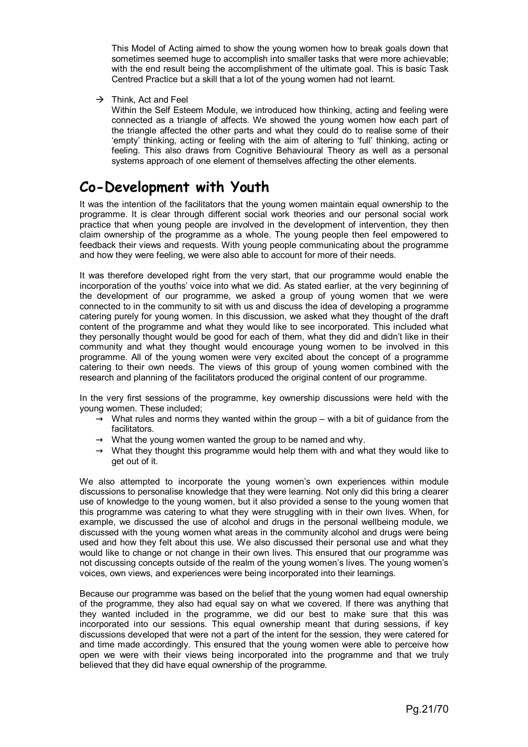This Model of Acting aimed to show the young women how to break goals down that sometimes seemed huge to accomplish into smaller tasks that were more achievable; with the end result being the accomplishment of the ultimate goal. This is basic Task Centred Practice but a skill that a lot of the young women had not learnt.

→ Think, Act and Feel

Within the Self Esteem Module, we introduced how thinking, acting and feeling were connected as a triangle of affects. We showed the young women how each part of the triangle affected the other parts and what they could do to realise some of their 'empty' thinking, acting or feeling with the aim of altering to 'full' thinking, acting or feeling. This also draws from Cognitive Behavioural Theory as well as a personal systems approach of one element of themselves affecting the other elements.

# Co-Development with Youth

It was the intention of the facilitators that the young women maintain equal ownership to the programme. It is clear through different social work theories and our personal social work practice that when young people are involved in the development of intervention, they then claim ownership of the programme as a whole. The young people then feel empowered to feedback their views and requests. With young people communicating about the programme and how they were feeling, we were also able to account for more of their needs.

It was therefore developed right from the very start, that our programme would enable the incorporation of the youths' voice into what we did. As stated earlier, at the very beginning of the development of our programme, we asked a group of young women that we were connected to in the community to sit with us and discuss the idea of developing a programme catering purely for young women. In this discussion, we asked what they thought of the draft content of the programme and what they would like to see incorporated. This included what they personally thought would be good for each of them, what they did and didn't like in their community and what they thought would encourage young women to be involved in this programme. All of the young women were very excited about the concept of a programme catering to their own needs. The views of this group of young women combined with the research and planning of the facilitators produced the original content of our programme.

In the very first sessions of the programme, key ownership discussions were held with the young women. These included;

- What rules and norms they wanted within the group – with a bit of guidance from the facilitators.
- What the young women wanted the group to be named and why.
- What they thought this programme would help them with and what they would like to get out of it.

We also attempted to incorporate the young women's own experiences within module discussions to personalise knowledge that they were learning. Not only did this bring a clearer use of knowledge to the young women, but it also provided a sense to the young women that this programme was catering to what they were struggling with in their own lives. When, for example, we discussed the use of alcohol and drugs in the personal wellbeing module, we discussed with the young women what areas in the community alcohol and drugs were being used and how they felt about this use. We also discussed their personal use and what they would like to change or not change in their own lives. This ensured that our programme was not discussing concepts outside of the realm of the young women's lives. The young women's voices, own views, and experiences were being incorporated into their learnings.

Because our programme was based on the belief that the young women had equal ownership of the programme, they also had equal say on what we covered. If there was anything that they wanted included in the programme, we did our best to make sure that this was incorporated into our sessions. This equal ownership meant that during sessions, if key discussions developed that were not a part of the intent for the session, they were catered for and time made accordingly. This ensured that the young women were able to perceive how open we were with their views being incorporated into the programme and that we truly believed that they did have equal ownership of the programme.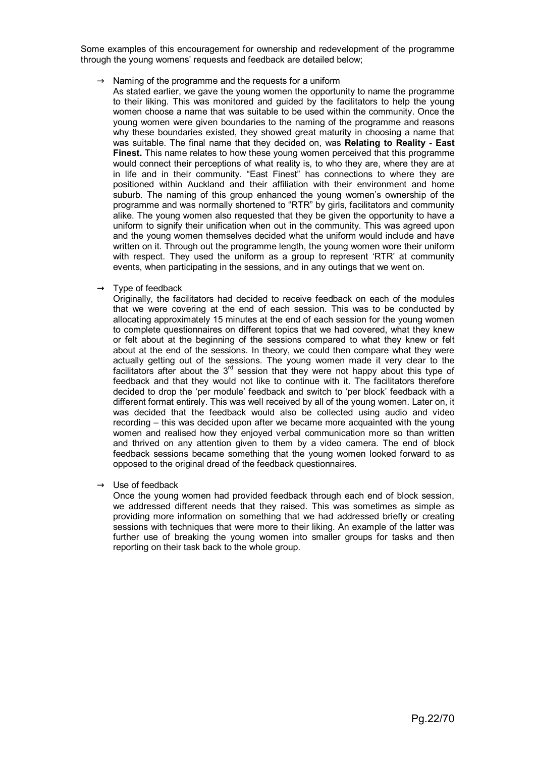Some examples of this encouragement for ownership and redevelopment of the programme through the young womens' requests and feedback are detailed below;

→ Naming of the programme and the requests for a uniform

As stated earlier, we gave the young women the opportunity to name the programme to their liking. This was monitored and guided by the facilitators to help the young women choose a name that was suitable to be used within the community. Once the young women were given boundaries to the naming of the programme and reasons why these boundaries existed, they showed great maturity in choosing a name that was suitable. The final name that they decided on, was **Relating to Reality - East Finest.** This name relates to how these young women perceived that this programme would connect their perceptions of what reality is, to who they are, where they are at in life and in their community. "East Finest" has connections to where they are positioned within Auckland and their affiliation with their environment and home suburb. The naming of this group enhanced the young women's ownership of the programme and was normally shortened to "RTR" by girls, facilitators and community alike. The young women also requested that they be given the opportunity to have a uniform to signify their unification when out in the community. This was agreed upon and the young women themselves decided what the uniform would include and have written on it. Through out the programme length, the young women wore their uniform with respect. They used the uniform as a group to represent 'RTR' at community events, when participating in the sessions, and in any outings that we went on.

→ Type of feedback

Originally, the facilitators had decided to receive feedback on each of the modules that we were covering at the end of each session. This was to be conducted by allocating approximately 15 minutes at the end of each session for the young women to complete questionnaires on different topics that we had covered, what they knew or felt about at the beginning of the sessions compared to what they knew or felt about at the end of the sessions. In theory, we could then compare what they were actually getting out of the sessions. The young women made it very clear to the facilitators after about the 3rd session that they were not happy about this type of feedback and that they would not like to continue with it. The facilitators therefore decided to drop the 'per module' feedback and switch to 'per block' feedback with a different format entirely. This was well received by all of the young women. Later on, it was decided that the feedback would also be collected using audio and video recording – this was decided upon after we became more acquainted with the young women and realised how they enjoyed verbal communication more so than written and thrived on any attention given to them by a video camera. The end of block feedback sessions became something that the young women looked forward to as opposed to the original dread of the feedback questionnaires.

→ Use of feedback

Once the young women had provided feedback through each end of block session, we addressed different needs that they raised. This was sometimes as simple as providing more information on something that we had addressed briefly or creating sessions with techniques that were more to their liking. An example of the latter was further use of breaking the young women into smaller groups for tasks and then reporting on their task back to the whole group.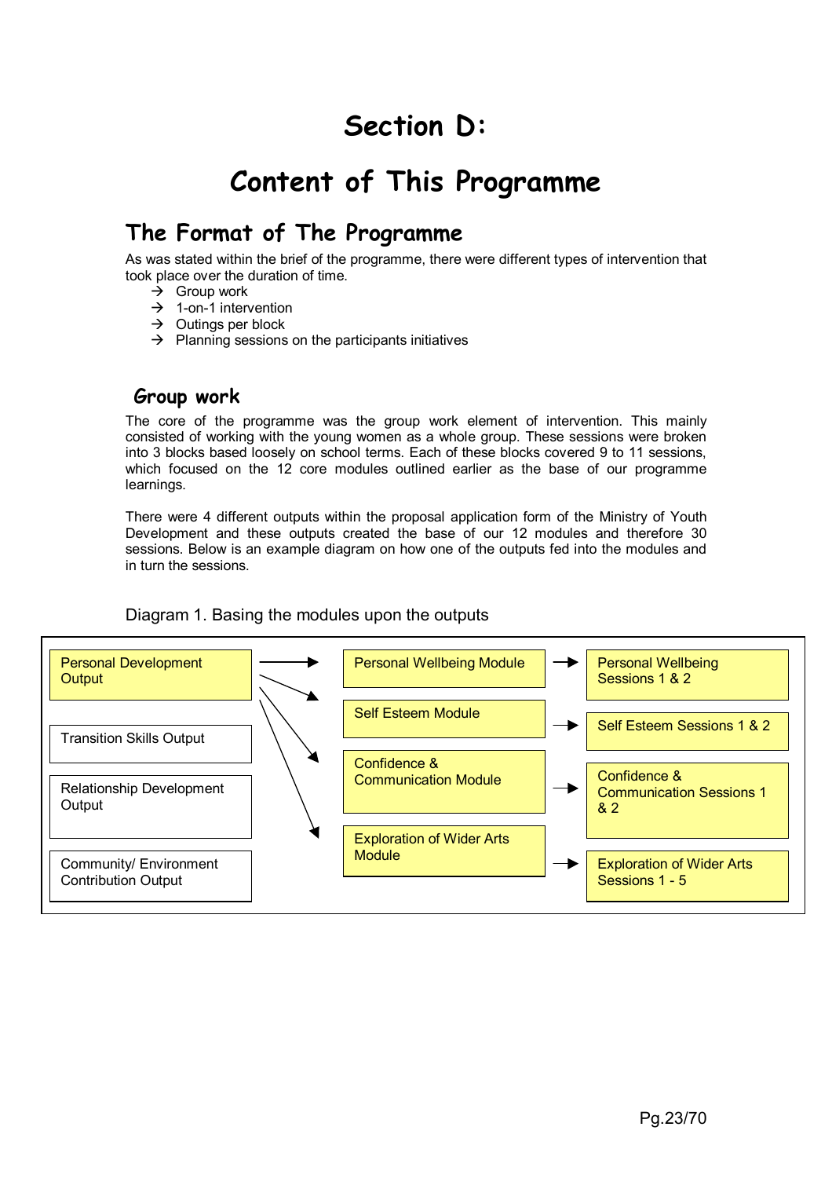# Section D:

# Content of This Programme

## The Format of The Programme

As was stated within the brief of the programme, there were different types of intervention that took place over the duration of time.

- → Group work
- → 1-on-1 intervention
- → Outings per block
- → Planning sessions on the participants initiatives

### Group work

The core of the programme was the group work element of intervention. This mainly consisted of working with the young women as a whole group. These sessions were broken into 3 blocks based loosely on school terms. Each of these blocks covered 9 to 11 sessions, which focused on the 12 core modules outlined earlier as the base of our programme learnings.

There were 4 different outputs within the proposal application form of the Ministry of Youth Development and these outputs created the base of our 12 modules and therefore 30 sessions. Below is an example diagram on how one of the outputs fed into the modules and in turn the sessions.

Diagram 1. Basing the modules upon the outputs

| Outputs | Modules | Sessions |
|---|---|---|
| Personal Development Output → | Personal Wellbeing Module → | Personal Wellbeing Sessions 1 & 2 |
| Transition Skills Output | Self Esteem Module → | Self Esteem Sessions 1 & 2 |
| Relationship Development Output | Confidence & Communication Module → | Confidence & Communication Sessions 1 & 2 |
| Community/ Environment Contribution Output | Exploration of Wider Arts Module → | Exploration of Wider Arts Sessions 1 - 5 |

(Personal Development Output → Personal Wellbeing Module, Self Esteem Module, Confidence & Communication Module, Exploration of Wider Arts Module)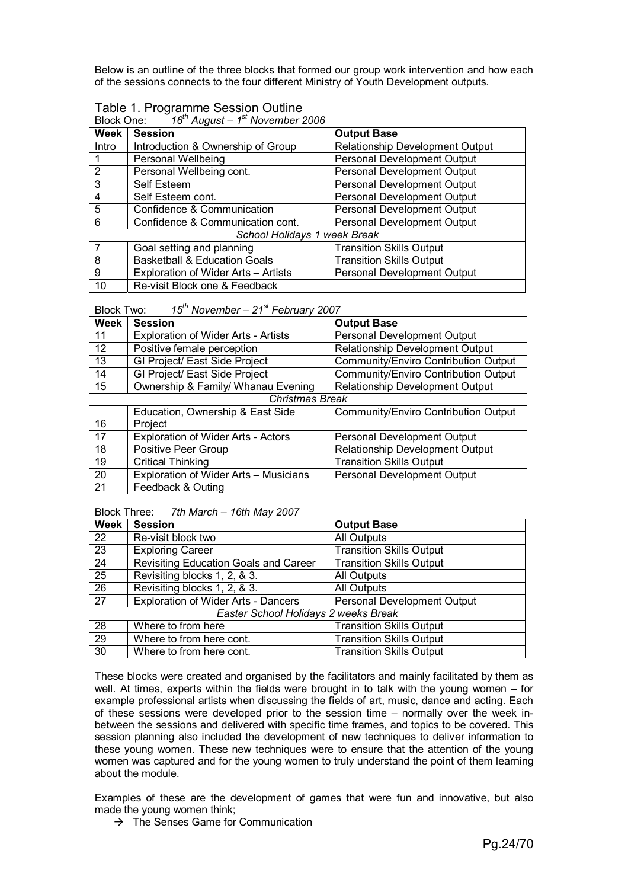Below is an outline of the three blocks that formed our group work intervention and how each of the sessions connects to the four different Ministry of Youth Development outputs.

## Table 1. Programme Session Outline

Block One: *16th August – 1st November 2006*

| Week | Session | Output Base |
|---|---|---|
| Intro | Introduction & Ownership of Group | Relationship Development Output |
| 1 | Personal Wellbeing | Personal Development Output |
| 2 | Personal Wellbeing cont. | Personal Development Output |
| 3 | Self Esteem | Personal Development Output |
| 4 | Self Esteem cont. | Personal Development Output |
| 5 | Confidence & Communication | Personal Development Output |
| 6 | Confidence & Communication cont. | Personal Development Output |
| | *School Holidays 1 week Break* | |
| 7 | Goal setting and planning | Transition Skills Output |
| 8 | Basketball & Education Goals | Transition Skills Output |
| 9 | Exploration of Wider Arts – Artists | Personal Development Output |
| 10 | Re-visit Block one & Feedback | |

Block Two: *15th November – 21st February 2007*

| Week | Session | Output Base |
|---|---|---|
| 11 | Exploration of Wider Arts - Artists | Personal Development Output |
| 12 | Positive female perception | Relationship Development Output |
| 13 | GI Project/ East Side Project | Community/Enviro Contribution Output |
| 14 | GI Project/ East Side Project | Community/Enviro Contribution Output |
| 15 | Ownership & Family/ Whanau Evening | Relationship Development Output |
| | *Christmas Break* | |
| 16 | Education, Ownership & East Side Project | Community/Enviro Contribution Output |
| 17 | Exploration of Wider Arts - Actors | Personal Development Output |
| 18 | Positive Peer Group | Relationship Development Output |
| 19 | Critical Thinking | Transition Skills Output |
| 20 | Exploration of Wider Arts – Musicians | Personal Development Output |
| 21 | Feedback & Outing | |

Block Three: *7th March – 16th May 2007*

| Week | Session | Output Base |
|---|---|---|
| 22 | Re-visit block two | All Outputs |
| 23 | Exploring Career | Transition Skills Output |
| 24 | Revisiting Education Goals and Career | Transition Skills Output |
| 25 | Revisiting blocks 1, 2, & 3. | All Outputs |
| 26 | Revisiting blocks 1, 2, & 3. | All Outputs |
| 27 | Exploration of Wider Arts - Dancers | Personal Development Output |
| | *Easter School Holidays 2 weeks Break* | |
| 28 | Where to from here | Transition Skills Output |
| 29 | Where to from here cont. | Transition Skills Output |
| 30 | Where to from here cont. | Transition Skills Output |

These blocks were created and organised by the facilitators and mainly facilitated by them as well. At times, experts within the fields were brought in to talk with the young women – for example professional artists when discussing the fields of art, music, dance and acting. Each of these sessions were developed prior to the session time – normally over the week in-between the sessions and delivered with specific time frames, and topics to be covered. This session planning also included the development of new techniques to deliver information to these young women. These new techniques were to ensure that the attention of the young women was captured and for the young women to truly understand the point of them learning about the module.

Examples of these are the development of games that were fun and innovative, but also made the young women think;

→ The Senses Game for Communication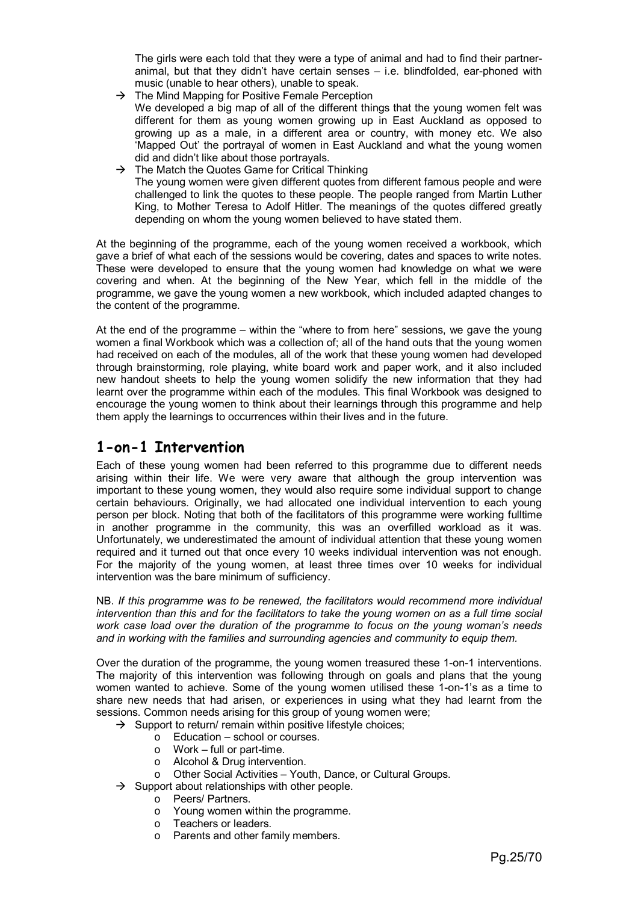The girls were each told that they were a type of animal and had to find their partner-animal, but that they didn't have certain senses – i.e. blindfolded, ear-phoned with music (unable to hear others), unable to speak.

→ The Mind Mapping for Positive Female Perception
We developed a big map of all of the different things that the young women felt was different for them as young women growing up in East Auckland as opposed to growing up as a male, in a different area or country, with money etc. We also 'Mapped Out' the portrayal of women in East Auckland and what the young women did and didn't like about those portrayals.

→ The Match the Quotes Game for Critical Thinking
The young women were given different quotes from different famous people and were challenged to link the quotes to these people. The people ranged from Martin Luther King, to Mother Teresa to Adolf Hitler. The meanings of the quotes differed greatly depending on whom the young women believed to have stated them.

At the beginning of the programme, each of the young women received a workbook, which gave a brief of what each of the sessions would be covering, dates and spaces to write notes. These were developed to ensure that the young women had knowledge on what we were covering and when. At the beginning of the New Year, which fell in the middle of the programme, we gave the young women a new workbook, which included adapted changes to the content of the programme.

At the end of the programme – within the "where to from here" sessions, we gave the young women a final Workbook which was a collection of; all of the hand outs that the young women had received on each of the modules, all of the work that these young women had developed through brainstorming, role playing, white board work and paper work, and it also included new handout sheets to help the young women solidify the new information that they had learnt over the programme within each of the modules. This final Workbook was designed to encourage the young women to think about their learnings through this programme and help them apply the learnings to occurrences within their lives and in the future.

## 1-on-1 Intervention

Each of these young women had been referred to this programme due to different needs arising within their life. We were very aware that although the group intervention was important to these young women, they would also require some individual support to change certain behaviours. Originally, we had allocated one individual intervention to each young person per block. Noting that both of the facilitators of this programme were working fulltime in another programme in the community, this was an overfilled workload as it was. Unfortunately, we underestimated the amount of individual attention that these young women required and it turned out that once every 10 weeks individual intervention was not enough. For the majority of the young women, at least three times over 10 weeks for individual intervention was the bare minimum of sufficiency.

NB. *If this programme was to be renewed, the facilitators would recommend more individual intervention than this and for the facilitators to take the young women on as a full time social work case load over the duration of the programme to focus on the young woman's needs and in working with the families and surrounding agencies and community to equip them.*

Over the duration of the programme, the young women treasured these 1-on-1 interventions. The majority of this intervention was following through on goals and plans that the young women wanted to achieve. Some of the young women utilised these 1-on-1's as a time to share new needs that had arisen, or experiences in using what they had learnt from the sessions. Common needs arising for this group of young women were;

- → Support to return/ remain within positive lifestyle choices;
  - Education – school or courses.
  - Work – full or part-time.
  - Alcohol & Drug intervention.
  - Other Social Activities – Youth, Dance, or Cultural Groups.
- → Support about relationships with other people.
  - Peers/ Partners.
  - Young women within the programme.
  - Teachers or leaders.
  - Parents and other family members.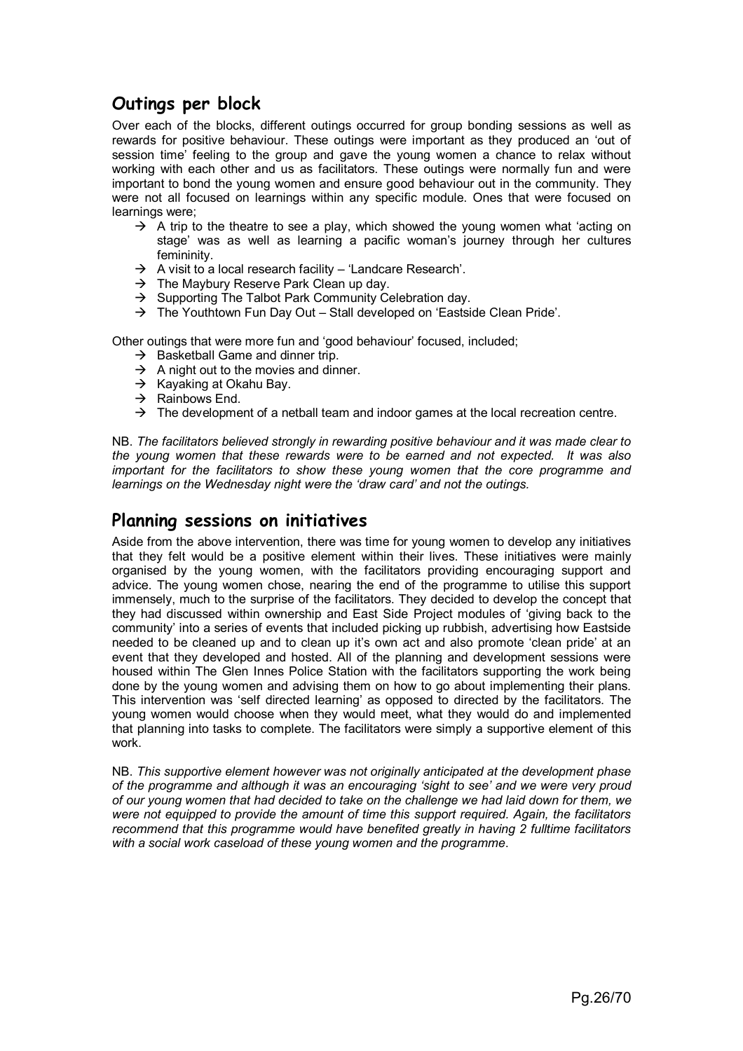## Outings per block

Over each of the blocks, different outings occurred for group bonding sessions as well as rewards for positive behaviour. These outings were important as they produced an 'out of session time' feeling to the group and gave the young women a chance to relax without working with each other and us as facilitators. These outings were normally fun and were important to bond the young women and ensure good behaviour out in the community. They were not all focused on learnings within any specific module. Ones that were focused on learnings were;

- → A trip to the theatre to see a play, which showed the young women what 'acting on stage' was as well as learning a pacific woman's journey through her cultures femininity.
- → A visit to a local research facility – 'Landcare Research'.
- → The Maybury Reserve Park Clean up day.
- → Supporting The Talbot Park Community Celebration day.
- → The Youthtown Fun Day Out – Stall developed on 'Eastside Clean Pride'.

Other outings that were more fun and 'good behaviour' focused, included;

- → Basketball Game and dinner trip.
- → A night out to the movies and dinner.
- → Kayaking at Okahu Bay.
- → Rainbows End.
- → The development of a netball team and indoor games at the local recreation centre.

NB. *The facilitators believed strongly in rewarding positive behaviour and it was made clear to the young women that these rewards were to be earned and not expected. It was also important for the facilitators to show these young women that the core programme and learnings on the Wednesday night were the 'draw card' and not the outings.*

## Planning sessions on initiatives

Aside from the above intervention, there was time for young women to develop any initiatives that they felt would be a positive element within their lives. These initiatives were mainly organised by the young women, with the facilitators providing encouraging support and advice. The young women chose, nearing the end of the programme to utilise this support immensely, much to the surprise of the facilitators. They decided to develop the concept that they had discussed within ownership and East Side Project modules of 'giving back to the community' into a series of events that included picking up rubbish, advertising how Eastside needed to be cleaned up and to clean up it's own act and also promote 'clean pride' at an event that they developed and hosted. All of the planning and development sessions were housed within The Glen Innes Police Station with the facilitators supporting the work being done by the young women and advising them on how to go about implementing their plans. This intervention was 'self directed learning' as opposed to directed by the facilitators. The young women would choose when they would meet, what they would do and implemented that planning into tasks to complete. The facilitators were simply a supportive element of this work.

NB. *This supportive element however was not originally anticipated at the development phase of the programme and although it was an encouraging 'sight to see' and we were very proud of our young women that had decided to take on the challenge we had laid down for them, we were not equipped to provide the amount of time this support required. Again, the facilitators recommend that this programme would have benefited greatly in having 2 fulltime facilitators with a social work caseload of these young women and the programme.*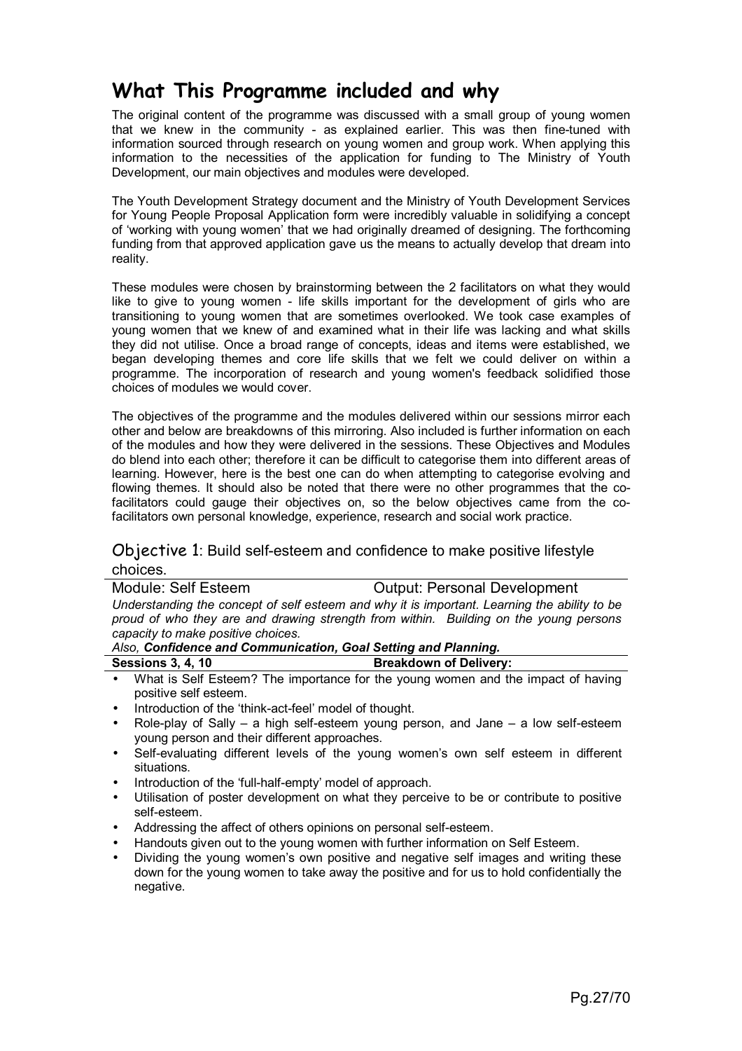# What This Programme included and why

The original content of the programme was discussed with a small group of young women that we knew in the community - as explained earlier. This was then fine-tuned with information sourced through research on young women and group work. When applying this information to the necessities of the application for funding to The Ministry of Youth Development, our main objectives and modules were developed.

The Youth Development Strategy document and the Ministry of Youth Development Services for Young People Proposal Application form were incredibly valuable in solidifying a concept of 'working with young women' that we had originally dreamed of designing. The forthcoming funding from that approved application gave us the means to actually develop that dream into reality.

These modules were chosen by brainstorming between the 2 facilitators on what they would like to give to young women - life skills important for the development of girls who are transitioning to young women that are sometimes overlooked. We took case examples of young women that we knew of and examined what in their life was lacking and what skills they did not utilise. Once a broad range of concepts, ideas and items were established, we began developing themes and core life skills that we felt we could deliver on within a programme. The incorporation of research and young women's feedback solidified those choices of modules we would cover.

The objectives of the programme and the modules delivered within our sessions mirror each other and below are breakdowns of this mirroring. Also included is further information on each of the modules and how they were delivered in the sessions. These Objectives and Modules do blend into each other; therefore it can be difficult to categorise them into different areas of learning. However, here is the best one can do when attempting to categorise evolving and flowing themes. It should also be noted that there were no other programmes that the co-facilitators could gauge their objectives on, so the below objectives came from the co-facilitators own personal knowledge, experience, research and social work practice.

## Objective 1: Build self-esteem and confidence to make positive lifestyle choices.

| Module: Self Esteem | Output: Personal Development |
|---|---|

*Understanding the concept of self esteem and why it is important. Learning the ability to be proud of who they are and drawing strength from within. Building on the young persons capacity to make positive choices.*

*Also, **Confidence and Communication, Goal Setting and Planning.***

| **Sessions 3, 4, 10** | **Breakdown of Delivery:** |
|---|---|

- What is Self Esteem? The importance for the young women and the impact of having positive self esteem.
- Introduction of the 'think-act-feel' model of thought.
- Role-play of Sally – a high self-esteem young person, and Jane – a low self-esteem young person and their different approaches.
- Self-evaluating different levels of the young women's own self esteem in different situations.
- Introduction of the 'full-half-empty' model of approach.
- Utilisation of poster development on what they perceive to be or contribute to positive self-esteem.
- Addressing the affect of others opinions on personal self-esteem.
- Handouts given out to the young women with further information on Self Esteem.
- Dividing the young women's own positive and negative self images and writing these down for the young women to take away the positive and for us to hold confidentially the negative.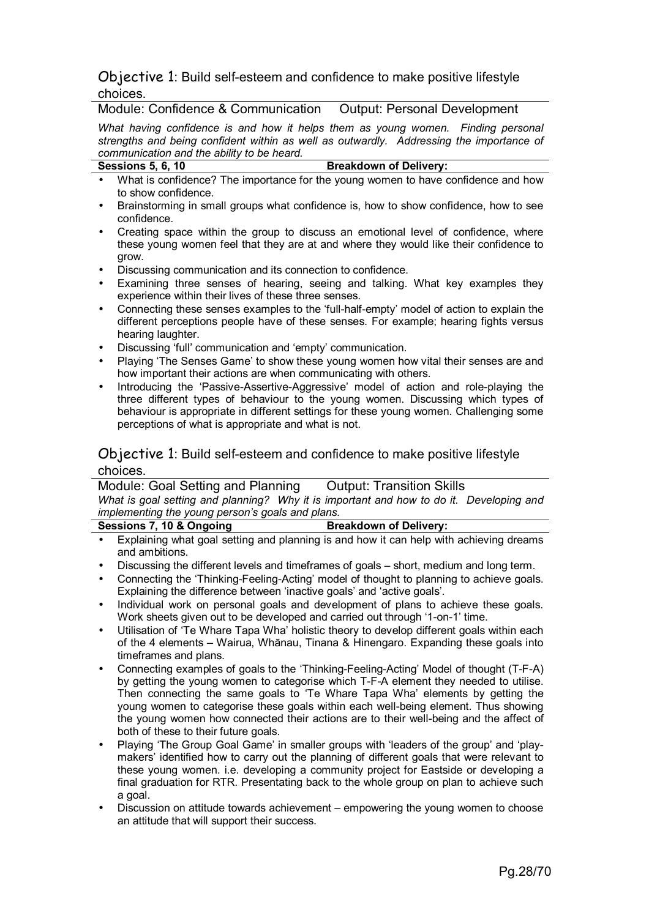## Objective 1: Build self-esteem and confidence to make positive lifestyle choices.

### Module: Confidence & Communication — Output: Personal Development

*What having confidence is and how it helps them as young women. Finding personal strengths and being confident within as well as outwardly. Addressing the importance of communication and the ability to be heard.*

**Sessions 5, 6, 10** — **Breakdown of Delivery:**

- What is confidence? The importance for the young women to have confidence and how to show confidence.
- Brainstorming in small groups what confidence is, how to show confidence, how to see confidence.
- Creating space within the group to discuss an emotional level of confidence, where these young women feel that they are at and where they would like their confidence to grow.
- Discussing communication and its connection to confidence.
- Examining three senses of hearing, seeing and talking. What key examples they experience within their lives of these three senses.
- Connecting these senses examples to the 'full-half-empty' model of action to explain the different perceptions people have of these senses. For example; hearing fights versus hearing laughter.
- Discussing 'full' communication and 'empty' communication.
- Playing 'The Senses Game' to show these young women how vital their senses are and how important their actions are when communicating with others.
- Introducing the 'Passive-Assertive-Aggressive' model of action and role-playing the three different types of behaviour to the young women. Discussing which types of behaviour is appropriate in different settings for these young women. Challenging some perceptions of what is appropriate and what is not.

## Objective 1: Build self-esteem and confidence to make positive lifestyle choices.

### Module: Goal Setting and Planning — Output: Transition Skills

*What is goal setting and planning? Why it is important and how to do it. Developing and implementing the young person's goals and plans.*

**Sessions 7, 10 & Ongoing** — **Breakdown of Delivery:**

- Explaining what goal setting and planning is and how it can help with achieving dreams and ambitions.
- Discussing the different levels and timeframes of goals – short, medium and long term.
- Connecting the 'Thinking-Feeling-Acting' model of thought to planning to achieve goals. Explaining the difference between 'inactive goals' and 'active goals'.
- Individual work on personal goals and development of plans to achieve these goals. Work sheets given out to be developed and carried out through '1-on-1' time.
- Utilisation of 'Te Whare Tapa Wha' holistic theory to develop different goals within each of the 4 elements – Wairua, Whānau, Tinana & Hinengaro. Expanding these goals into timeframes and plans.
- Connecting examples of goals to the 'Thinking-Feeling-Acting' Model of thought (T-F-A) by getting the young women to categorise which T-F-A element they needed to utilise. Then connecting the same goals to 'Te Whare Tapa Wha' elements by getting the young women to categorise these goals within each well-being element. Thus showing the young women how connected their actions are to their well-being and the affect of both of these to their future goals.
- Playing 'The Group Goal Game' in smaller groups with 'leaders of the group' and 'play-makers' identified how to carry out the planning of different goals that were relevant to these young women. i.e. developing a community project for Eastside or developing a final graduation for RTR. Presentating back to the whole group on plan to achieve such a goal.
- Discussion on attitude towards achievement – empowering the young women to choose an attitude that will support their success.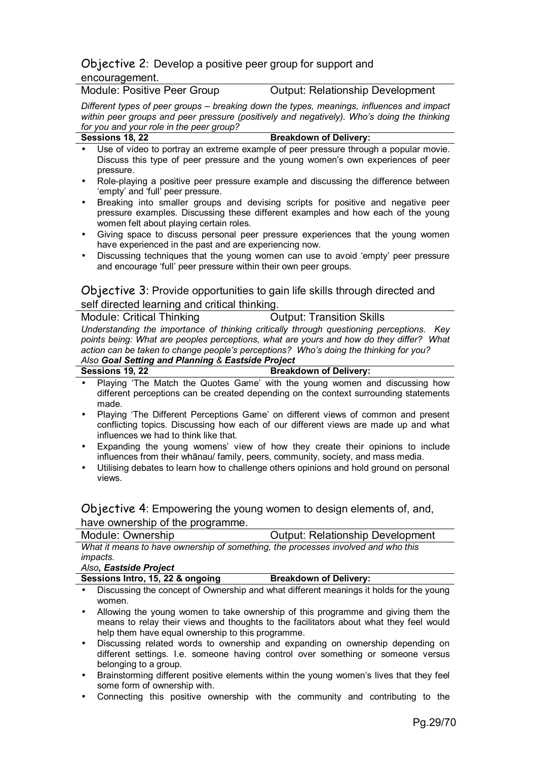## Objective 2: Develop a positive peer group for support and encouragement.

Module: Positive Peer Group — Output: Relationship Development

*Different types of peer groups – breaking down the types, meanings, influences and impact within peer groups and peer pressure (positively and negatively). Who's doing the thinking for you and your role in the peer group?*

**Sessions 18, 22** — **Breakdown of Delivery:**

- Use of video to portray an extreme example of peer pressure through a popular movie. Discuss this type of peer pressure and the young women's own experiences of peer pressure.
- Role-playing a positive peer pressure example and discussing the difference between 'empty' and 'full' peer pressure.
- Breaking into smaller groups and devising scripts for positive and negative peer pressure examples. Discussing these different examples and how each of the young women felt about playing certain roles.
- Giving space to discuss personal peer pressure experiences that the young women have experienced in the past and are experiencing now.
- Discussing techniques that the young women can use to avoid 'empty' peer pressure and encourage 'full' peer pressure within their own peer groups.

## Objective 3: Provide opportunities to gain life skills through directed and self directed learning and critical thinking.

Module: Critical Thinking — Output: Transition Skills

*Understanding the importance of thinking critically through questioning perceptions. Key points being: What are peoples perceptions, what are yours and how do they differ? What action can be taken to change people's perceptions? Who's doing the thinking for you?*
*Also **Goal Setting and Planning** & **Eastside Project***

**Sessions 19, 22** — **Breakdown of Delivery:**

- Playing 'The Match the Quotes Game' with the young women and discussing how different perceptions can be created depending on the context surrounding statements made.
- Playing 'The Different Perceptions Game' on different views of common and present conflicting topics. Discussing how each of our different views are made up and what influences we had to think like that.
- Expanding the young womens' view of how they create their opinions to include influences from their whānau/ family, peers, community, society, and mass media.
- Utilising debates to learn how to challenge others opinions and hold ground on personal views.

## Objective 4: Empowering the young women to design elements of, and, have ownership of the programme.

Module: Ownership — Output: Relationship Development

*What it means to have ownership of something, the processes involved and who this impacts.*
*Also, **Eastside Project***

**Sessions Intro, 15, 22 & ongoing** — **Breakdown of Delivery:**

- Discussing the concept of Ownership and what different meanings it holds for the young women.
- Allowing the young women to take ownership of this programme and giving them the means to relay their views and thoughts to the facilitators about what they feel would help them have equal ownership to this programme.
- Discussing related words to ownership and expanding on ownership depending on different settings. I.e. someone having control over something or someone versus belonging to a group.
- Brainstorming different positive elements within the young women's lives that they feel some form of ownership with.
- Connecting this positive ownership with the community and contributing to the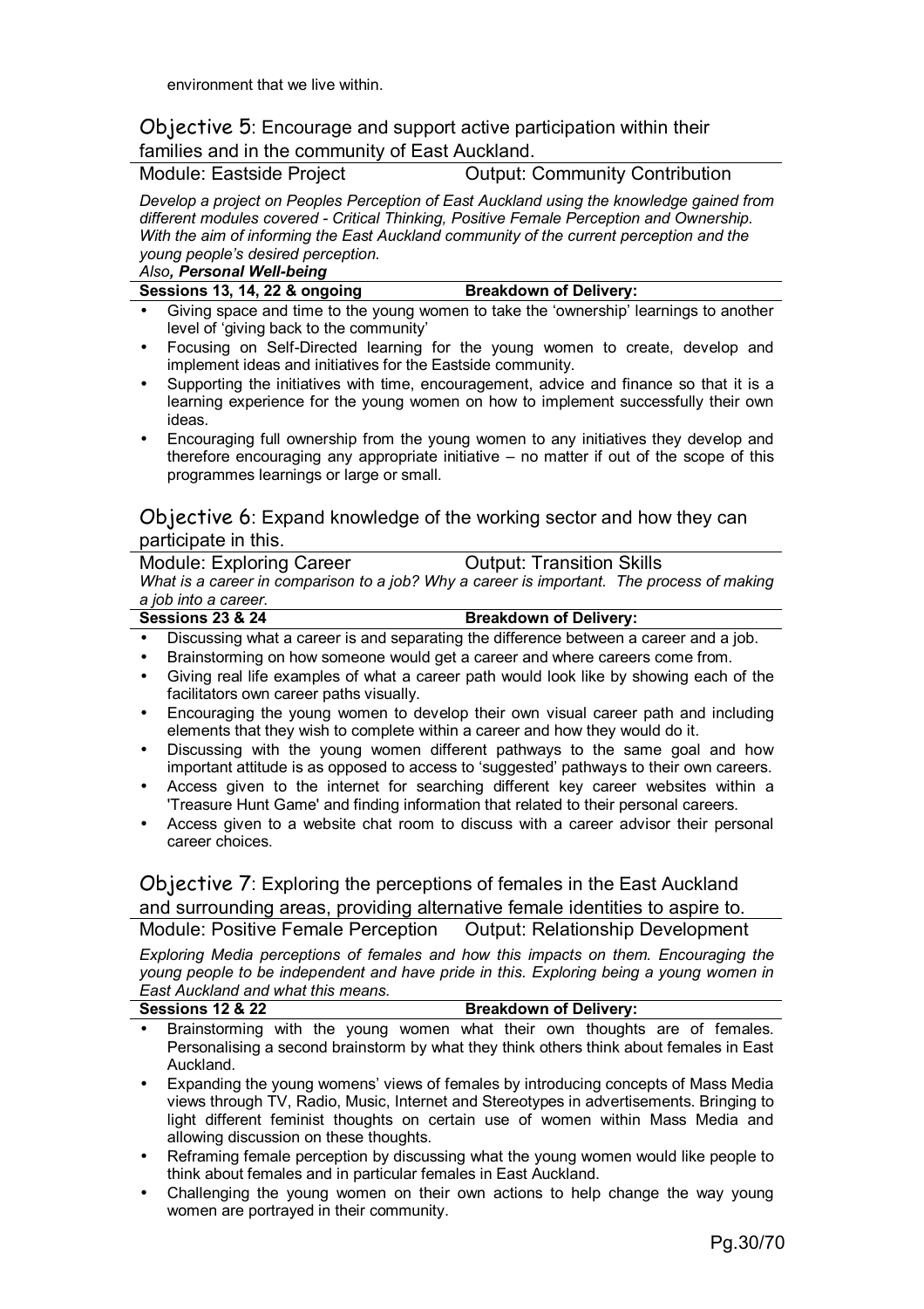environment that we live within.

## Objective 5: Encourage and support active participation within their families and in the community of East Auckland.

**Module:** Eastside Project  **Output:** Community Contribution

*Develop a project on Peoples Perception of East Auckland using the knowledge gained from different modules covered - Critical Thinking, Positive Female Perception and Ownership. With the aim of informing the East Auckland community of the current perception and the young people's desired perception.*

*Also, **Personal Well-being***

**Sessions 13, 14, 22 & ongoing**  **Breakdown of Delivery:**

- Giving space and time to the young women to take the 'ownership' learnings to another level of 'giving back to the community'
- Focusing on Self-Directed learning for the young women to create, develop and implement ideas and initiatives for the Eastside community.
- Supporting the initiatives with time, encouragement, advice and finance so that it is a learning experience for the young women on how to implement successfully their own ideas.
- Encouraging full ownership from the young women to any initiatives they develop and therefore encouraging any appropriate initiative – no matter if out of the scope of this programmes learnings or large or small.

## Objective 6: Expand knowledge of the working sector and how they can participate in this.

**Module:** Exploring Career  **Output:** Transition Skills

*What is a career in comparison to a job? Why a career is important. The process of making a job into a career.*

**Sessions 23 & 24**  **Breakdown of Delivery:**

- Discussing what a career is and separating the difference between a career and a job.
- Brainstorming on how someone would get a career and where careers come from.
- Giving real life examples of what a career path would look like by showing each of the facilitators own career paths visually.
- Encouraging the young women to develop their own visual career path and including elements that they wish to complete within a career and how they would do it.
- Discussing with the young women different pathways to the same goal and how important attitude is as opposed to access to 'suggested' pathways to their own careers.
- Access given to the internet for searching different key career websites within a 'Treasure Hunt Game' and finding information that related to their personal careers.
- Access given to a website chat room to discuss with a career advisor their personal career choices.

## Objective 7: Exploring the perceptions of females in the East Auckland and surrounding areas, providing alternative female identities to aspire to.

**Module:** Positive Female Perception  **Output:** Relationship Development

*Exploring Media perceptions of females and how this impacts on them. Encouraging the young people to be independent and have pride in this. Exploring being a young women in East Auckland and what this means.*

**Sessions 12 & 22**  **Breakdown of Delivery:**

- Brainstorming with the young women what their own thoughts are of females. Personalising a second brainstorm by what they think others think about females in East Auckland.
- Expanding the young womens' views of females by introducing concepts of Mass Media views through TV, Radio, Music, Internet and Stereotypes in advertisements. Bringing to light different feminist thoughts on certain use of women within Mass Media and allowing discussion on these thoughts.
- Reframing female perception by discussing what the young women would like people to think about females and in particular females in East Auckland.
- Challenging the young women on their own actions to help change the way young women are portrayed in their community.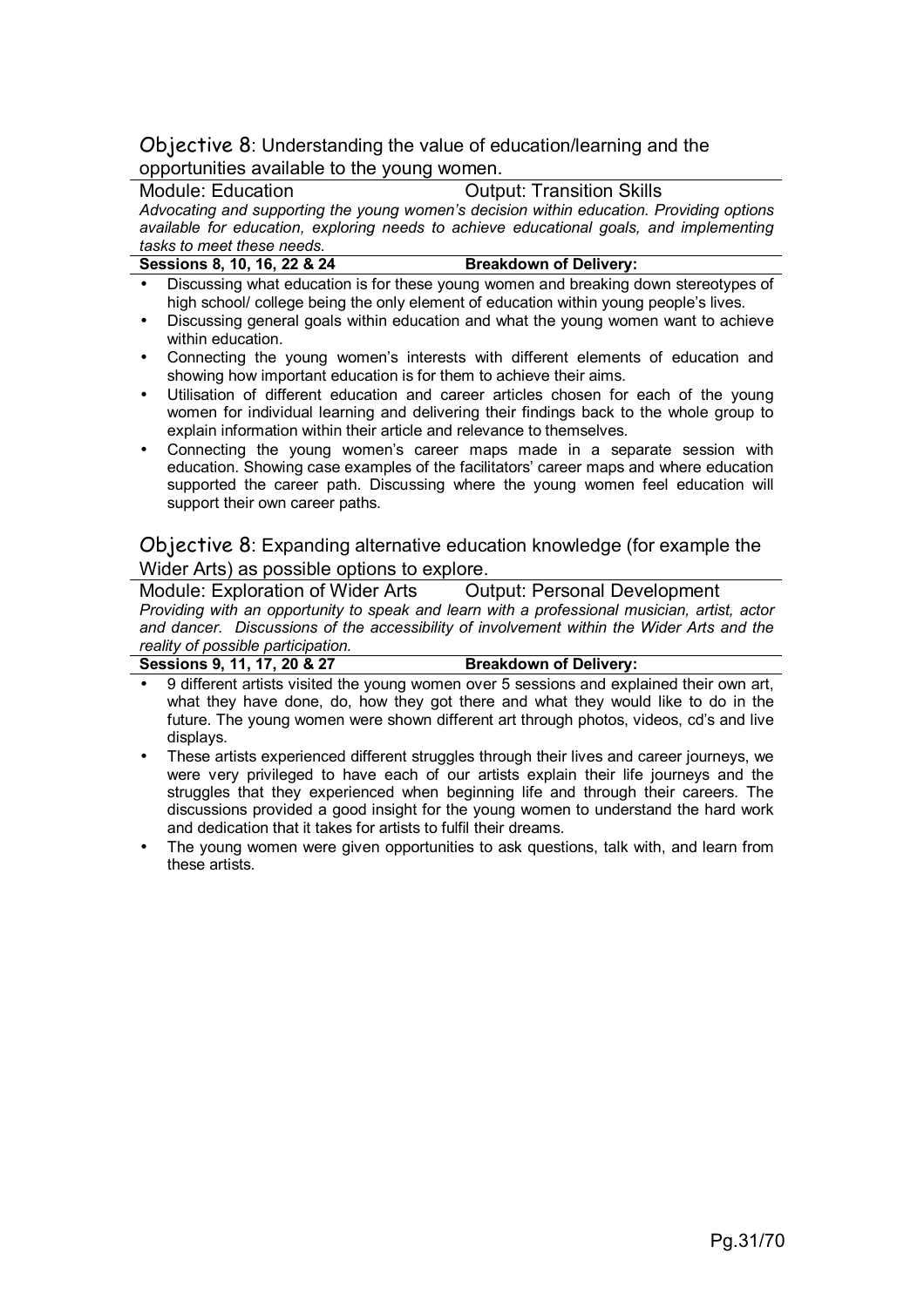## Objective 8: Understanding the value of education/learning and the opportunities available to the young women.

**Module: Education** **Output: Transition Skills**

*Advocating and supporting the young women's decision within education. Providing options available for education, exploring needs to achieve educational goals, and implementing tasks to meet these needs.*

**Sessions 8, 10, 16, 22 & 24** **Breakdown of Delivery:**

- Discussing what education is for these young women and breaking down stereotypes of high school/ college being the only element of education within young people's lives.
- Discussing general goals within education and what the young women want to achieve within education.
- Connecting the young women's interests with different elements of education and showing how important education is for them to achieve their aims.
- Utilisation of different education and career articles chosen for each of the young women for individual learning and delivering their findings back to the whole group to explain information within their article and relevance to themselves.
- Connecting the young women's career maps made in a separate session with education. Showing case examples of the facilitators' career maps and where education supported the career path. Discussing where the young women feel education will support their own career paths.

## Objective 8: Expanding alternative education knowledge (for example the Wider Arts) as possible options to explore.

**Module: Exploration of Wider Arts** **Output: Personal Development**

*Providing with an opportunity to speak and learn with a professional musician, artist, actor and dancer. Discussions of the accessibility of involvement within the Wider Arts and the reality of possible participation.*

**Sessions 9, 11, 17, 20 & 27** **Breakdown of Delivery:**

- 9 different artists visited the young women over 5 sessions and explained their own art, what they have done, do, how they got there and what they would like to do in the future. The young women were shown different art through photos, videos, cd's and live displays.
- These artists experienced different struggles through their lives and career journeys, we were very privileged to have each of our artists explain their life journeys and the struggles that they experienced when beginning life and through their careers. The discussions provided a good insight for the young women to understand the hard work and dedication that it takes for artists to fulfil their dreams.
- The young women were given opportunities to ask questions, talk with, and learn from these artists.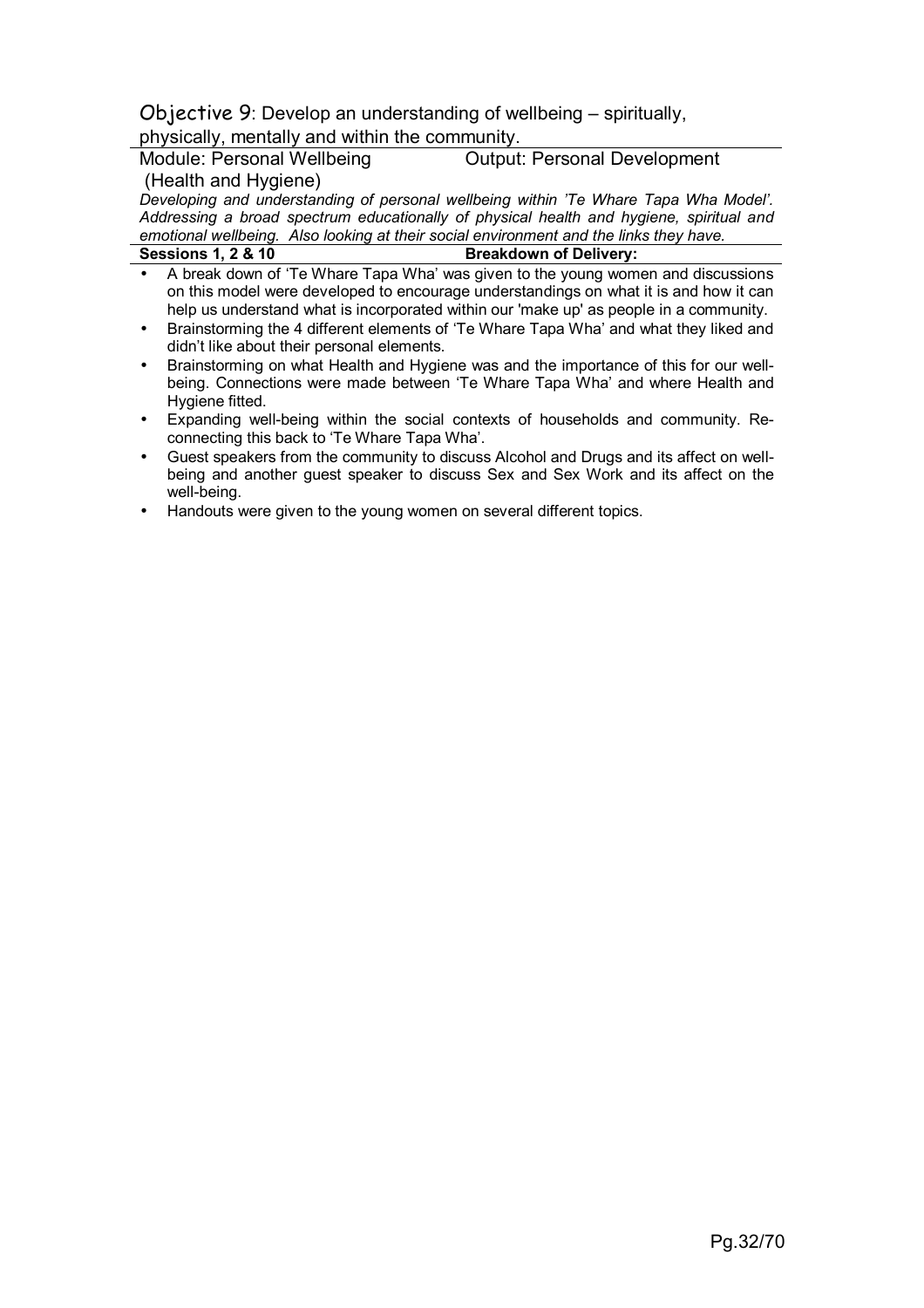Objective 9: Develop an understanding of wellbeing – spiritually, physically, mentally and within the community.

Module: Personal Wellbeing (Health and Hygiene) | Output: Personal Development

*Developing and understanding of personal wellbeing within 'Te Whare Tapa Wha Model'. Addressing a broad spectrum educationally of physical health and hygiene, spiritual and emotional wellbeing. Also looking at their social environment and the links they have.*

**Sessions 1, 2 & 10** | **Breakdown of Delivery:**

- A break down of 'Te Whare Tapa Wha' was given to the young women and discussions on this model were developed to encourage understandings on what it is and how it can help us understand what is incorporated within our 'make up' as people in a community.
- Brainstorming the 4 different elements of 'Te Whare Tapa Wha' and what they liked and didn't like about their personal elements.
- Brainstorming on what Health and Hygiene was and the importance of this for our well-being. Connections were made between 'Te Whare Tapa Wha' and where Health and Hygiene fitted.
- Expanding well-being within the social contexts of households and community. Re-connecting this back to 'Te Whare Tapa Wha'.
- Guest speakers from the community to discuss Alcohol and Drugs and its affect on well-being and another guest speaker to discuss Sex and Sex Work and its affect on the well-being.
- Handouts were given to the young women on several different topics.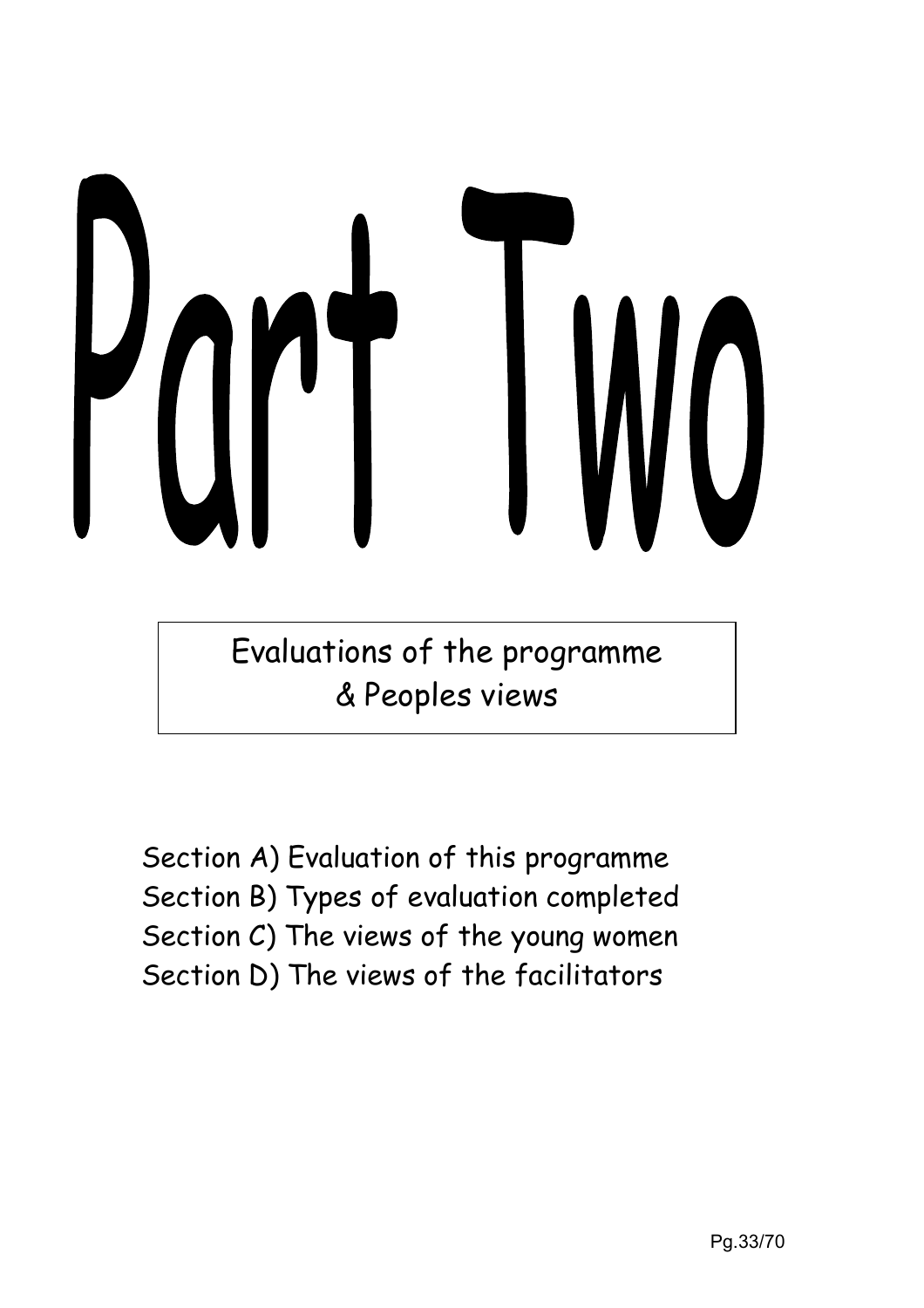# Part Two

**Evaluations of the programme & Peoples views**

Section A) Evaluation of this programme
Section B) Types of evaluation completed
Section C) The views of the young women
Section D) The views of the facilitators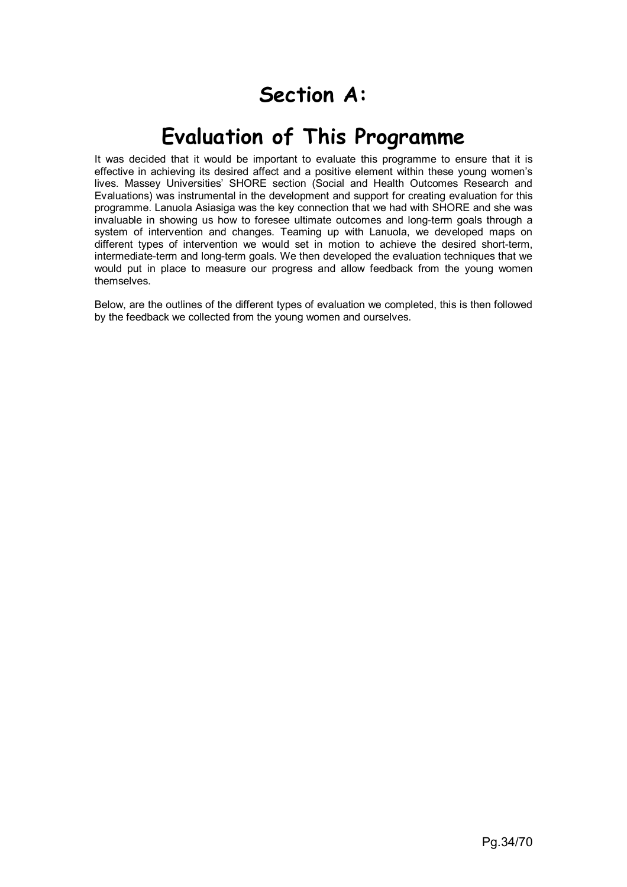# Section A:

# Evaluation of This Programme

It was decided that it would be important to evaluate this programme to ensure that it is effective in achieving its desired affect and a positive element within these young women's lives. Massey Universities' SHORE section (Social and Health Outcomes Research and Evaluations) was instrumental in the development and support for creating evaluation for this programme. Lanuola Asiasiga was the key connection that we had with SHORE and she was invaluable in showing us how to foresee ultimate outcomes and long-term goals through a system of intervention and changes. Teaming up with Lanuola, we developed maps on different types of intervention we would set in motion to achieve the desired short-term, intermediate-term and long-term goals. We then developed the evaluation techniques that we would put in place to measure our progress and allow feedback from the young women themselves.

Below, are the outlines of the different types of evaluation we completed, this is then followed by the feedback we collected from the young women and ourselves.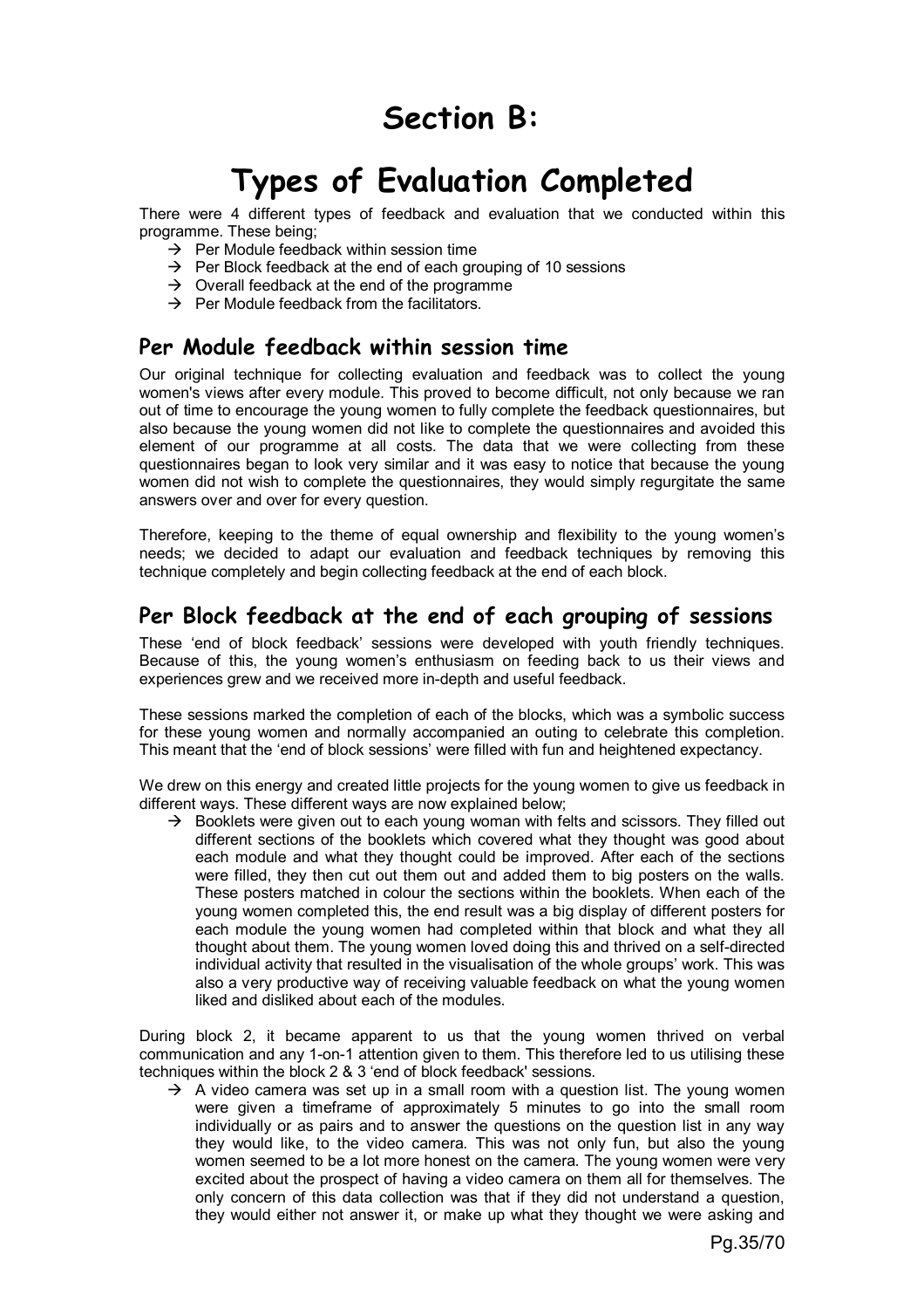# Section B:

# Types of Evaluation Completed

There were 4 different types of feedback and evaluation that we conducted within this programme. These being;

→ Per Module feedback within session time
→ Per Block feedback at the end of each grouping of 10 sessions
→ Overall feedback at the end of the programme
→ Per Module feedback from the facilitators.

## Per Module feedback within session time

Our original technique for collecting evaluation and feedback was to collect the young women's views after every module. This proved to become difficult, not only because we ran out of time to encourage the young women to fully complete the feedback questionnaires, but also because the young women did not like to complete the questionnaires and avoided this element of our programme at all costs. The data that we were collecting from these questionnaires began to look very similar and it was easy to notice that because the young women did not wish to complete the questionnaires, they would simply regurgitate the same answers over and over for every question.

Therefore, keeping to the theme of equal ownership and flexibility to the young women's needs; we decided to adapt our evaluation and feedback techniques by removing this technique completely and begin collecting feedback at the end of each block.

## Per Block feedback at the end of each grouping of sessions

These 'end of block feedback' sessions were developed with youth friendly techniques. Because of this, the young women's enthusiasm on feeding back to us their views and experiences grew and we received more in-depth and useful feedback.

These sessions marked the completion of each of the blocks, which was a symbolic success for these young women and normally accompanied an outing to celebrate this completion. This meant that the 'end of block sessions' were filled with fun and heightened expectancy.

We drew on this energy and created little projects for the young women to give us feedback in different ways. These different ways are now explained below;

→ Booklets were given out to each young woman with felts and scissors. They filled out different sections of the booklets which covered what they thought was good about each module and what they thought could be improved. After each of the sections were filled, they then cut out them out and added them to big posters on the walls. These posters matched in colour the sections within the booklets. When each of the young women completed this, the end result was a big display of different posters for each module the young women had completed within that block and what they all thought about them. The young women loved doing this and thrived on a self-directed individual activity that resulted in the visualisation of the whole groups' work. This was also a very productive way of receiving valuable feedback on what the young women liked and disliked about each of the modules.

During block 2, it became apparent to us that the young women thrived on verbal communication and any 1-on-1 attention given to them. This therefore led to us utilising these techniques within the block 2 & 3 'end of block feedback' sessions.

→ A video camera was set up in a small room with a question list. The young women were given a timeframe of approximately 5 minutes to go into the small room individually or as pairs and to answer the questions on the question list in any way they would like, to the video camera. This was not only fun, but also the young women seemed to be a lot more honest on the camera. The young women were very excited about the prospect of having a video camera on them all for themselves. The only concern of this data collection was that if they did not understand a question, they would either not answer it, or make up what they thought we were asking and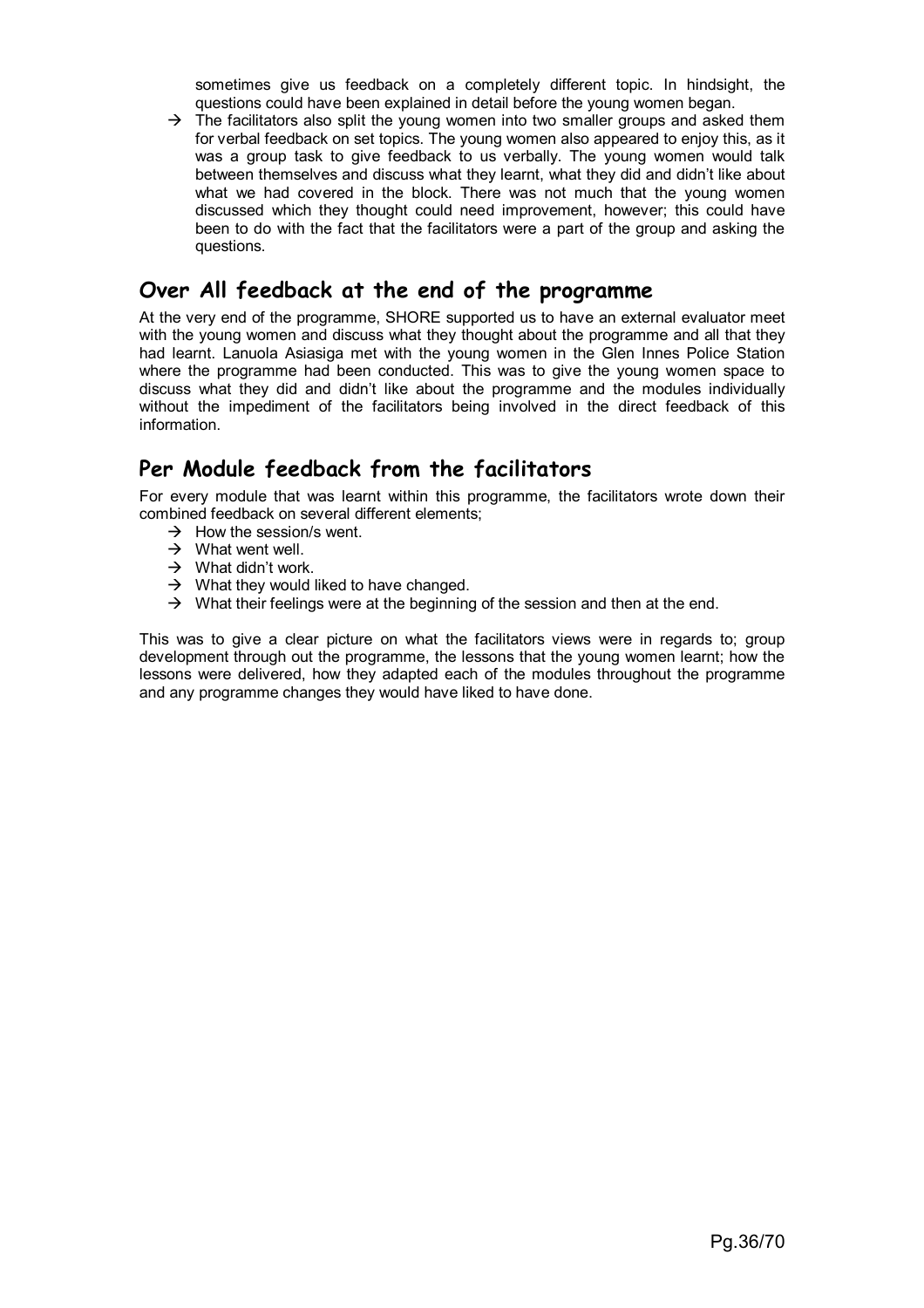sometimes give us feedback on a completely different topic. In hindsight, the questions could have been explained in detail before the young women began.

→ The facilitators also split the young women into two smaller groups and asked them for verbal feedback on set topics. The young women also appeared to enjoy this, as it was a group task to give feedback to us verbally. The young women would talk between themselves and discuss what they learnt, what they did and didn't like about what we had covered in the block. There was not much that the young women discussed which they thought could need improvement, however; this could have been to do with the fact that the facilitators were a part of the group and asking the questions.

## Over All feedback at the end of the programme

At the very end of the programme, SHORE supported us to have an external evaluator meet with the young women and discuss what they thought about the programme and all that they had learnt. Lanuola Asiasiga met with the young women in the Glen Innes Police Station where the programme had been conducted. This was to give the young women space to discuss what they did and didn't like about the programme and the modules individually without the impediment of the facilitators being involved in the direct feedback of this information.

## Per Module feedback from the facilitators

For every module that was learnt within this programme, the facilitators wrote down their combined feedback on several different elements;

→ How the session/s went.
→ What went well.
→ What didn't work.
→ What they would liked to have changed.
→ What their feelings were at the beginning of the session and then at the end.

This was to give a clear picture on what the facilitators views were in regards to; group development through out the programme, the lessons that the young women learnt; how the lessons were delivered, how they adapted each of the modules throughout the programme and any programme changes they would have liked to have done.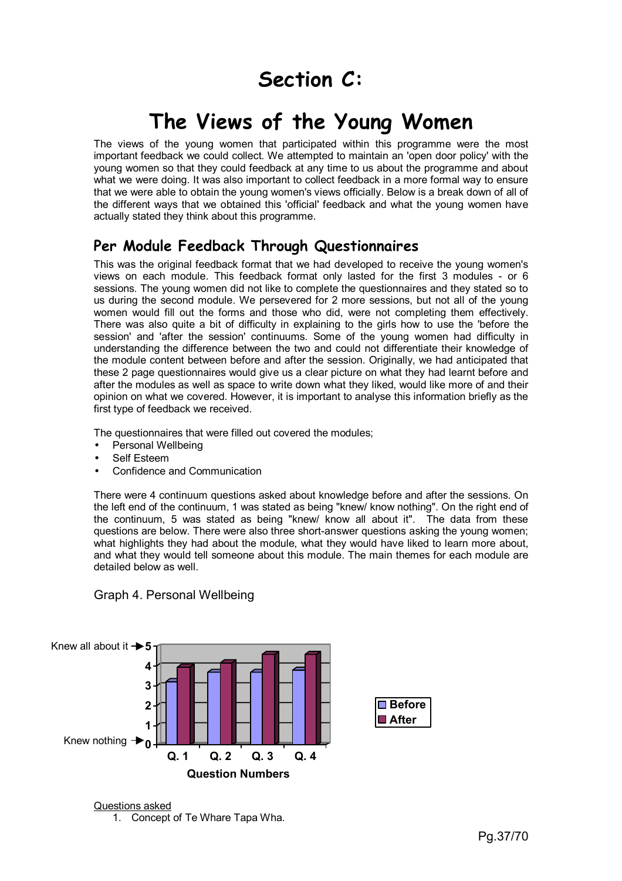# Section C:

# The Views of the Young Women

The views of the young women that participated within this programme were the most important feedback we could collect. We attempted to maintain an 'open door policy' with the young women so that they could feedback at any time to us about the programme and about what we were doing. It was also important to collect feedback in a more formal way to ensure that we were able to obtain the young women's views officially. Below is a break down of all of the different ways that we obtained this 'official' feedback and what the young women have actually stated they think about this programme.

## Per Module Feedback Through Questionnaires

This was the original feedback format that we had developed to receive the young women's views on each module. This feedback format only lasted for the first 3 modules - or 6 sessions. The young women did not like to complete the questionnaires and they stated so to us during the second module. We persevered for 2 more sessions, but not all of the young women would fill out the forms and those who did, were not completing them effectively. There was also quite a bit of difficulty in explaining to the girls how to use the 'before the session' and 'after the session' continuums. Some of the young women had difficulty in understanding the difference between the two and could not differentiate their knowledge of the module content between before and after the session. Originally, we had anticipated that these 2 page questionnaires would give us a clear picture on what they had learnt before and after the modules as well as space to write down what they liked, would like more of and their opinion on what we covered. However, it is important to analyse this information briefly as the first type of feedback we received.

The questionnaires that were filled out covered the modules;

- Personal Wellbeing
- Self Esteem
- Confidence and Communication

There were 4 continuum questions asked about knowledge before and after the sessions. On the left end of the continuum, 1 was stated as being "knew/ know nothing". On the right end of the continuum, 5 was stated as being "knew/ know all about it". The data from these questions are below. There were also three short-answer questions asking the young women; what highlights they had about the module, what they would have liked to learn more about, and what they would tell someone about this module. The main themes for each module are detailed below as well.

Graph 4. Personal Wellbeing

Knew all about it → 5, Knew nothing → 0

| Question Numbers | Before | After |
|---|---|---|
| Q. 1 | 3.2 | 4 |
| Q. 2 | 3.7 | 4.2 |
| Q. 3 | 3.7 | 4.6 |
| Q. 4 | 3.8 | 4.6 |

Questions asked

1. Concept of Te Whare Tapa Wha.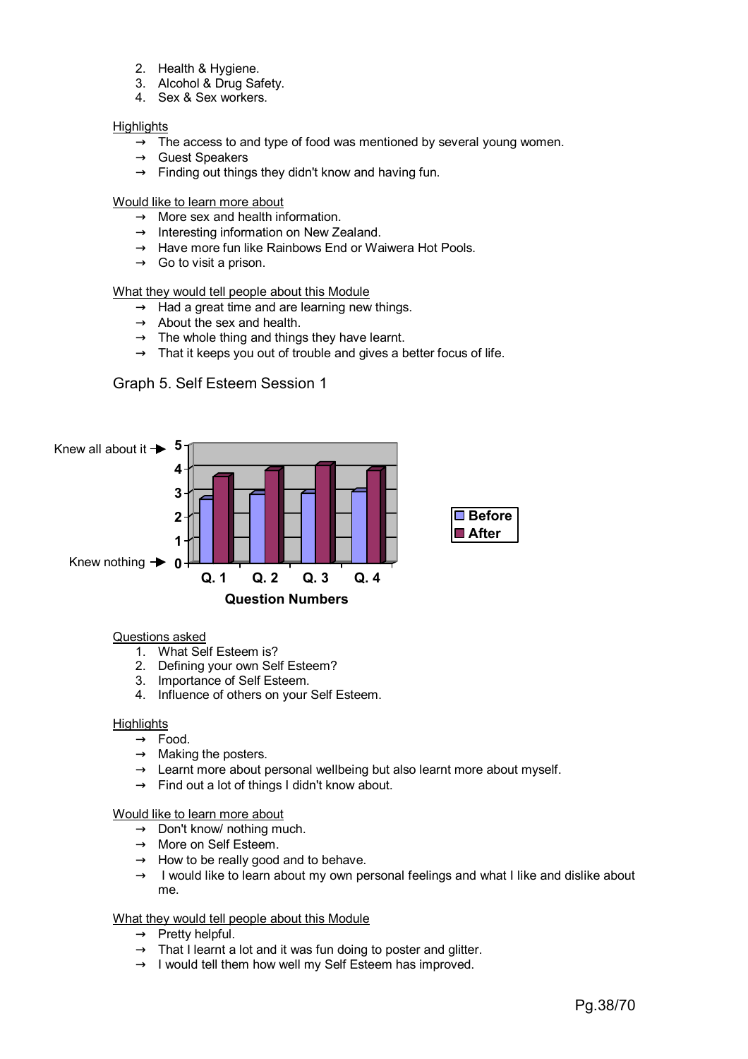2. Health & Hygiene.
3. Alcohol & Drug Safety.
4. Sex & Sex workers.

Highlights

- → The access to and type of food was mentioned by several young women.
- → Guest Speakers
- → Finding out things they didn't know and having fun.

Would like to learn more about

- → More sex and health information.
- → Interesting information on New Zealand.
- → Have more fun like Rainbows End or Waiwera Hot Pools.
- → Go to visit a prison.

What they would tell people about this Module

- → Had a great time and are learning new things.
- → About the sex and health.
- → The whole thing and things they have learnt.
- → That it keeps you out of trouble and gives a better focus of life.

Graph 5. Self Esteem Session 1

Questions asked

1. What Self Esteem is?
2. Defining your own Self Esteem?
3. Importance of Self Esteem.
4. Influence of others on your Self Esteem.

Highlights

- → Food.
- → Making the posters.
- → Learnt more about personal wellbeing but also learnt more about myself.
- → Find out a lot of things I didn't know about.

Would like to learn more about

- → Don't know/ nothing much.
- → More on Self Esteem.
- → How to be really good and to behave.
- → I would like to learn about my own personal feelings and what I like and dislike about me.

What they would tell people about this Module

- → Pretty helpful.
- → That I learnt a lot and it was fun doing to poster and glitter.
- → I would tell them how well my Self Esteem has improved.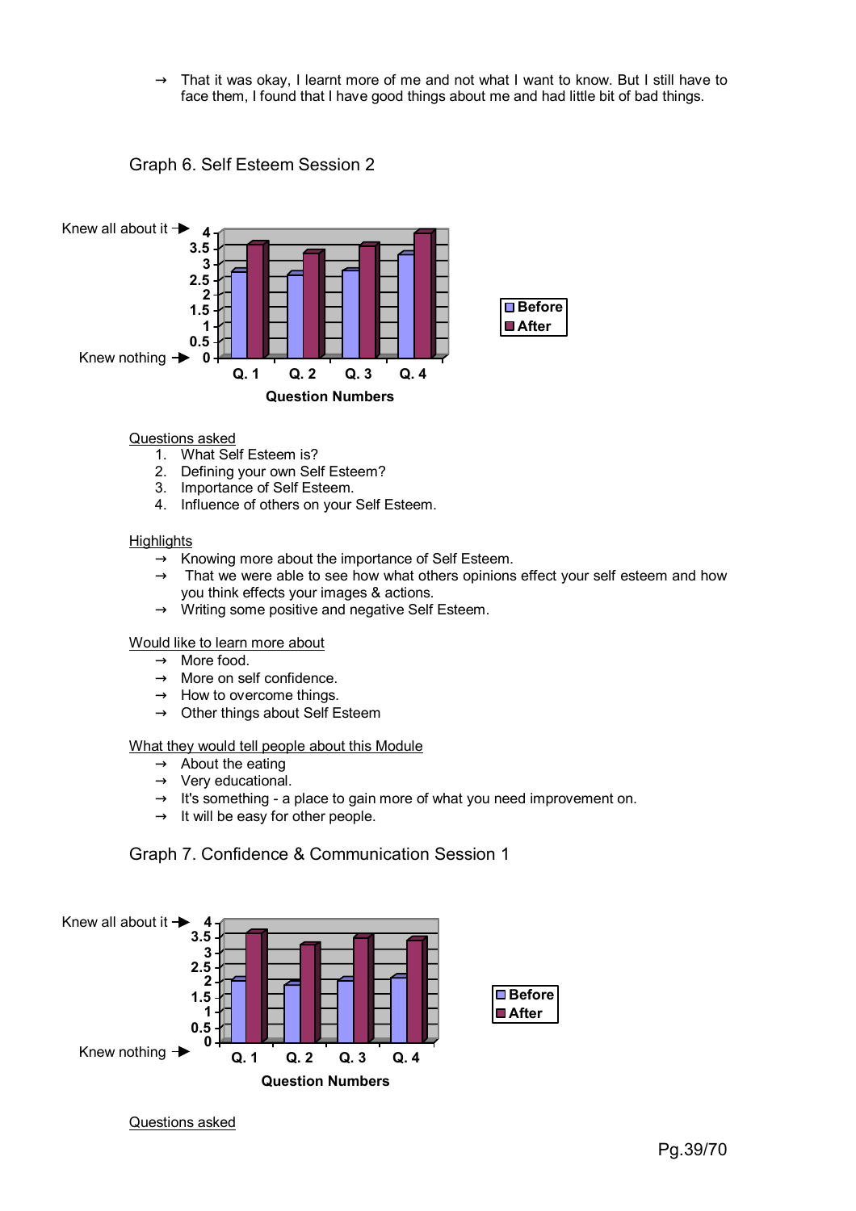→ That it was okay, I learnt more of me and not what I want to know. But I still have to face them, I found that I have good things about me and had little bit of bad things.

Graph 6. Self Esteem Session 2

Knew all about it → 4
Knew nothing → 0

| Question Numbers | Q. 1 | Q. 2 | Q. 3 | Q. 4 |
|---|---|---|---|---|
| Before | 2.7 | 2.6 | 2.7 | 3.3 |
| After | 3.6 | 3.3 | 3.5 | 3.9 |

Questions asked
1. What Self Esteem is?
2. Defining your own Self Esteem?
3. Importance of Self Esteem.
4. Influence of others on your Self Esteem.

Highlights
→ Knowing more about the importance of Self Esteem.
→ That we were able to see how what others opinions effect your self esteem and how you think effects your images & actions.
→ Writing some positive and negative Self Esteem.

Would like to learn more about
→ More food.
→ More on self confidence.
→ How to overcome things.
→ Other things about Self Esteem

What they would tell people about this Module
→ About the eating
→ Very educational.
→ It's something - a place to gain more of what you need improvement on.
→ It will be easy for other people.

Graph 7. Confidence & Communication Session 1

Knew all about it → 4
Knew nothing → 0

| Question Numbers | Q. 1 | Q. 2 | Q. 3 | Q. 4 |
|---|---|---|---|---|
| Before | 2.0 | 1.9 | 2.0 | 2.1 |
| After | 3.6 | 3.2 | 3.4 | 3.3 |

Questions asked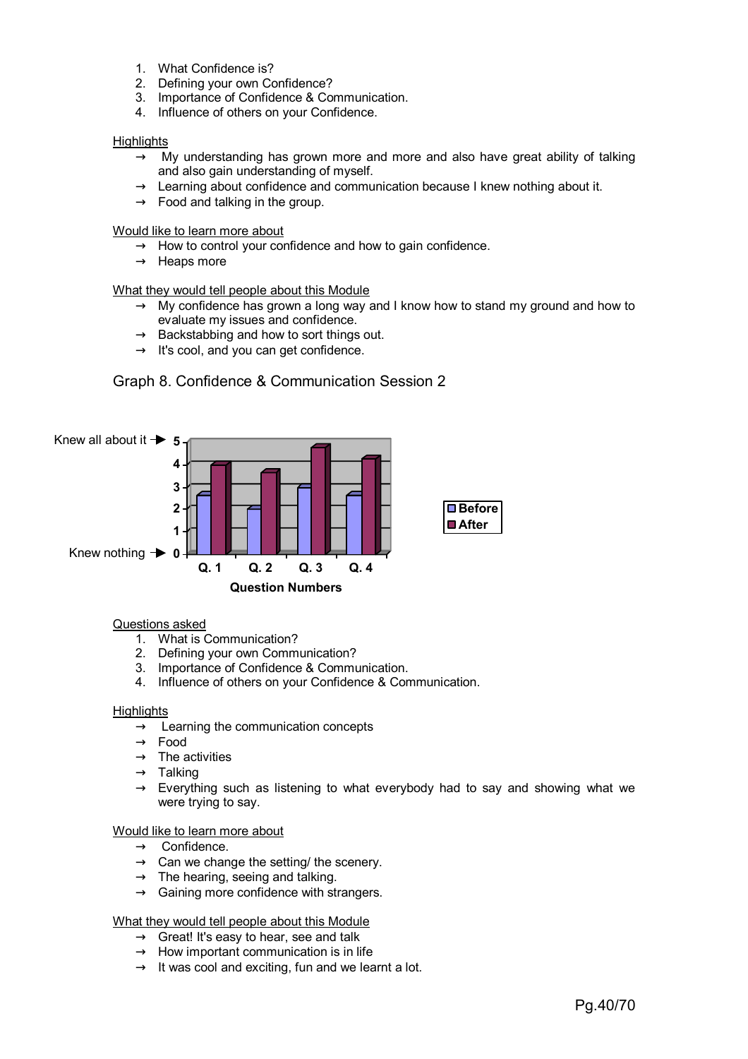1. What Confidence is?
2. Defining your own Confidence?
3. Importance of Confidence & Communication.
4. Influence of others on your Confidence.

Highlights

- → My understanding has grown more and more and also have great ability of talking and also gain understanding of myself.
- → Learning about confidence and communication because I knew nothing about it.
- → Food and talking in the group.

Would like to learn more about

- → How to control your confidence and how to gain confidence.
- → Heaps more

What they would tell people about this Module

- → My confidence has grown a long way and I know how to stand my ground and how to evaluate my issues and confidence.
- → Backstabbing and how to sort things out.
- → It's cool, and you can get confidence.

Graph 8. Confidence & Communication Session 2

Knew all about it → 5
Knew nothing → 0

| Question Numbers | Before | After |
|---|---|---|
| Q. 1 | 2.6 | 4 |
| Q. 2 | 2 | 3.7 |
| Q. 3 | 3 | 4.8 |
| Q. 4 | 2.6 | 4.3 |

Questions asked

1. What is Communication?
2. Defining your own Communication?
3. Importance of Confidence & Communication.
4. Influence of others on your Confidence & Communication.

Highlights

- → Learning the communication concepts
- → Food
- → The activities
- → Talking
- → Everything such as listening to what everybody had to say and showing what we were trying to say.

Would like to learn more about

- → Confidence.
- → Can we change the setting/ the scenery.
- → The hearing, seeing and talking.
- → Gaining more confidence with strangers.

What they would tell people about this Module

- → Great! It's easy to hear, see and talk
- → How important communication is in life
- → It was cool and exciting, fun and we learnt a lot.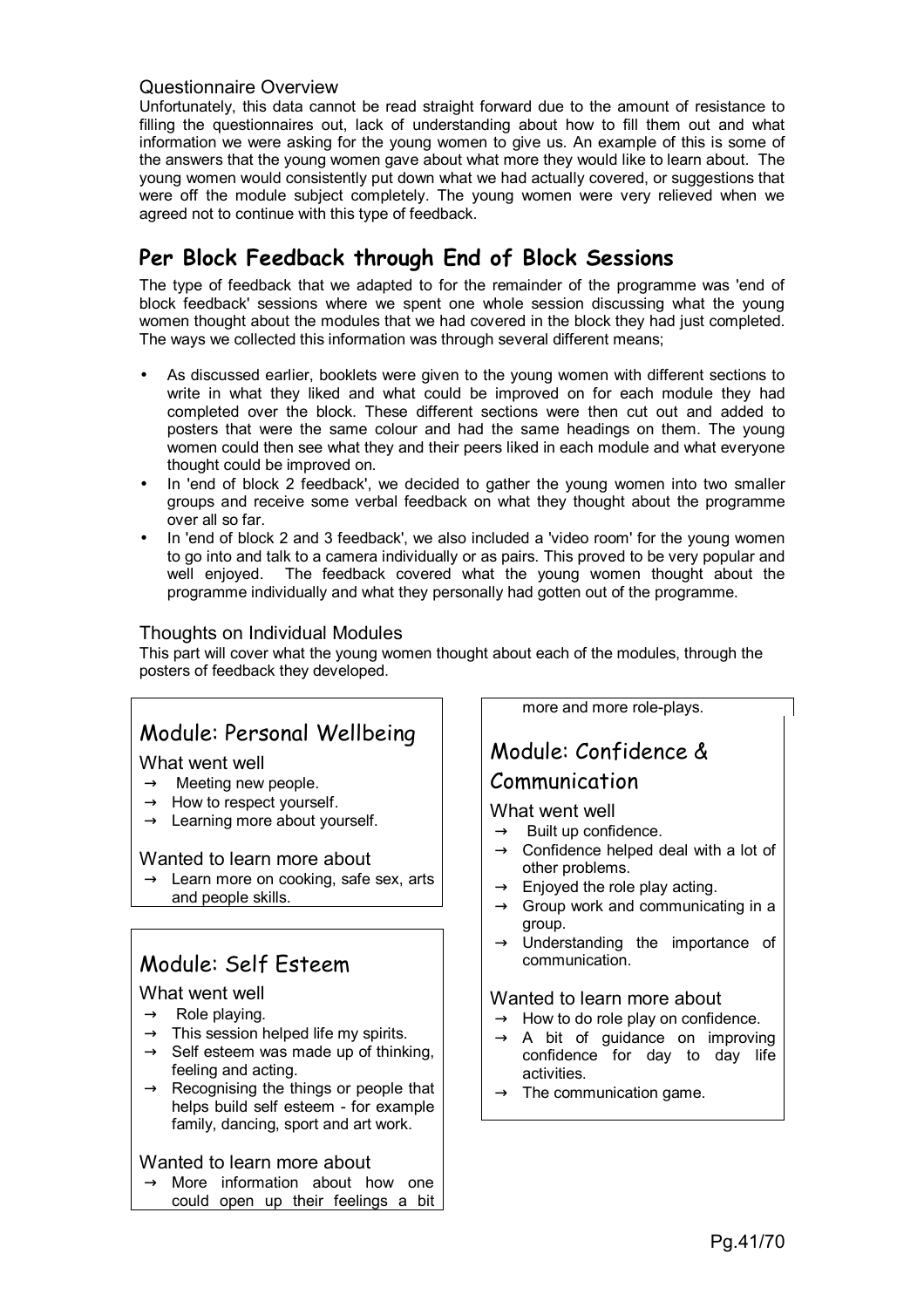### Questionnaire Overview

Unfortunately, this data cannot be read straight forward due to the amount of resistance to filling the questionnaires out, lack of understanding about how to fill them out and what information we were asking for the young women to give us. An example of this is some of the answers that the young women gave about what more they would like to learn about. The young women would consistently put down what we had actually covered, or suggestions that were off the module subject completely. The young women were very relieved when we agreed not to continue with this type of feedback.

## Per Block Feedback through End of Block Sessions

The type of feedback that we adapted to for the remainder of the programme was 'end of block feedback' sessions where we spent one whole session discussing what the young women thought about the modules that we had covered in the block they had just completed. The ways we collected this information was through several different means;

- As discussed earlier, booklets were given to the young women with different sections to write in what they liked and what could be improved on for each module they had completed over the block. These different sections were then cut out and added to posters that were the same colour and had the same headings on them. The young women could then see what they and their peers liked in each module and what everyone thought could be improved on.
- In 'end of block 2 feedback', we decided to gather the young women into two smaller groups and receive some verbal feedback on what they thought about the programme over all so far.
- In 'end of block 2 and 3 feedback', we also included a 'video room' for the young women to go into and talk to a camera individually or as pairs. This proved to be very popular and well enjoyed. The feedback covered what the young women thought about the programme individually and what they personally had gotten out of the programme.

### Thoughts on Individual Modules

This part will cover what the young women thought about each of the modules, through the posters of feedback they developed.

### Module: Personal Wellbeing

What went well

- → Meeting new people.
- → How to respect yourself.
- → Learning more about yourself.

Wanted to learn more about

- → Learn more on cooking, safe sex, arts and people skills.

### Module: Self Esteem

What went well

- → Role playing.
- → This session helped life my spirits.
- → Self esteem was made up of thinking, feeling and acting.
- → Recognising the things or people that helps build self esteem - for example family, dancing, sport and art work.

Wanted to learn more about

- → More information about how one could open up their feelings a bit more and more role-plays.

### Module: Confidence & Communication

What went well

- → Built up confidence.
- → Confidence helped deal with a lot of other problems.
- → Enjoyed the role play acting.
- → Group work and communicating in a group.
- → Understanding the importance of communication.

Wanted to learn more about

- → How to do role play on confidence.
- → A bit of guidance on improving confidence for day to day life activities.
- → The communication game.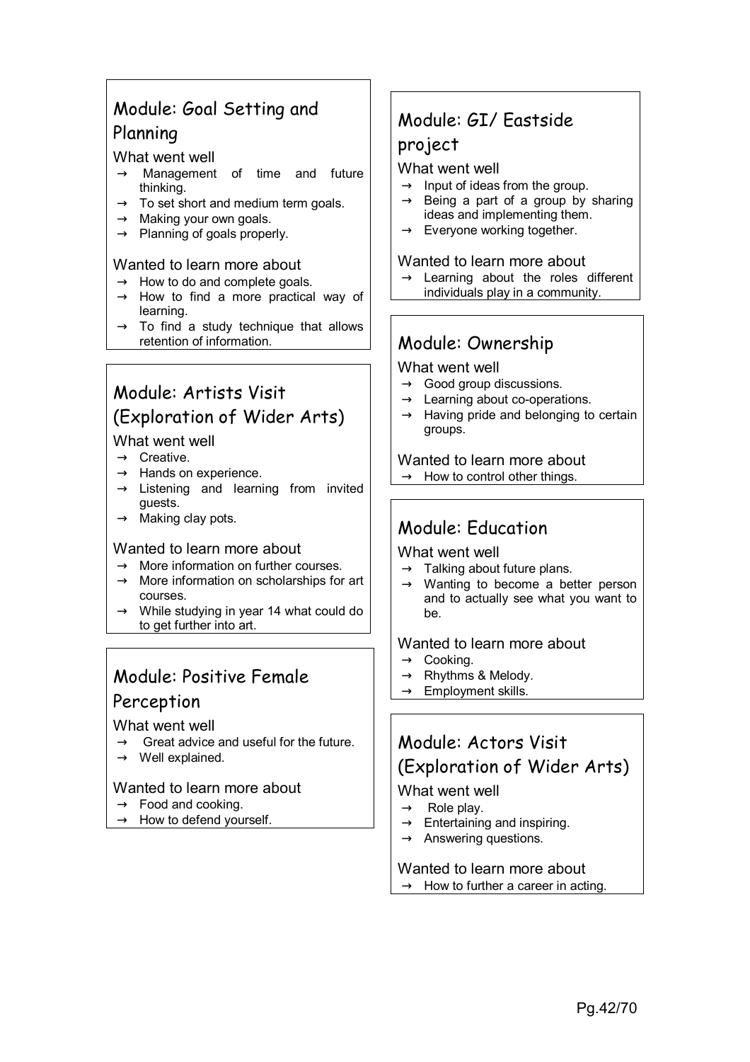## Module: Goal Setting and Planning

What went well

- → Management of time and future thinking.
- → To set short and medium term goals.
- → Making your own goals.
- → Planning of goals properly.

Wanted to learn more about

- → How to do and complete goals.
- → How to find a more practical way of learning.
- → To find a study technique that allows retention of information.

## Module: Artists Visit (Exploration of Wider Arts)

What went well

- → Creative.
- → Hands on experience.
- → Listening and learning from invited guests.
- → Making clay pots.

Wanted to learn more about

- → More information on further courses.
- → More information on scholarships for art courses.
- → While studying in year 14 what could do to get further into art.

## Module: Positive Female Perception

What went well

- → Great advice and useful for the future.
- → Well explained.

Wanted to learn more about

- → Food and cooking.
- → How to defend yourself.

## Module: GI/ Eastside project

What went well

- → Input of ideas from the group.
- → Being a part of a group by sharing ideas and implementing them.
- → Everyone working together.

Wanted to learn more about

- → Learning about the roles different individuals play in a community.

## Module: Ownership

What went well

- → Good group discussions.
- → Learning about co-operations.
- → Having pride and belonging to certain groups.

Wanted to learn more about

- → How to control other things.

## Module: Education

What went well

- → Talking about future plans.
- → Wanting to become a better person and to actually see what you want to be.

Wanted to learn more about

- → Cooking.
- → Rhythms & Melody.
- → Employment skills.

## Module: Actors Visit (Exploration of Wider Arts)

What went well

- → Role play.
- → Entertaining and inspiring.
- → Answering questions.

Wanted to learn more about

- → How to further a career in acting.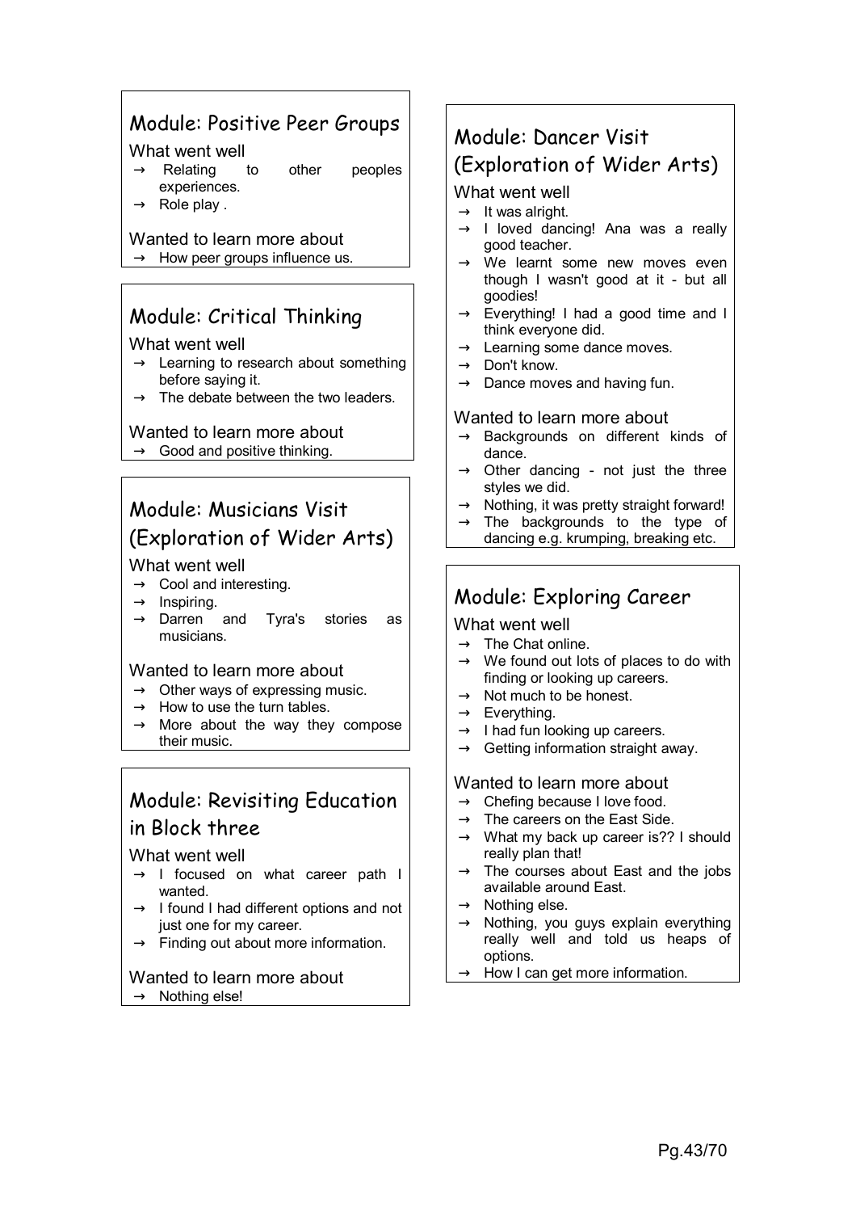## Module: Positive Peer Groups

What went well

- Relating to other peoples experiences.
- Role play .

Wanted to learn more about

- How peer groups influence us.

## Module: Critical Thinking

What went well

- Learning to research about something before saying it.
- The debate between the two leaders.

Wanted to learn more about

- Good and positive thinking.

## Module: Musicians Visit (Exploration of Wider Arts)

What went well

- Cool and interesting.
- Inspiring.
- Darren and Tyra's stories as musicians.

Wanted to learn more about

- Other ways of expressing music.
- How to use the turn tables.
- More about the way they compose their music.

## Module: Revisiting Education in Block three

What went well

- I focused on what career path I wanted.
- I found I had different options and not just one for my career.
- Finding out about more information.

Wanted to learn more about

- Nothing else!

## Module: Dancer Visit (Exploration of Wider Arts)

What went well

- It was alright.
- I loved dancing! Ana was a really good teacher.
- We learnt some new moves even though I wasn't good at it - but all goodies!
- Everything! I had a good time and I think everyone did.
- Learning some dance moves.
- Don't know.
- Dance moves and having fun.

Wanted to learn more about

- Backgrounds on different kinds of dance.
- Other dancing - not just the three styles we did.
- Nothing, it was pretty straight forward!
- The backgrounds to the type of dancing e.g. krumping, breaking etc.

## Module: Exploring Career

What went well

- The Chat online.
- We found out lots of places to do with finding or looking up careers.
- Not much to be honest.
- Everything.
- I had fun looking up careers.
- Getting information straight away.

Wanted to learn more about

- Chefing because I love food.
- The careers on the East Side.
- What my back up career is?? I should really plan that!
- The courses about East and the jobs available around East.
- Nothing else.
- Nothing, you guys explain everything really well and told us heaps of options.
- How I can get more information.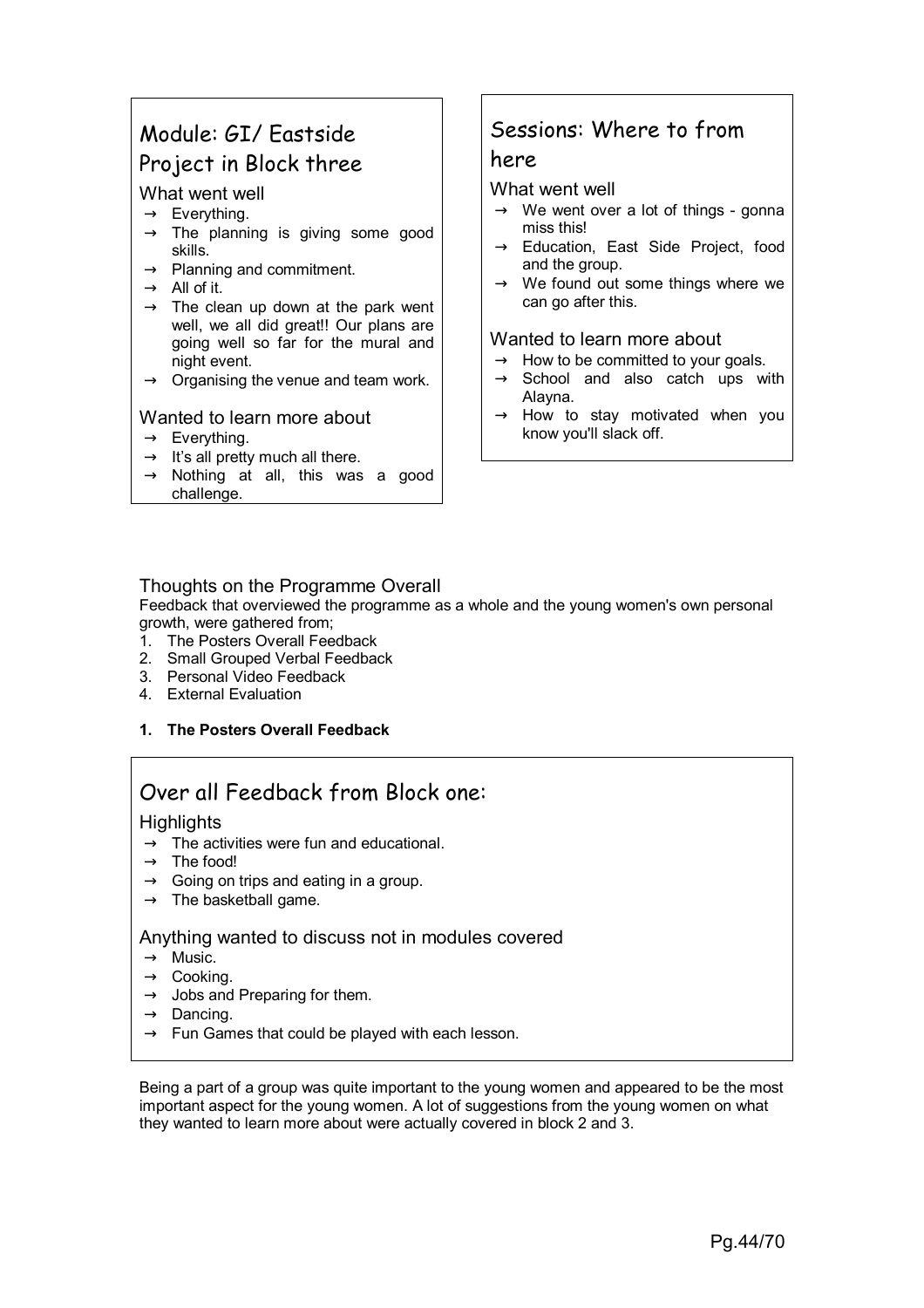## Module: GI/ Eastside Project in Block three

### What went well

- → Everything.
- → The planning is giving some good skills.
- → Planning and commitment.
- → All of it.
- → The clean up down at the park went well, we all did great!! Our plans are going well so far for the mural and night event.
- → Organising the venue and team work.

### Wanted to learn more about

- → Everything.
- → It's all pretty much all there.
- → Nothing at all, this was a good challenge.

## Sessions: Where to from here

### What went well

- → We went over a lot of things - gonna miss this!
- → Education, East Side Project, food and the group.
- → We found out some things where we can go after this.

### Wanted to learn more about

- → How to be committed to your goals.
- → School and also catch ups with Alayna.
- → How to stay motivated when you know you'll slack off.

### Thoughts on the Programme Overall

Feedback that overviewed the programme as a whole and the young women's own personal growth, were gathered from;

1. The Posters Overall Feedback
2. Small Grouped Verbal Feedback
3. Personal Video Feedback
4. External Evaluation

**1. The Posters Overall Feedback**

## Over all Feedback from Block one:

### Highlights

- → The activities were fun and educational.
- → The food!
- → Going on trips and eating in a group.
- → The basketball game.

### Anything wanted to discuss not in modules covered

- → Music.
- → Cooking.
- → Jobs and Preparing for them.
- → Dancing.
- → Fun Games that could be played with each lesson.

Being a part of a group was quite important to the young women and appeared to be the most important aspect for the young women. A lot of suggestions from the young women on what they wanted to learn more about were actually covered in block 2 and 3.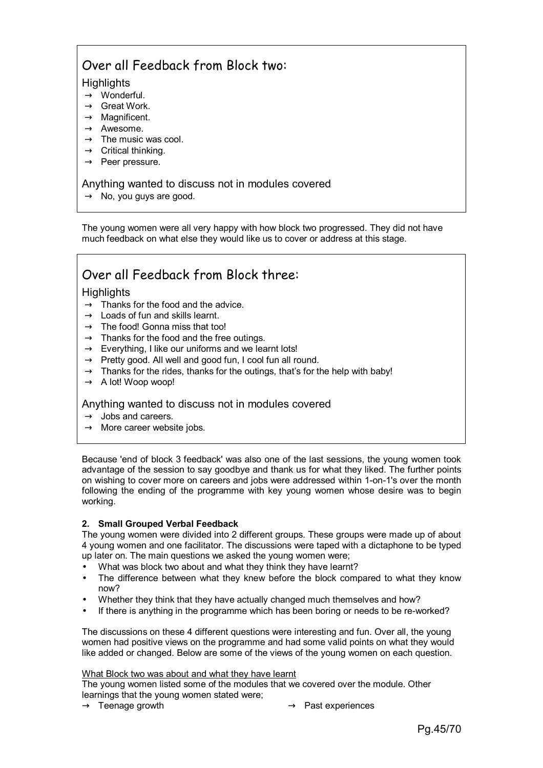## Over all Feedback from Block two:

### Highlights

- → Wonderful.
- → Great Work.
- → Magnificent.
- → Awesome.
- → The music was cool.
- → Critical thinking.
- → Peer pressure.

### Anything wanted to discuss not in modules covered

- → No, you guys are good.

The young women were all very happy with how block two progressed. They did not have much feedback on what else they would like us to cover or address at this stage.

## Over all Feedback from Block three:

### Highlights

- → Thanks for the food and the advice.
- → Loads of fun and skills learnt.
- → The food! Gonna miss that too!
- → Thanks for the food and the free outings.
- → Everything, I like our uniforms and we learnt lots!
- → Pretty good. All well and good fun, I cool fun all round.
- → Thanks for the rides, thanks for the outings, that's for the help with baby!
- → A lot! Woop woop!

### Anything wanted to discuss not in modules covered

- → Jobs and careers.
- → More career website jobs.

Because 'end of block 3 feedback' was also one of the last sessions, the young women took advantage of the session to say goodbye and thank us for what they liked. The further points on wishing to cover more on careers and jobs were addressed within 1-on-1's over the month following the ending of the programme with key young women whose desire was to begin working.

**2. Small Grouped Verbal Feedback**

The young women were divided into 2 different groups. These groups were made up of about 4 young women and one facilitator. The discussions were taped with a dictaphone to be typed up later on. The main questions we asked the young women were;

- What was block two about and what they think they have learnt?
- The difference between what they knew before the block compared to what they know now?
- Whether they think that they have actually changed much themselves and how?
- If there is anything in the programme which has been boring or needs to be re-worked?

The discussions on these 4 different questions were interesting and fun. Over all, the young women had positive views on the programme and had some valid points on what they would like added or changed. Below are some of the views of the young women on each question.

<u>What Block two was about and what they have learnt</u>

The young women listed some of the modules that we covered over the module. Other learnings that the young women stated were;

- → Teenage growth
- → Past experiences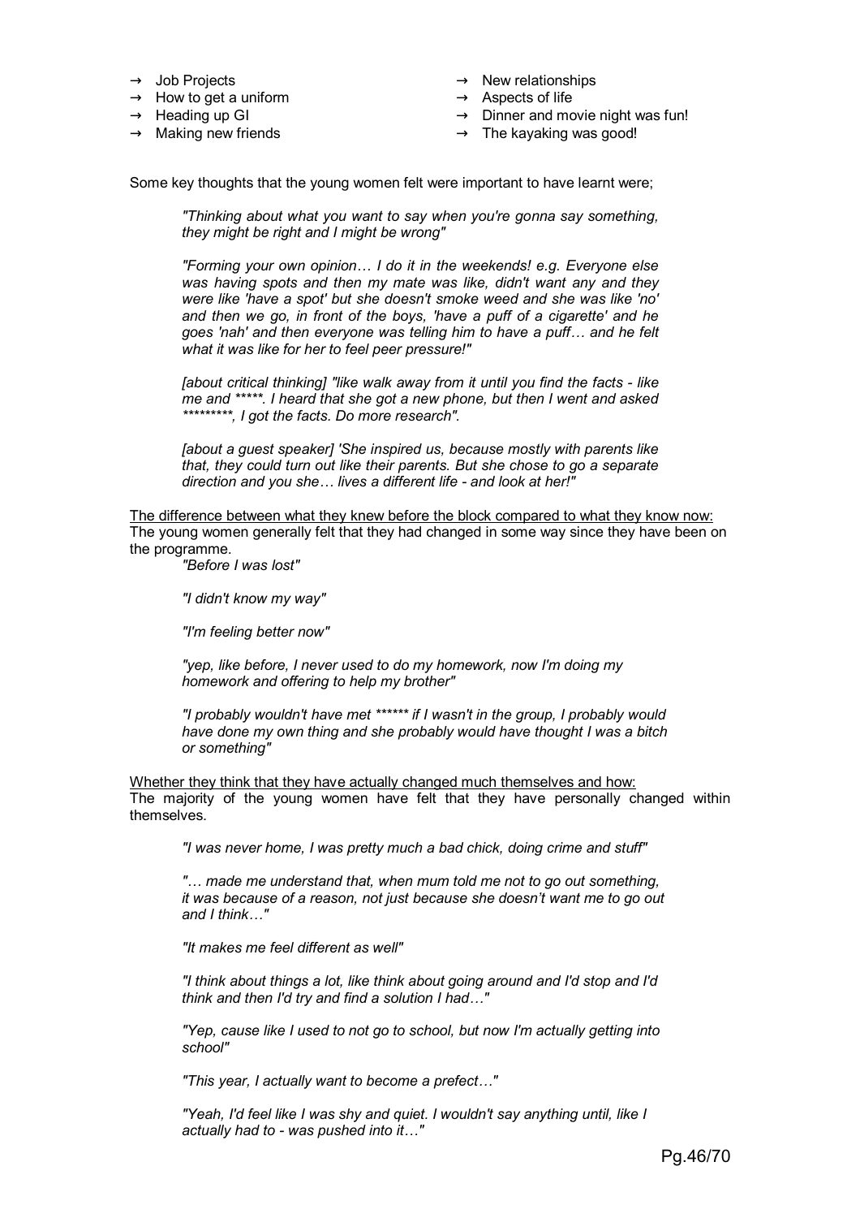- → Job Projects
- → How to get a uniform
- → Heading up GI
- → Making new friends
- → New relationships
- → Aspects of life
- → Dinner and movie night was fun!
- → The kayaking was good!

Some key thoughts that the young women felt were important to have learnt were;

> *"Thinking about what you want to say when you're gonna say something, they might be right and I might be wrong"*

> *"Forming your own opinion… I do it in the weekends! e.g. Everyone else was having spots and then my mate was like, didn't want any and they were like 'have a spot' but she doesn't smoke weed and she was like 'no' and then we go, in front of the boys, 'have a puff of a cigarette' and he goes 'nah' and then everyone was telling him to have a puff… and he felt what it was like for her to feel peer pressure!"*

> *[about critical thinking] "like walk away from it until you find the facts - like me and *****. I heard that she got a new phone, but then I went and asked *********, I got the facts. Do more research".*

> *[about a guest speaker] 'She inspired us, because mostly with parents like that, they could turn out like their parents. But she chose to go a separate direction and you she… lives a different life - and look at her!"*

<u>The difference between what they knew before the block compared to what they know now:</u>
The young women generally felt that they had changed in some way since they have been on the programme.

> *"Before I was lost"*

> *"I didn't know my way"*

> *"I'm feeling better now"*

> *"yep, like before, I never used to do my homework, now I'm doing my homework and offering to help my brother"*

> *"I probably wouldn't have met ****** if I wasn't in the group, I probably would have done my own thing and she probably would have thought I was a bitch or something"*

<u>Whether they think that they have actually changed much themselves and how:</u>
The majority of the young women have felt that they have personally changed within themselves.

> *"I was never home, I was pretty much a bad chick, doing crime and stuff"*

> *"… made me understand that, when mum told me not to go out something, it was because of a reason, not just because she doesn't want me to go out and I think…"*

> *"It makes me feel different as well"*

> *"I think about things a lot, like think about going around and I'd stop and I'd think and then I'd try and find a solution I had…"*

> *"Yep, cause like I used to not go to school, but now I'm actually getting into school"*

> *"This year, I actually want to become a prefect…"*

> *"Yeah, I'd feel like I was shy and quiet. I wouldn't say anything until, like I actually had to - was pushed into it…"*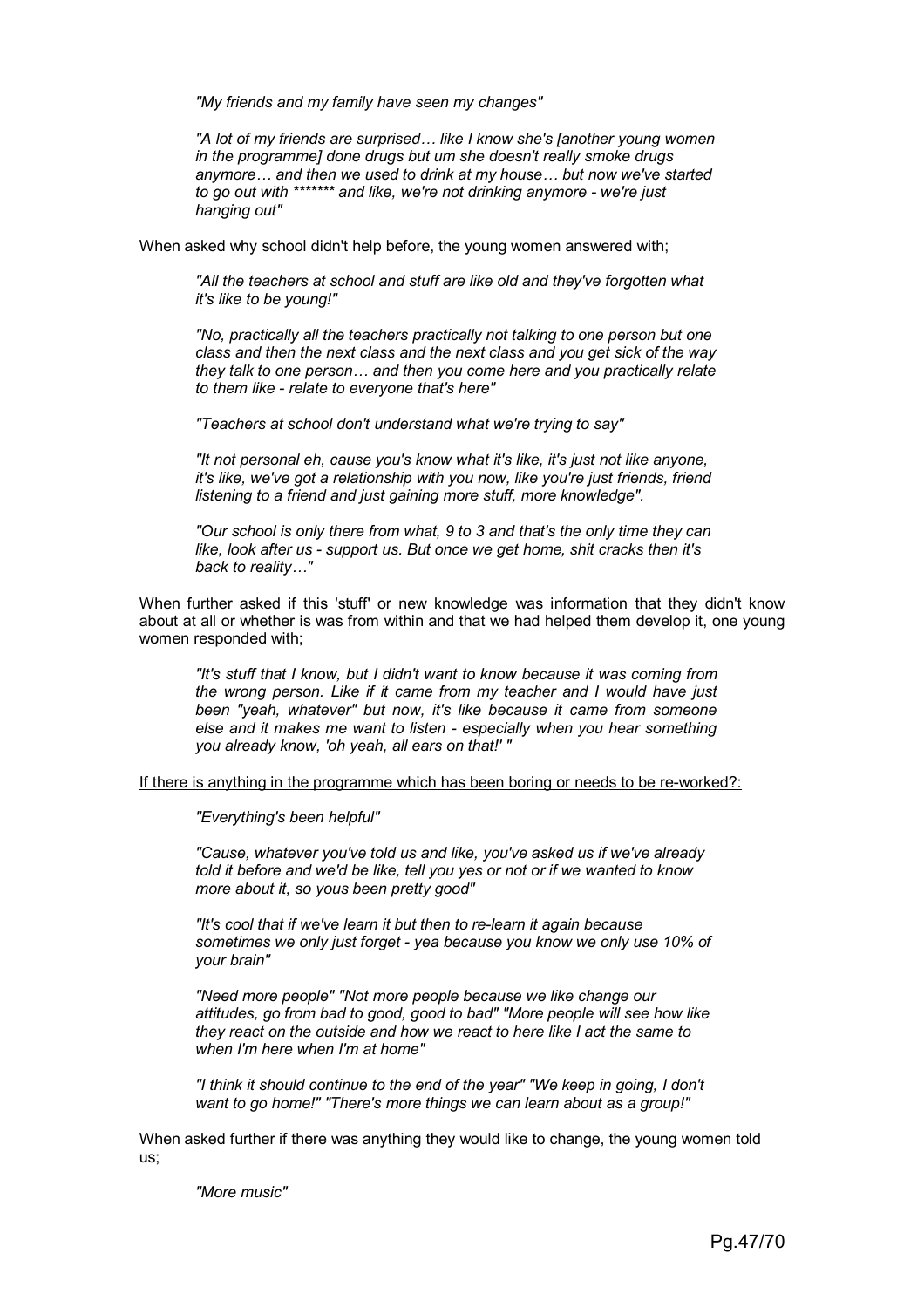> *"My friends and my family have seen my changes"*

> *"A lot of my friends are surprised… like I know she's [another young women in the programme] done drugs but um she doesn't really smoke drugs anymore… and then we used to drink at my house… but now we've started to go out with ******* and like, we're not drinking anymore - we're just hanging out"*

When asked why school didn't help before, the young women answered with;

> *"All the teachers at school and stuff are like old and they've forgotten what it's like to be young!"*

> *"No, practically all the teachers practically not talking to one person but one class and then the next class and the next class and you get sick of the way they talk to one person… and then you come here and you practically relate to them like - relate to everyone that's here"*

> *"Teachers at school don't understand what we're trying to say"*

> *"It not personal eh, cause you's know what it's like, it's just not like anyone, it's like, we've got a relationship with you now, like you're just friends, friend listening to a friend and just gaining more stuff, more knowledge".*

> *"Our school is only there from what, 9 to 3 and that's the only time they can like, look after us - support us. But once we get home, shit cracks then it's back to reality…"*

When further asked if this 'stuff' or new knowledge was information that they didn't know about at all or whether is was from within and that we had helped them develop it, one young women responded with;

> *"It's stuff that I know, but I didn't want to know because it was coming from the wrong person. Like if it came from my teacher and I would have just been "yeah, whatever" but now, it's like because it came from someone else and it makes me want to listen - especially when you hear something you already know, 'oh yeah, all ears on that!' "*

<u>If there is anything in the programme which has been boring or needs to be re-worked?:</u>

> *"Everything's been helpful"*

> *"Cause, whatever you've told us and like, you've asked us if we've already told it before and we'd be like, tell you yes or not or if we wanted to know more about it, so yous been pretty good"*

> *"It's cool that if we've learn it but then to re-learn it again because sometimes we only just forget - yea because you know we only use 10% of your brain"*

> *"Need more people" "Not more people because we like change our attitudes, go from bad to good, good to bad" "More people will see how like they react on the outside and how we react to here like I act the same to when I'm here when I'm at home"*

> *"I think it should continue to the end of the year" "We keep in going, I don't want to go home!" "There's more things we can learn about as a group!"*

When asked further if there was anything they would like to change, the young women told us;

> *"More music"*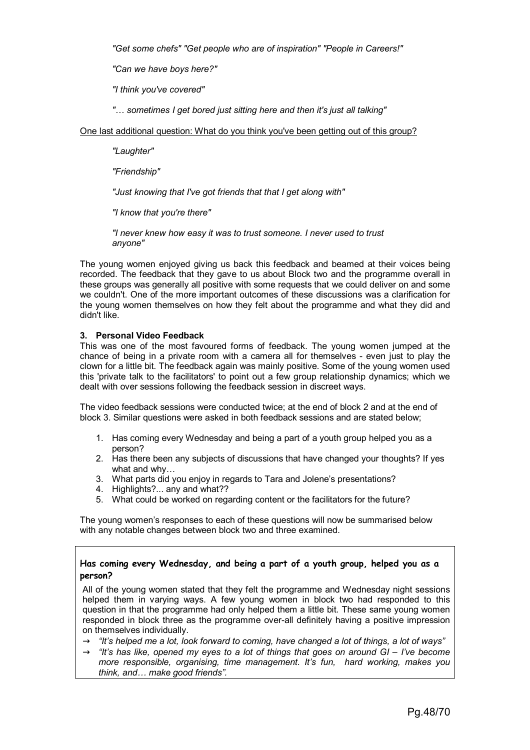*"Get some chefs" "Get people who are of inspiration" "People in Careers!"*

*"Can we have boys here?"*

*"I think you've covered"*

*"… sometimes I get bored just sitting here and then it's just all talking"*

One last additional question: What do you think you've been getting out of this group?

*"Laughter"*

*"Friendship"*

*"Just knowing that I've got friends that that I get along with"*

*"I know that you're there"*

*"I never knew how easy it was to trust someone. I never used to trust anyone"*

The young women enjoyed giving us back this feedback and beamed at their voices being recorded. The feedback that they gave to us about Block two and the programme overall in these groups was generally all positive with some requests that we could deliver on and some we couldn't. One of the more important outcomes of these discussions was a clarification for the young women themselves on how they felt about the programme and what they did and didn't like.

**3. Personal Video Feedback**

This was one of the most favoured forms of feedback. The young women jumped at the chance of being in a private room with a camera all for themselves - even just to play the clown for a little bit. The feedback again was mainly positive. Some of the young women used this 'private talk to the facilitators' to point out a few group relationship dynamics; which we dealt with over sessions following the feedback session in discreet ways.

The video feedback sessions were conducted twice; at the end of block 2 and at the end of block 3. Similar questions were asked in both feedback sessions and are stated below;

1. Has coming every Wednesday and being a part of a youth group helped you as a person?
2. Has there been any subjects of discussions that have changed your thoughts? If yes what and why…
3. What parts did you enjoy in regards to Tara and Jolene's presentations?
4. Highlights?... any and what??
5. What could be worked on regarding content or the facilitators for the future?

The young women's responses to each of these questions will now be summarised below with any notable changes between block two and three examined.

**Has coming every Wednesday, and being a part of a youth group, helped you as a person?**

All of the young women stated that they felt the programme and Wednesday night sessions helped them in varying ways. A few young women in block two had responded to this question in that the programme had only helped them a little bit. These same young women responded in block three as the programme over-all definitely having a positive impression on themselves individually.

- → *"It's helped me a lot, look forward to coming, have changed a lot of things, a lot of ways"*
- → *"It's has like, opened my eyes to a lot of things that goes on around GI – I've become more responsible, organising, time management. It's fun, hard working, makes you think, and… make good friends".*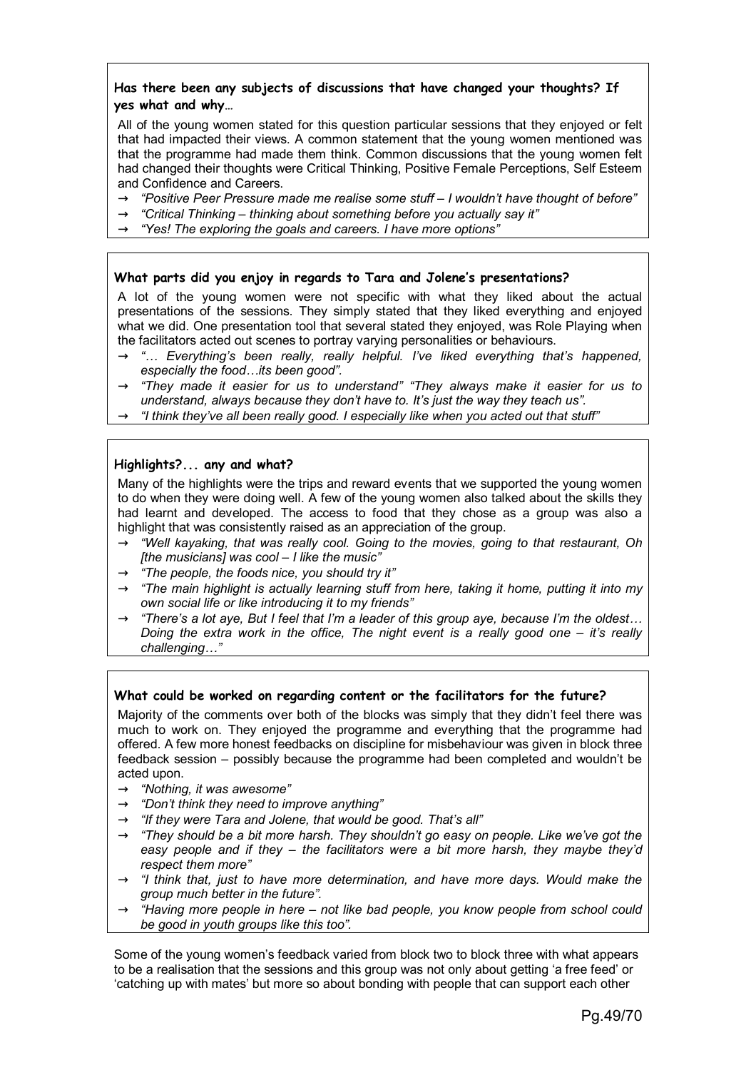**Has there been any subjects of discussions that have changed your thoughts? If yes what and why…**

All of the young women stated for this question particular sessions that they enjoyed or felt that had impacted their views. A common statement that the young women mentioned was that the programme had made them think. Common discussions that the young women felt had changed their thoughts were Critical Thinking, Positive Female Perceptions, Self Esteem and Confidence and Careers.

- *"Positive Peer Pressure made me realise some stuff – I wouldn't have thought of before"*
- *"Critical Thinking – thinking about something before you actually say it"*
- *"Yes! The exploring the goals and careers. I have more options"*

**What parts did you enjoy in regards to Tara and Jolene's presentations?**

A lot of the young women were not specific with what they liked about the actual presentations of the sessions. They simply stated that they liked everything and enjoyed what we did. One presentation tool that several stated they enjoyed, was Role Playing when the facilitators acted out scenes to portray varying personalities or behaviours.

- *"… Everything's been really, really helpful. I've liked everything that's happened, especially the food…its been good".*
- *"They made it easier for us to understand" "They always make it easier for us to understand, always because they don't have to. It's just the way they teach us".*
- *"I think they've all been really good. I especially like when you acted out that stuff"*

**Highlights?... any and what?**

Many of the highlights were the trips and reward events that we supported the young women to do when they were doing well. A few of the young women also talked about the skills they had learnt and developed. The access to food that they chose as a group was also a highlight that was consistently raised as an appreciation of the group.

- *"Well kayaking, that was really cool. Going to the movies, going to that restaurant, Oh [the musicians] was cool – I like the music"*
- *"The people, the foods nice, you should try it"*
- *"The main highlight is actually learning stuff from here, taking it home, putting it into my own social life or like introducing it to my friends"*
- *"There's a lot aye, But I feel that I'm a leader of this group aye, because I'm the oldest… Doing the extra work in the office, The night event is a really good one – it's really challenging…"*

**What could be worked on regarding content or the facilitators for the future?**

Majority of the comments over both of the blocks was simply that they didn't feel there was much to work on. They enjoyed the programme and everything that the programme had offered. A few more honest feedbacks on discipline for misbehaviour was given in block three feedback session – possibly because the programme had been completed and wouldn't be acted upon.

- *"Nothing, it was awesome"*
- *"Don't think they need to improve anything"*
- *"If they were Tara and Jolene, that would be good. That's all"*
- *"They should be a bit more harsh. They shouldn't go easy on people. Like we've got the easy people and if they – the facilitators were a bit more harsh, they maybe they'd respect them more"*
- *"I think that, just to have more determination, and have more days. Would make the group much better in the future".*
- *"Having more people in here – not like bad people, you know people from school could be good in youth groups like this too".*

Some of the young women's feedback varied from block two to block three with what appears to be a realisation that the sessions and this group was not only about getting 'a free feed' or 'catching up with mates' but more so about bonding with people that can support each other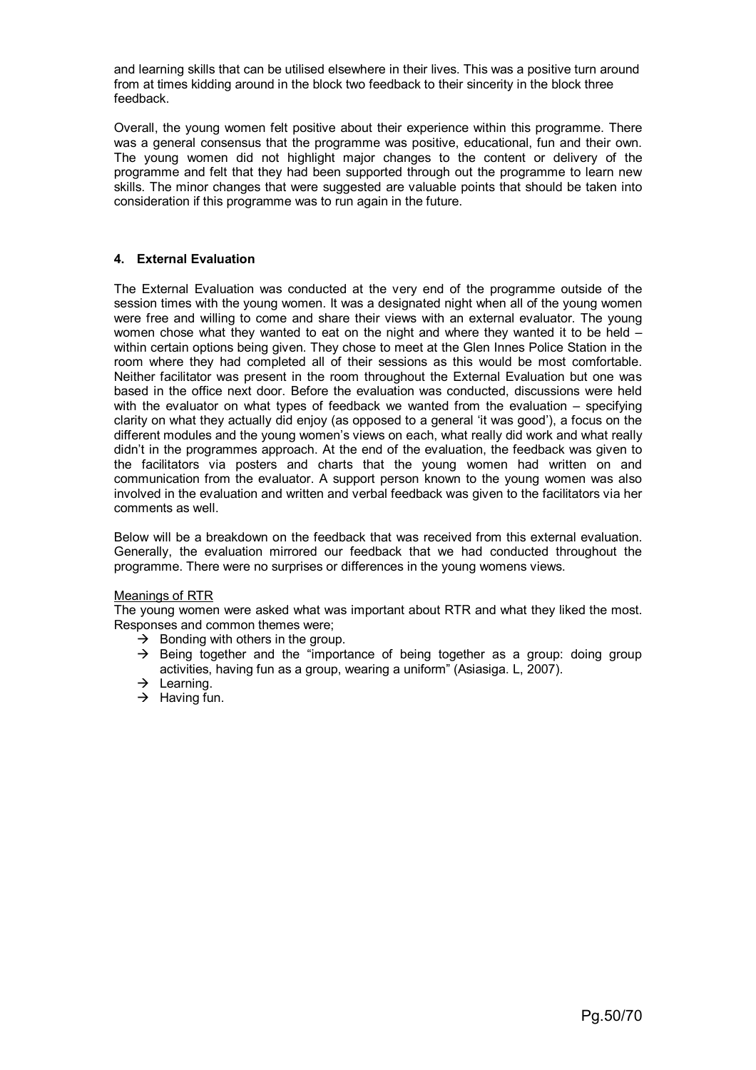and learning skills that can be utilised elsewhere in their lives. This was a positive turn around from at times kidding around in the block two feedback to their sincerity in the block three feedback.

Overall, the young women felt positive about their experience within this programme. There was a general consensus that the programme was positive, educational, fun and their own. The young women did not highlight major changes to the content or delivery of the programme and felt that they had been supported through out the programme to learn new skills. The minor changes that were suggested are valuable points that should be taken into consideration if this programme was to run again in the future.

## 4. External Evaluation

The External Evaluation was conducted at the very end of the programme outside of the session times with the young women. It was a designated night when all of the young women were free and willing to come and share their views with an external evaluator. The young women chose what they wanted to eat on the night and where they wanted it to be held – within certain options being given. They chose to meet at the Glen Innes Police Station in the room where they had completed all of their sessions as this would be most comfortable. Neither facilitator was present in the room throughout the External Evaluation but one was based in the office next door. Before the evaluation was conducted, discussions were held with the evaluator on what types of feedback we wanted from the evaluation – specifying clarity on what they actually did enjoy (as opposed to a general 'it was good'), a focus on the different modules and the young women's views on each, what really did work and what really didn't in the programmes approach. At the end of the evaluation, the feedback was given to the facilitators via posters and charts that the young women had written on and communication from the evaluator. A support person known to the young women was also involved in the evaluation and written and verbal feedback was given to the facilitators via her comments as well.

Below will be a breakdown on the feedback that was received from this external evaluation. Generally, the evaluation mirrored our feedback that we had conducted throughout the programme. There were no surprises or differences in the young womens views.

<u>Meanings of RTR</u>

The young women were asked what was important about RTR and what they liked the most. Responses and common themes were;

- → Bonding with others in the group.
- → Being together and the "importance of being together as a group: doing group activities, having fun as a group, wearing a uniform" (Asiasiga. L, 2007).
- → Learning.
- → Having fun.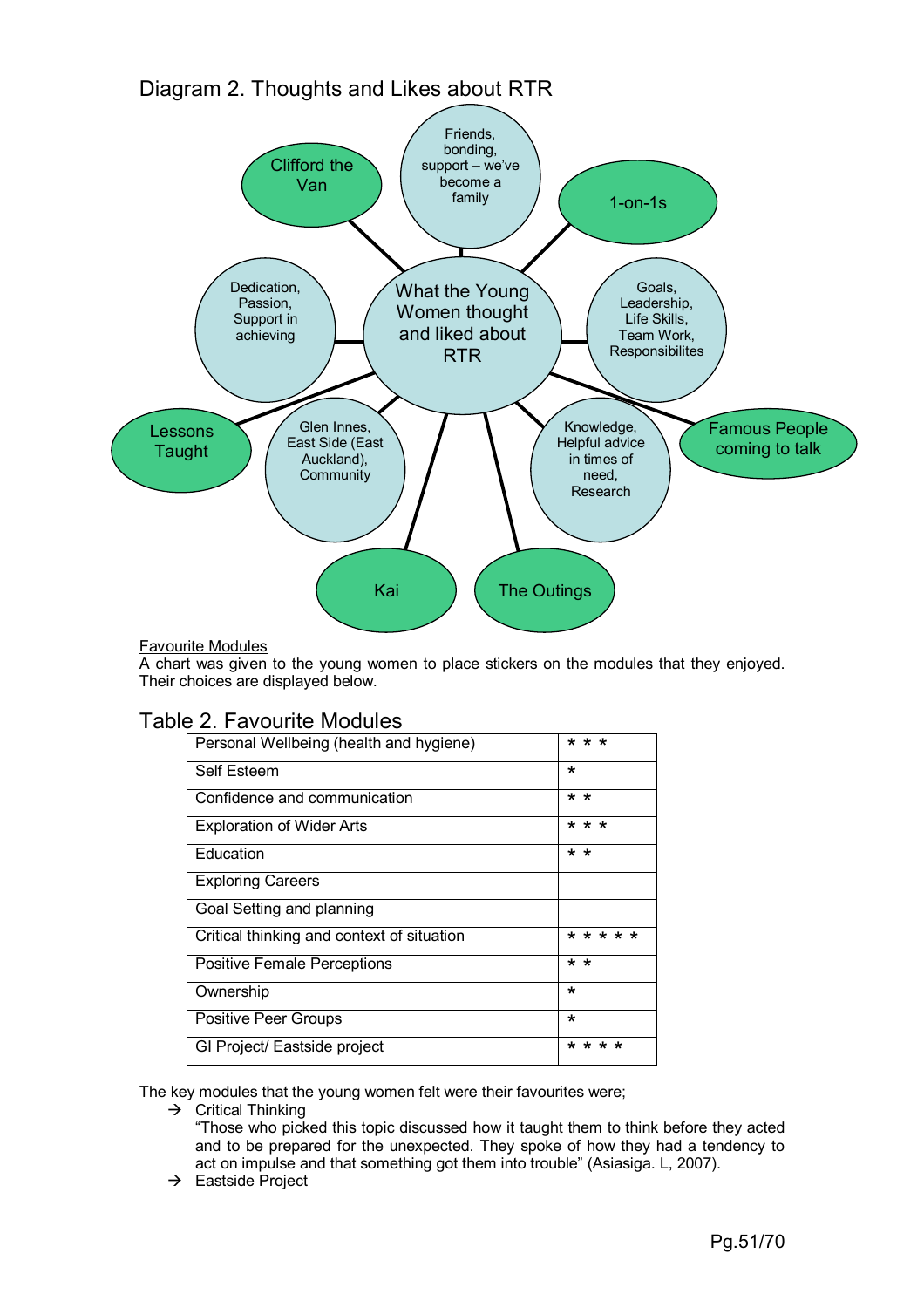## Diagram 2. Thoughts and Likes about RTR

What the Young Women thought and liked about RTR

- Friends, bonding, support – we've become a family
- 1-on-1s
- Goals, Leadership, Life Skills, Team Work, Responsibilites
- Famous People coming to talk
- Knowledge, Helpful advice in times of need, Research
- The Outings
- Kai
- Glen Innes, East Side (East Auckland), Community
- Lessons Taught
- Dedication, Passion, Support in achieving
- Clifford the Van

<u>Favourite Modules</u>

A chart was given to the young women to place stickers on the modules that they enjoyed. Their choices are displayed below.

## Table 2. Favourite Modules

| Module | Stickers |
|---|---|
| Personal Wellbeing (health and hygiene) | * * * |
| Self Esteem | * |
| Confidence and communication | * * |
| Exploration of Wider Arts | * * * |
| Education | * * |
| Exploring Careers | |
| Goal Setting and planning | |
| Critical thinking and context of situation | * * * * * |
| Positive Female Perceptions | * * |
| Ownership | * |
| Positive Peer Groups | * |
| GI Project/ Eastside project | * * * * |

The key modules that the young women felt were their favourites were;

→ Critical Thinking
"Those who picked this topic discussed how it taught them to think before they acted and to be prepared for the unexpected. They spoke of how they had a tendency to act on impulse and that something got them into trouble" (Asiasiga. L, 2007).

→ Eastside Project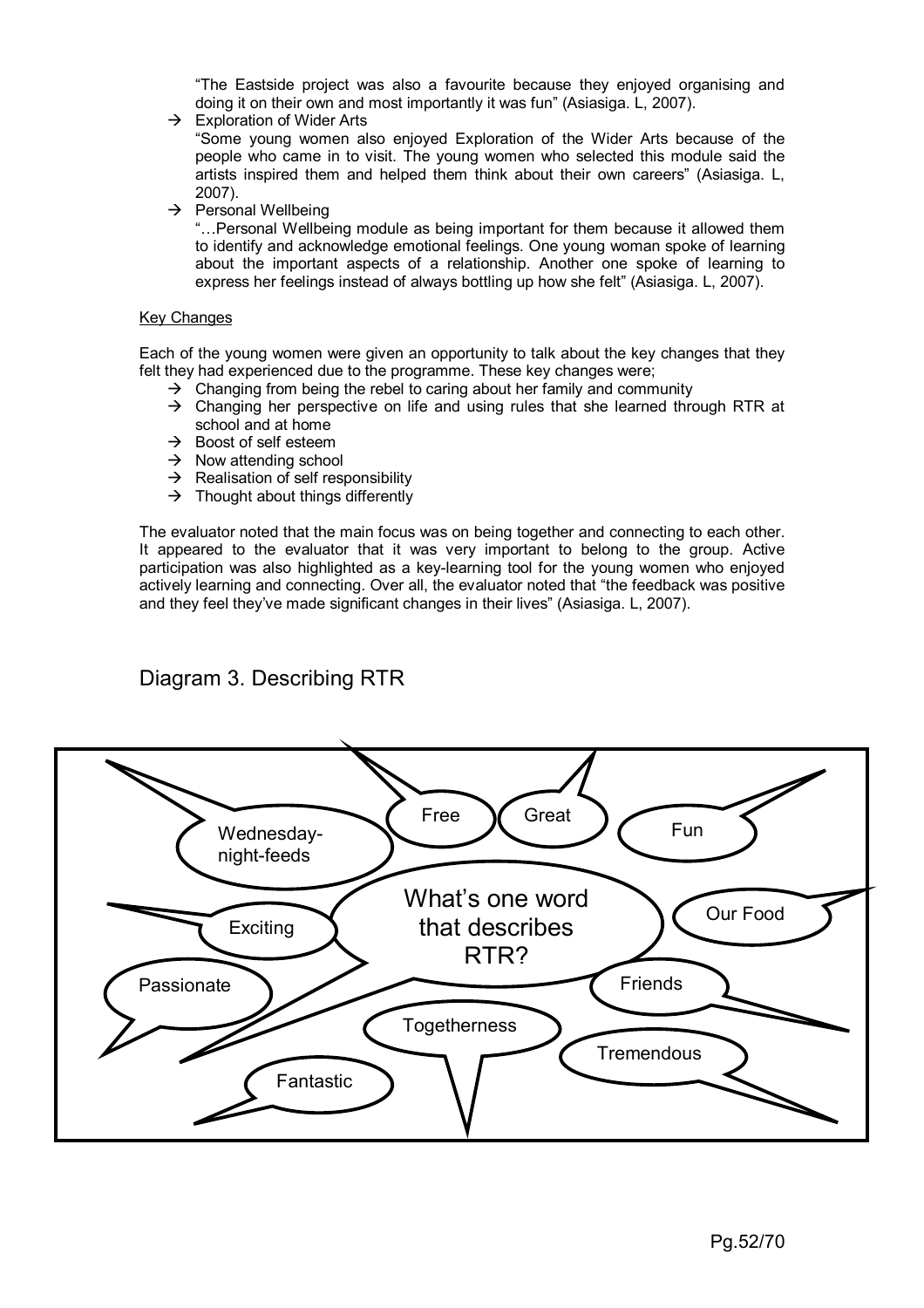"The Eastside project was also a favourite because they enjoyed organising and doing it on their own and most importantly it was fun" (Asiasiga. L, 2007).

→ Exploration of Wider Arts

"Some young women also enjoyed Exploration of the Wider Arts because of the people who came in to visit. The young women who selected this module said the artists inspired them and helped them think about their own careers" (Asiasiga. L, 2007).

→ Personal Wellbeing

"…Personal Wellbeing module as being important for them because it allowed them to identify and acknowledge emotional feelings. One young woman spoke of learning about the important aspects of a relationship. Another one spoke of learning to express her feelings instead of always bottling up how she felt" (Asiasiga. L, 2007).

Key Changes

Each of the young women were given an opportunity to talk about the key changes that they felt they had experienced due to the programme. These key changes were;

- → Changing from being the rebel to caring about her family and community
- → Changing her perspective on life and using rules that she learned through RTR at school and at home
- → Boost of self esteem
- → Now attending school
- → Realisation of self responsibility
- → Thought about things differently

The evaluator noted that the main focus was on being together and connecting to each other. It appeared to the evaluator that it was very important to belong to the group. Active participation was also highlighted as a key-learning tool for the young women who enjoyed actively learning and connecting. Over all, the evaluator noted that "the feedback was positive and they feel they've made significant changes in their lives" (Asiasiga. L, 2007).

## Diagram 3. Describing RTR

What's one word that describes RTR?

- Wednesday-night-feeds
- Free
- Great
- Fun
- Exciting
- Our Food
- Passionate
- Friends
- Togetherness
- Tremendous
- Fantastic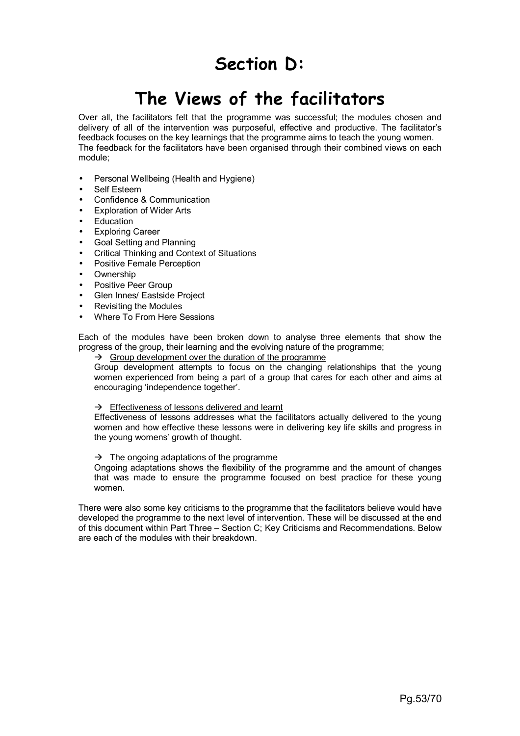# Section D:

# The Views of the facilitators

Over all, the facilitators felt that the programme was successful; the modules chosen and delivery of all of the intervention was purposeful, effective and productive. The facilitator's feedback focuses on the key learnings that the programme aims to teach the young women. The feedback for the facilitators have been organised through their combined views on each module;

- Personal Wellbeing (Health and Hygiene)
- Self Esteem
- Confidence & Communication
- Exploration of Wider Arts
- Education
- Exploring Career
- Goal Setting and Planning
- Critical Thinking and Context of Situations
- Positive Female Perception
- Ownership
- Positive Peer Group
- Glen Innes/ Eastside Project
- Revisiting the Modules
- Where To From Here Sessions

Each of the modules have been broken down to analyse three elements that show the progress of the group, their learning and the evolving nature of the programme;

→ <u>Group development over the duration of the programme</u>

Group development attempts to focus on the changing relationships that the young women experienced from being a part of a group that cares for each other and aims at encouraging 'independence together'.

→ <u>Effectiveness of lessons delivered and learnt</u>

Effectiveness of lessons addresses what the facilitators actually delivered to the young women and how effective these lessons were in delivering key life skills and progress in the young womens' growth of thought.

→ <u>The ongoing adaptations of the programme</u>

Ongoing adaptations shows the flexibility of the programme and the amount of changes that was made to ensure the programme focused on best practice for these young women.

There were also some key criticisms to the programme that the facilitators believe would have developed the programme to the next level of intervention. These will be discussed at the end of this document within Part Three – Section C; Key Criticisms and Recommendations. Below are each of the modules with their breakdown.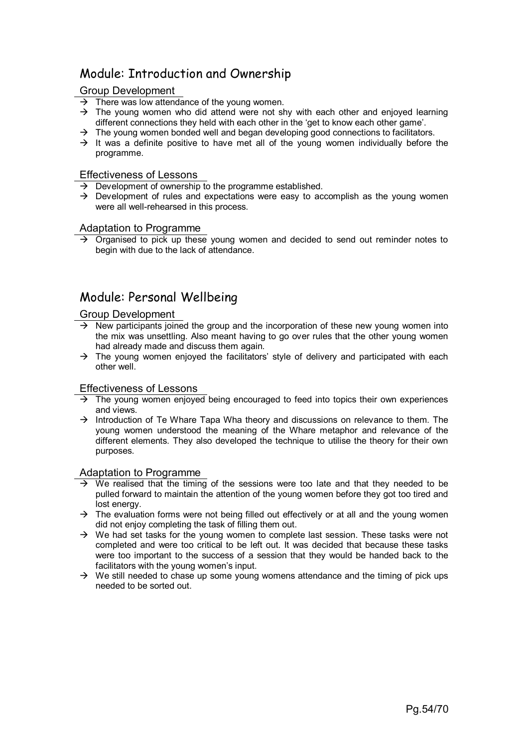## Module: Introduction and Ownership

### Group Development

- → There was low attendance of the young women.
- → The young women who did attend were not shy with each other and enjoyed learning different connections they held with each other in the 'get to know each other game'.
- → The young women bonded well and began developing good connections to facilitators.
- → It was a definite positive to have met all of the young women individually before the programme.

### Effectiveness of Lessons

- → Development of ownership to the programme established.
- → Development of rules and expectations were easy to accomplish as the young women were all well-rehearsed in this process.

### Adaptation to Programme

- → Organised to pick up these young women and decided to send out reminder notes to begin with due to the lack of attendance.

## Module: Personal Wellbeing

### Group Development

- → New participants joined the group and the incorporation of these new young women into the mix was unsettling. Also meant having to go over rules that the other young women had already made and discuss them again.
- → The young women enjoyed the facilitators' style of delivery and participated with each other well.

### Effectiveness of Lessons

- → The young women enjoyed being encouraged to feed into topics their own experiences and views.
- → Introduction of Te Whare Tapa Wha theory and discussions on relevance to them. The young women understood the meaning of the Whare metaphor and relevance of the different elements. They also developed the technique to utilise the theory for their own purposes.

### Adaptation to Programme

- → We realised that the timing of the sessions were too late and that they needed to be pulled forward to maintain the attention of the young women before they got too tired and lost energy.
- → The evaluation forms were not being filled out effectively or at all and the young women did not enjoy completing the task of filling them out.
- → We had set tasks for the young women to complete last session. These tasks were not completed and were too critical to be left out. It was decided that because these tasks were too important to the success of a session that they would be handed back to the facilitators with the young women's input.
- → We still needed to chase up some young womens attendance and the timing of pick ups needed to be sorted out.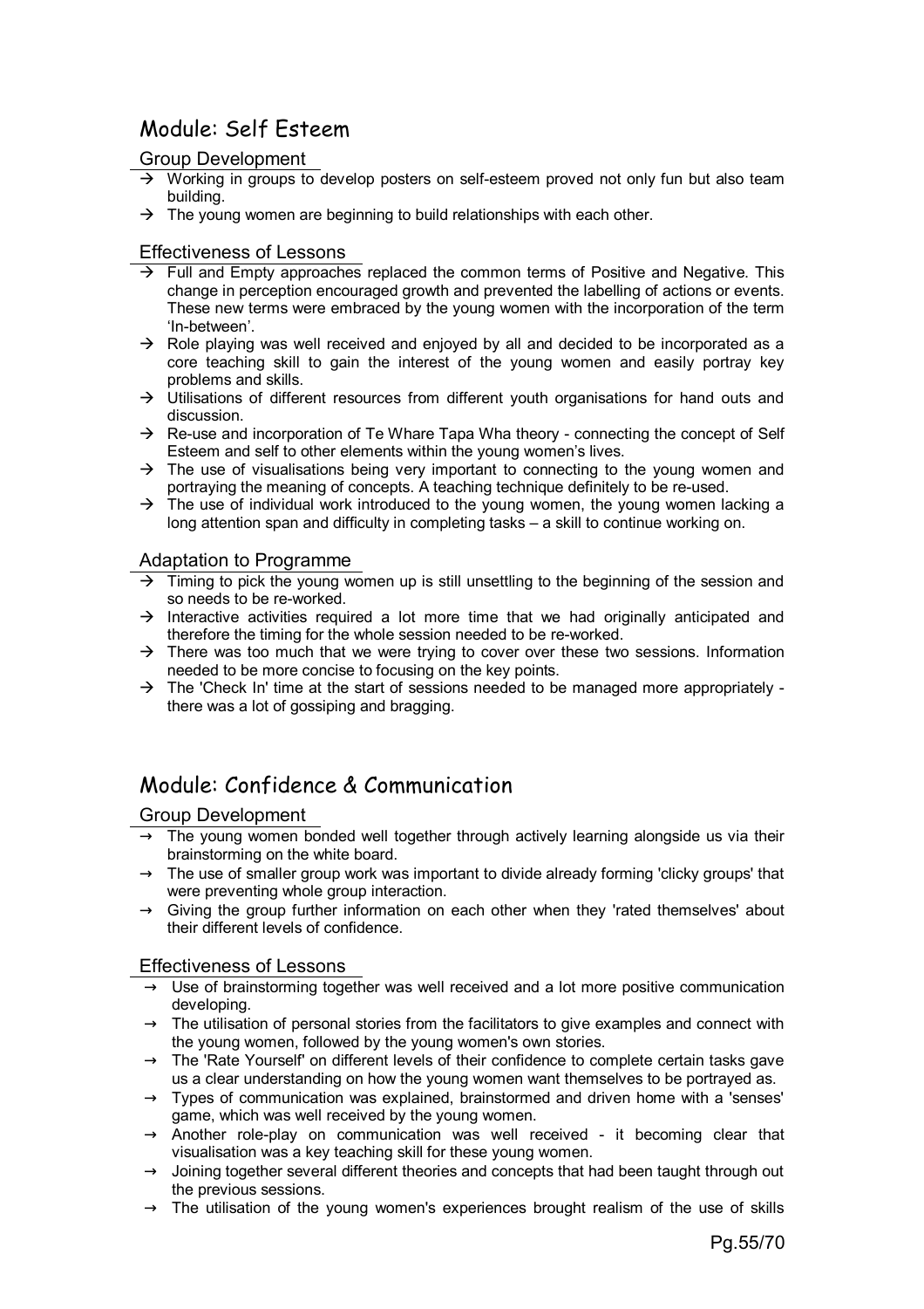## Module: Self Esteem

### Group Development

- → Working in groups to develop posters on self-esteem proved not only fun but also team building.
- → The young women are beginning to build relationships with each other.

### Effectiveness of Lessons

- → Full and Empty approaches replaced the common terms of Positive and Negative. This change in perception encouraged growth and prevented the labelling of actions or events. These new terms were embraced by the young women with the incorporation of the term 'In-between'.
- → Role playing was well received and enjoyed by all and decided to be incorporated as a core teaching skill to gain the interest of the young women and easily portray key problems and skills.
- → Utilisations of different resources from different youth organisations for hand outs and discussion.
- → Re-use and incorporation of Te Whare Tapa Wha theory - connecting the concept of Self Esteem and self to other elements within the young women's lives.
- → The use of visualisations being very important to connecting to the young women and portraying the meaning of concepts. A teaching technique definitely to be re-used.
- → The use of individual work introduced to the young women, the young women lacking a long attention span and difficulty in completing tasks – a skill to continue working on.

### Adaptation to Programme

- → Timing to pick the young women up is still unsettling to the beginning of the session and so needs to be re-worked.
- → Interactive activities required a lot more time that we had originally anticipated and therefore the timing for the whole session needed to be re-worked.
- → There was too much that we were trying to cover over these two sessions. Information needed to be more concise to focusing on the key points.
- → The 'Check In' time at the start of sessions needed to be managed more appropriately - there was a lot of gossiping and bragging.

## Module: Confidence & Communication

### Group Development

- → The young women bonded well together through actively learning alongside us via their brainstorming on the white board.
- → The use of smaller group work was important to divide already forming 'clicky groups' that were preventing whole group interaction.
- → Giving the group further information on each other when they 'rated themselves' about their different levels of confidence.

### Effectiveness of Lessons

- → Use of brainstorming together was well received and a lot more positive communication developing.
- → The utilisation of personal stories from the facilitators to give examples and connect with the young women, followed by the young women's own stories.
- → The 'Rate Yourself' on different levels of their confidence to complete certain tasks gave us a clear understanding on how the young women want themselves to be portrayed as.
- → Types of communication was explained, brainstormed and driven home with a 'senses' game, which was well received by the young women.
- → Another role-play on communication was well received - it becoming clear that visualisation was a key teaching skill for these young women.
- → Joining together several different theories and concepts that had been taught through out the previous sessions.
- → The utilisation of the young women's experiences brought realism of the use of skills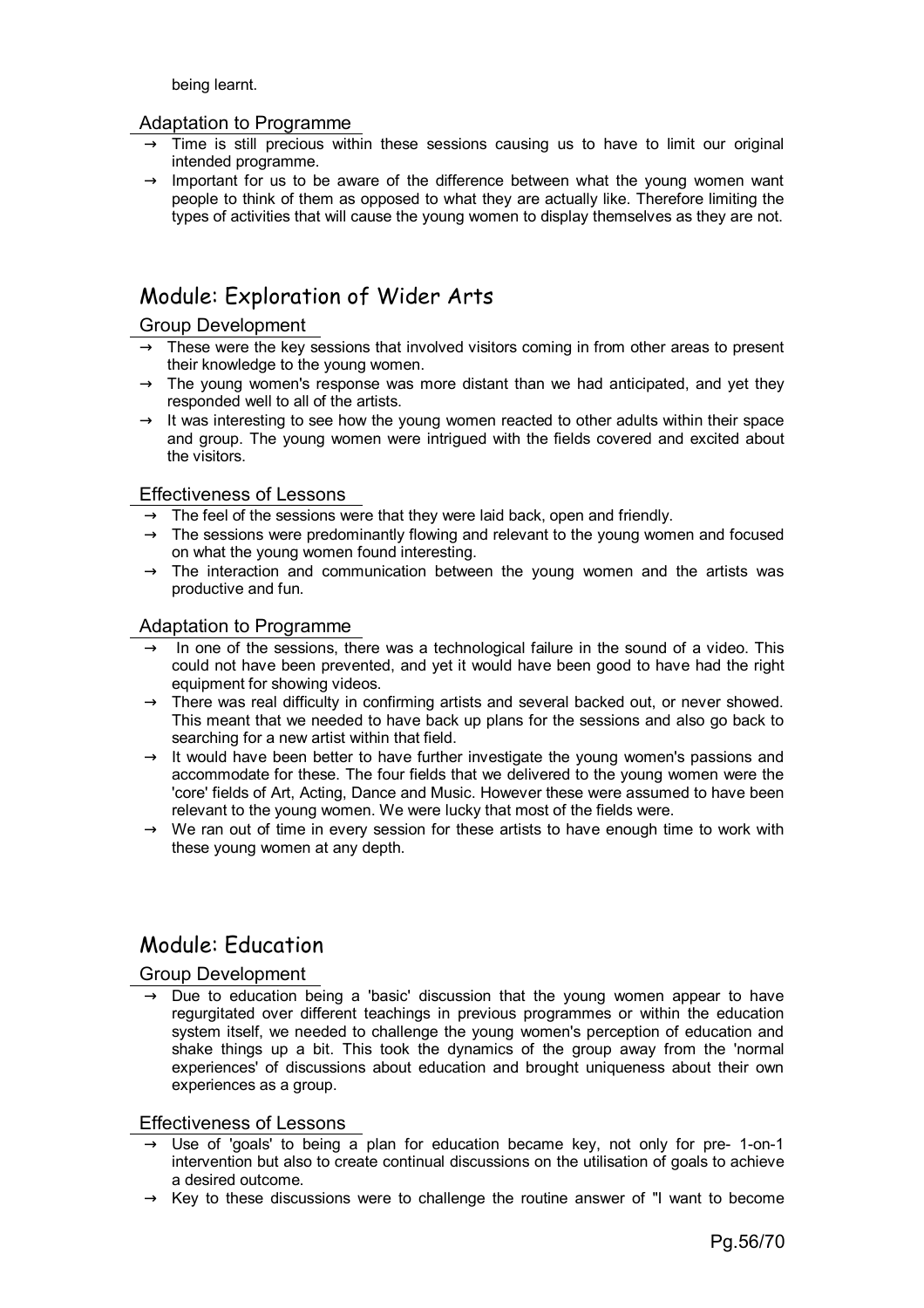being learnt.

### Adaptation to Programme

- → Time is still precious within these sessions causing us to have to limit our original intended programme.
- → Important for us to be aware of the difference between what the young women want people to think of them as opposed to what they are actually like. Therefore limiting the types of activities that will cause the young women to display themselves as they are not.

## Module: Exploration of Wider Arts

### Group Development

- → These were the key sessions that involved visitors coming in from other areas to present their knowledge to the young women.
- → The young women's response was more distant than we had anticipated, and yet they responded well to all of the artists.
- → It was interesting to see how the young women reacted to other adults within their space and group. The young women were intrigued with the fields covered and excited about the visitors.

### Effectiveness of Lessons

- → The feel of the sessions were that they were laid back, open and friendly.
- → The sessions were predominantly flowing and relevant to the young women and focused on what the young women found interesting.
- → The interaction and communication between the young women and the artists was productive and fun.

### Adaptation to Programme

- → In one of the sessions, there was a technological failure in the sound of a video. This could not have been prevented, and yet it would have been good to have had the right equipment for showing videos.
- → There was real difficulty in confirming artists and several backed out, or never showed. This meant that we needed to have back up plans for the sessions and also go back to searching for a new artist within that field.
- → It would have been better to have further investigate the young women's passions and accommodate for these. The four fields that we delivered to the young women were the 'core' fields of Art, Acting, Dance and Music. However these were assumed to have been relevant to the young women. We were lucky that most of the fields were.
- → We ran out of time in every session for these artists to have enough time to work with these young women at any depth.

## Module: Education

### Group Development

- → Due to education being a 'basic' discussion that the young women appear to have regurgitated over different teachings in previous programmes or within the education system itself, we needed to challenge the young women's perception of education and shake things up a bit. This took the dynamics of the group away from the 'normal experiences' of discussions about education and brought uniqueness about their own experiences as a group.

### Effectiveness of Lessons

- → Use of 'goals' to being a plan for education became key, not only for pre- 1-on-1 intervention but also to create continual discussions on the utilisation of goals to achieve a desired outcome.
- → Key to these discussions were to challenge the routine answer of "I want to become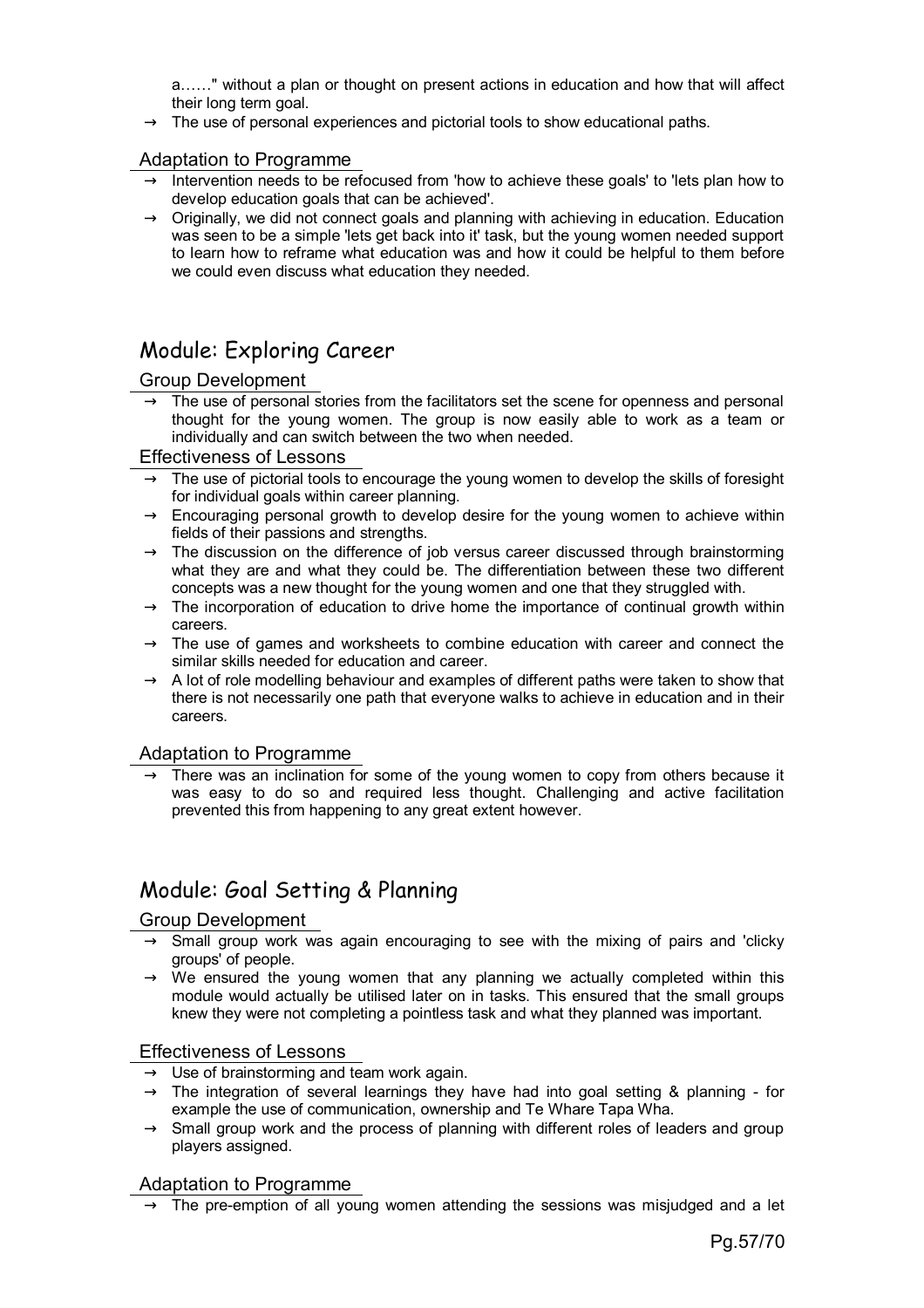a……" without a plan or thought on present actions in education and how that will affect their long term goal.

→ The use of personal experiences and pictorial tools to show educational paths.

### Adaptation to Programme

→ Intervention needs to be refocused from 'how to achieve these goals' to 'lets plan how to develop education goals that can be achieved'.

→ Originally, we did not connect goals and planning with achieving in education. Education was seen to be a simple 'lets get back into it' task, but the young women needed support to learn how to reframe what education was and how it could be helpful to them before we could even discuss what education they needed.

## Module: Exploring Career

### Group Development

→ The use of personal stories from the facilitators set the scene for openness and personal thought for the young women. The group is now easily able to work as a team or individually and can switch between the two when needed.

### Effectiveness of Lessons

→ The use of pictorial tools to encourage the young women to develop the skills of foresight for individual goals within career planning.

→ Encouraging personal growth to develop desire for the young women to achieve within fields of their passions and strengths.

→ The discussion on the difference of job versus career discussed through brainstorming what they are and what they could be. The differentiation between these two different concepts was a new thought for the young women and one that they struggled with.

→ The incorporation of education to drive home the importance of continual growth within careers.

→ The use of games and worksheets to combine education with career and connect the similar skills needed for education and career.

→ A lot of role modelling behaviour and examples of different paths were taken to show that there is not necessarily one path that everyone walks to achieve in education and in their careers.

### Adaptation to Programme

→ There was an inclination for some of the young women to copy from others because it was easy to do so and required less thought. Challenging and active facilitation prevented this from happening to any great extent however.

## Module: Goal Setting & Planning

### Group Development

→ Small group work was again encouraging to see with the mixing of pairs and 'clicky groups' of people.

→ We ensured the young women that any planning we actually completed within this module would actually be utilised later on in tasks. This ensured that the small groups knew they were not completing a pointless task and what they planned was important.

### Effectiveness of Lessons

→ Use of brainstorming and team work again.

→ The integration of several learnings they have had into goal setting & planning - for example the use of communication, ownership and Te Whare Tapa Wha.

→ Small group work and the process of planning with different roles of leaders and group players assigned.

### Adaptation to Programme

→ The pre-emption of all young women attending the sessions was misjudged and a let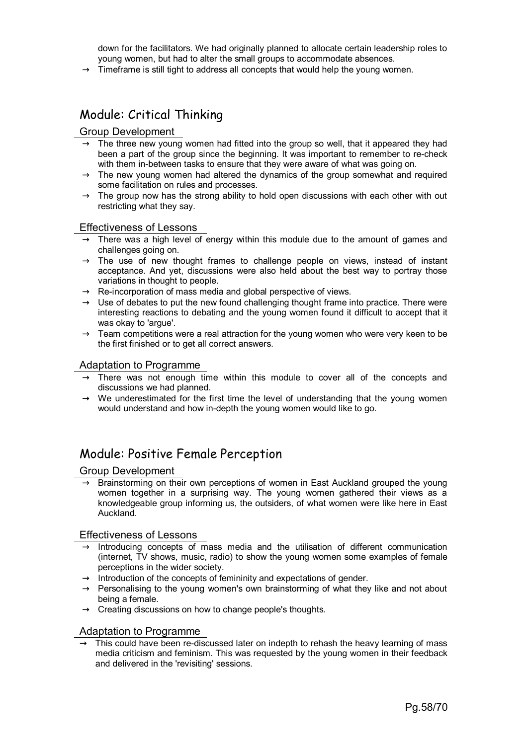down for the facilitators. We had originally planned to allocate certain leadership roles to young women, but had to alter the small groups to accommodate absences.

→ Timeframe is still tight to address all concepts that would help the young women.

## Module: Critical Thinking

### Group Development

→ The three new young women had fitted into the group so well, that it appeared they had been a part of the group since the beginning. It was important to remember to re-check with them in-between tasks to ensure that they were aware of what was going on.

→ The new young women had altered the dynamics of the group somewhat and required some facilitation on rules and processes.

→ The group now has the strong ability to hold open discussions with each other with out restricting what they say.

### Effectiveness of Lessons

→ There was a high level of energy within this module due to the amount of games and challenges going on.

→ The use of new thought frames to challenge people on views, instead of instant acceptance. And yet, discussions were also held about the best way to portray those variations in thought to people.

→ Re-incorporation of mass media and global perspective of views.

→ Use of debates to put the new found challenging thought frame into practice. There were interesting reactions to debating and the young women found it difficult to accept that it was okay to 'argue'.

→ Team competitions were a real attraction for the young women who were very keen to be the first finished or to get all correct answers.

### Adaptation to Programme

→ There was not enough time within this module to cover all of the concepts and discussions we had planned.

→ We underestimated for the first time the level of understanding that the young women would understand and how in-depth the young women would like to go.

## Module: Positive Female Perception

### Group Development

→ Brainstorming on their own perceptions of women in East Auckland grouped the young women together in a surprising way. The young women gathered their views as a knowledgeable group informing us, the outsiders, of what women were like here in East Auckland.

### Effectiveness of Lessons

→ Introducing concepts of mass media and the utilisation of different communication (internet, TV shows, music, radio) to show the young women some examples of female perceptions in the wider society.

→ Introduction of the concepts of femininity and expectations of gender.

→ Personalising to the young women's own brainstorming of what they like and not about being a female.

→ Creating discussions on how to change people's thoughts.

### Adaptation to Programme

→ This could have been re-discussed later on indepth to rehash the heavy learning of mass media criticism and feminism. This was requested by the young women in their feedback and delivered in the 'revisiting' sessions.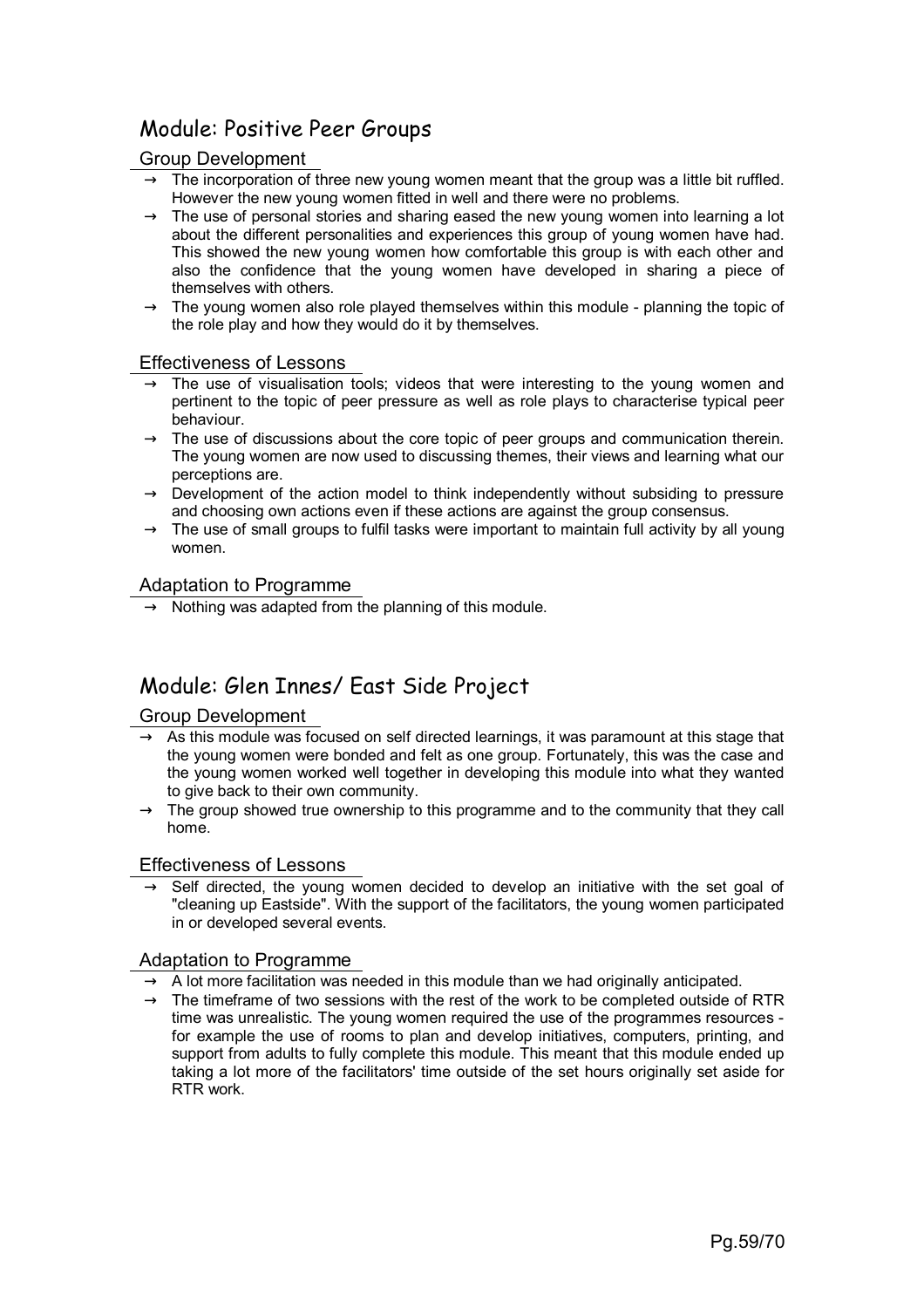## Module: Positive Peer Groups

### Group Development

- → The incorporation of three new young women meant that the group was a little bit ruffled. However the new young women fitted in well and there were no problems.
- → The use of personal stories and sharing eased the new young women into learning a lot about the different personalities and experiences this group of young women have had. This showed the new young women how comfortable this group is with each other and also the confidence that the young women have developed in sharing a piece of themselves with others.
- → The young women also role played themselves within this module - planning the topic of the role play and how they would do it by themselves.

### Effectiveness of Lessons

- → The use of visualisation tools; videos that were interesting to the young women and pertinent to the topic of peer pressure as well as role plays to characterise typical peer behaviour.
- → The use of discussions about the core topic of peer groups and communication therein. The young women are now used to discussing themes, their views and learning what our perceptions are.
- → Development of the action model to think independently without subsiding to pressure and choosing own actions even if these actions are against the group consensus.
- → The use of small groups to fulfil tasks were important to maintain full activity by all young women.

### Adaptation to Programme

- → Nothing was adapted from the planning of this module.

## Module: Glen Innes/ East Side Project

### Group Development

- → As this module was focused on self directed learnings, it was paramount at this stage that the young women were bonded and felt as one group. Fortunately, this was the case and the young women worked well together in developing this module into what they wanted to give back to their own community.
- → The group showed true ownership to this programme and to the community that they call home.

### Effectiveness of Lessons

- → Self directed, the young women decided to develop an initiative with the set goal of "cleaning up Eastside". With the support of the facilitators, the young women participated in or developed several events.

### Adaptation to Programme

- → A lot more facilitation was needed in this module than we had originally anticipated.
- → The timeframe of two sessions with the rest of the work to be completed outside of RTR time was unrealistic. The young women required the use of the programmes resources - for example the use of rooms to plan and develop initiatives, computers, printing, and support from adults to fully complete this module. This meant that this module ended up taking a lot more of the facilitators' time outside of the set hours originally set aside for RTR work.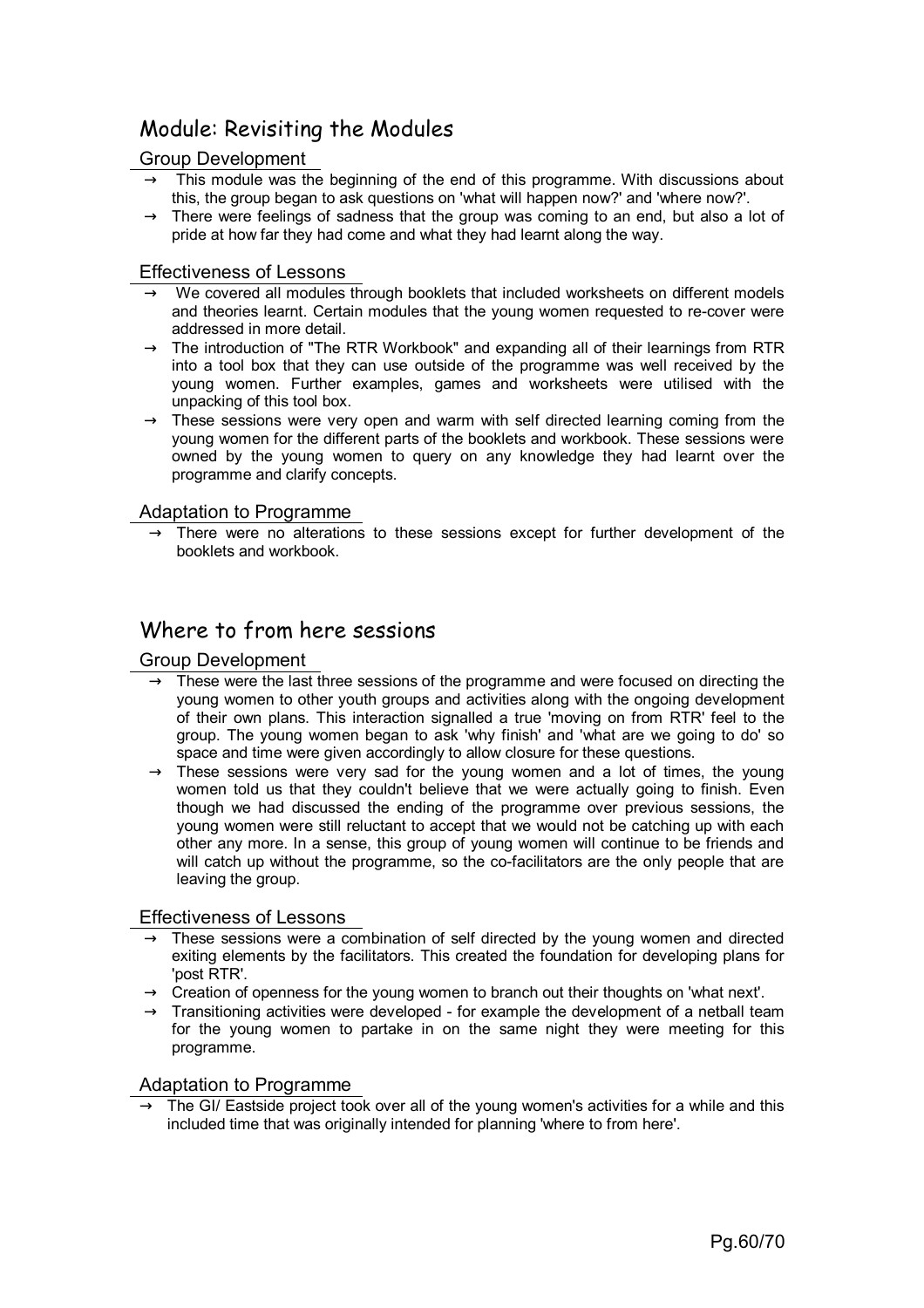## Module: Revisiting the Modules

### Group Development

- This module was the beginning of the end of this programme. With discussions about this, the group began to ask questions on 'what will happen now?' and 'where now?'.
- There were feelings of sadness that the group was coming to an end, but also a lot of pride at how far they had come and what they had learnt along the way.

### Effectiveness of Lessons

- We covered all modules through booklets that included worksheets on different models and theories learnt. Certain modules that the young women requested to re-cover were addressed in more detail.
- The introduction of "The RTR Workbook" and expanding all of their learnings from RTR into a tool box that they can use outside of the programme was well received by the young women. Further examples, games and worksheets were utilised with the unpacking of this tool box.
- These sessions were very open and warm with self directed learning coming from the young women for the different parts of the booklets and workbook. These sessions were owned by the young women to query on any knowledge they had learnt over the programme and clarify concepts.

### Adaptation to Programme

- There were no alterations to these sessions except for further development of the booklets and workbook.

## Where to from here sessions

### Group Development

- These were the last three sessions of the programme and were focused on directing the young women to other youth groups and activities along with the ongoing development of their own plans. This interaction signalled a true 'moving on from RTR' feel to the group. The young women began to ask 'why finish' and 'what are we going to do' so space and time were given accordingly to allow closure for these questions.
- These sessions were very sad for the young women and a lot of times, the young women told us that they couldn't believe that we were actually going to finish. Even though we had discussed the ending of the programme over previous sessions, the young women were still reluctant to accept that we would not be catching up with each other any more. In a sense, this group of young women will continue to be friends and will catch up without the programme, so the co-facilitators are the only people that are leaving the group.

### Effectiveness of Lessons

- These sessions were a combination of self directed by the young women and directed exiting elements by the facilitators. This created the foundation for developing plans for 'post RTR'.
- Creation of openness for the young women to branch out their thoughts on 'what next'.
- Transitioning activities were developed - for example the development of a netball team for the young women to partake in on the same night they were meeting for this programme.

### Adaptation to Programme

- The GI/ Eastside project took over all of the young women's activities for a while and this included time that was originally intended for planning 'where to from here'.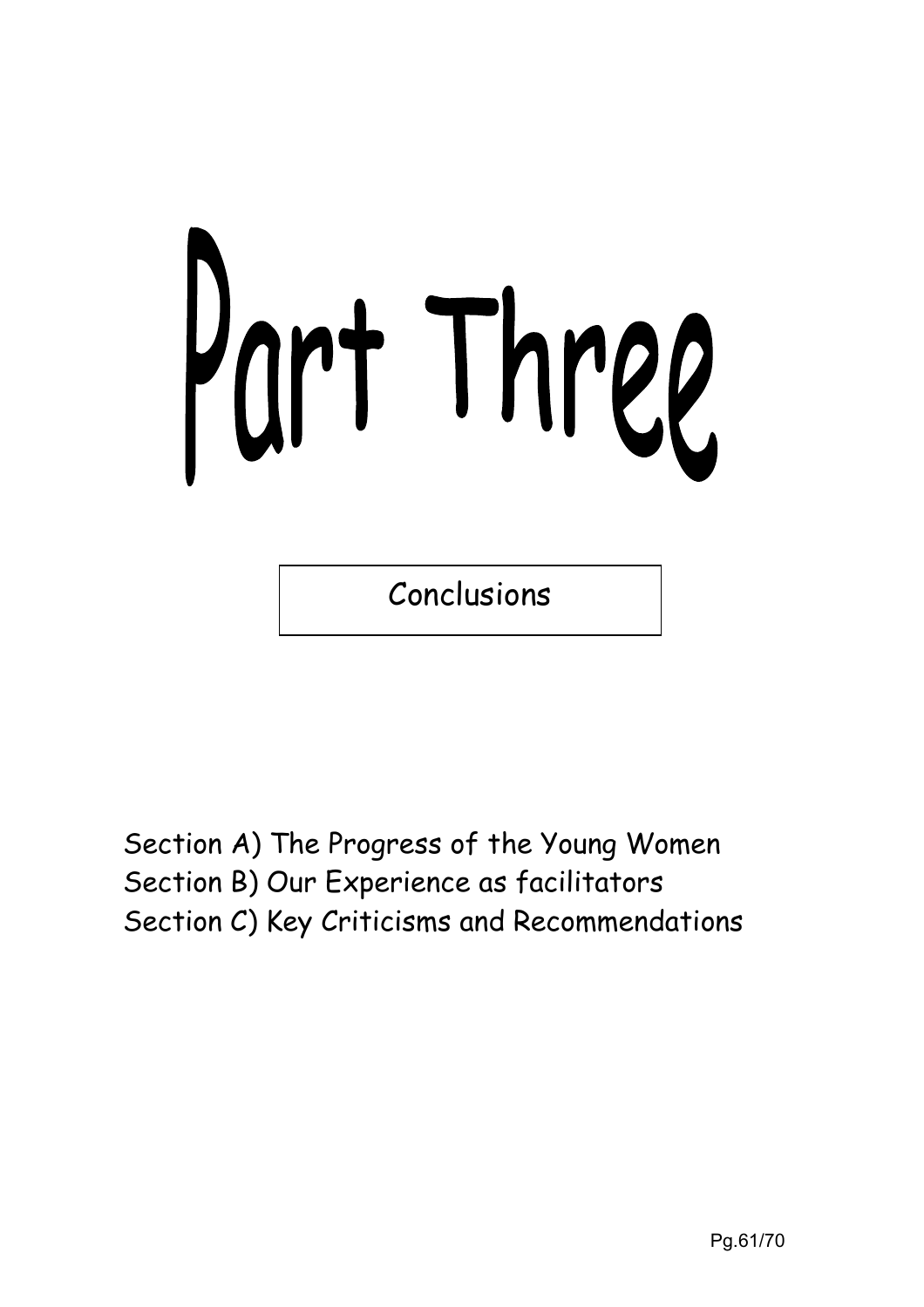# Part Three

## Conclusions

Section A) The Progress of the Young Women
Section B) Our Experience as facilitators
Section C) Key Criticisms and Recommendations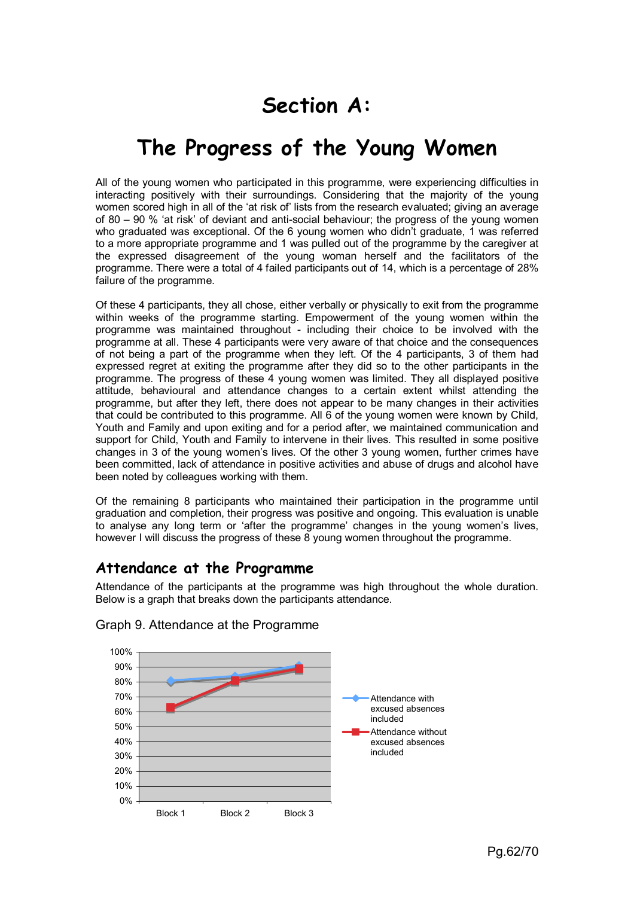# Section A:

# The Progress of the Young Women

All of the young women who participated in this programme, were experiencing difficulties in interacting positively with their surroundings. Considering that the majority of the young women scored high in all of the 'at risk of' lists from the research evaluated; giving an average of 80 – 90 % 'at risk' of deviant and anti-social behaviour; the progress of the young women who graduated was exceptional. Of the 6 young women who didn't graduate, 1 was referred to a more appropriate programme and 1 was pulled out of the programme by the caregiver at the expressed disagreement of the young woman herself and the facilitators of the programme. There were a total of 4 failed participants out of 14, which is a percentage of 28% failure of the programme.

Of these 4 participants, they all chose, either verbally or physically to exit from the programme within weeks of the programme starting. Empowerment of the young women within the programme was maintained throughout - including their choice to be involved with the programme at all. These 4 participants were very aware of that choice and the consequences of not being a part of the programme when they left. Of the 4 participants, 3 of them had expressed regret at exiting the programme after they did so to the other participants in the programme. The progress of these 4 young women was limited. They all displayed positive attitude, behavioural and attendance changes to a certain extent whilst attending the programme, but after they left, there does not appear to be many changes in their activities that could be contributed to this programme. All 6 of the young women were known by Child, Youth and Family and upon exiting and for a period after, we maintained communication and support for Child, Youth and Family to intervene in their lives. This resulted in some positive changes in 3 of the young women's lives. Of the other 3 young women, further crimes have been committed, lack of attendance in positive activities and abuse of drugs and alcohol have been noted by colleagues working with them.

Of the remaining 8 participants who maintained their participation in the programme until graduation and completion, their progress was positive and ongoing. This evaluation is unable to analyse any long term or 'after the programme' changes in the young women's lives, however I will discuss the progress of these 8 young women throughout the programme.

## Attendance at the Programme

Attendance of the participants at the programme was high throughout the whole duration. Below is a graph that breaks down the participants attendance.

Graph 9. Attendance at the Programme

| | Block 1 | Block 2 | Block 3 |
|---|---|---|---|
| Attendance with excused absences included | ~81% | ~84% | ~91% |
| Attendance without excused absences included | ~63% | ~81% | ~89% |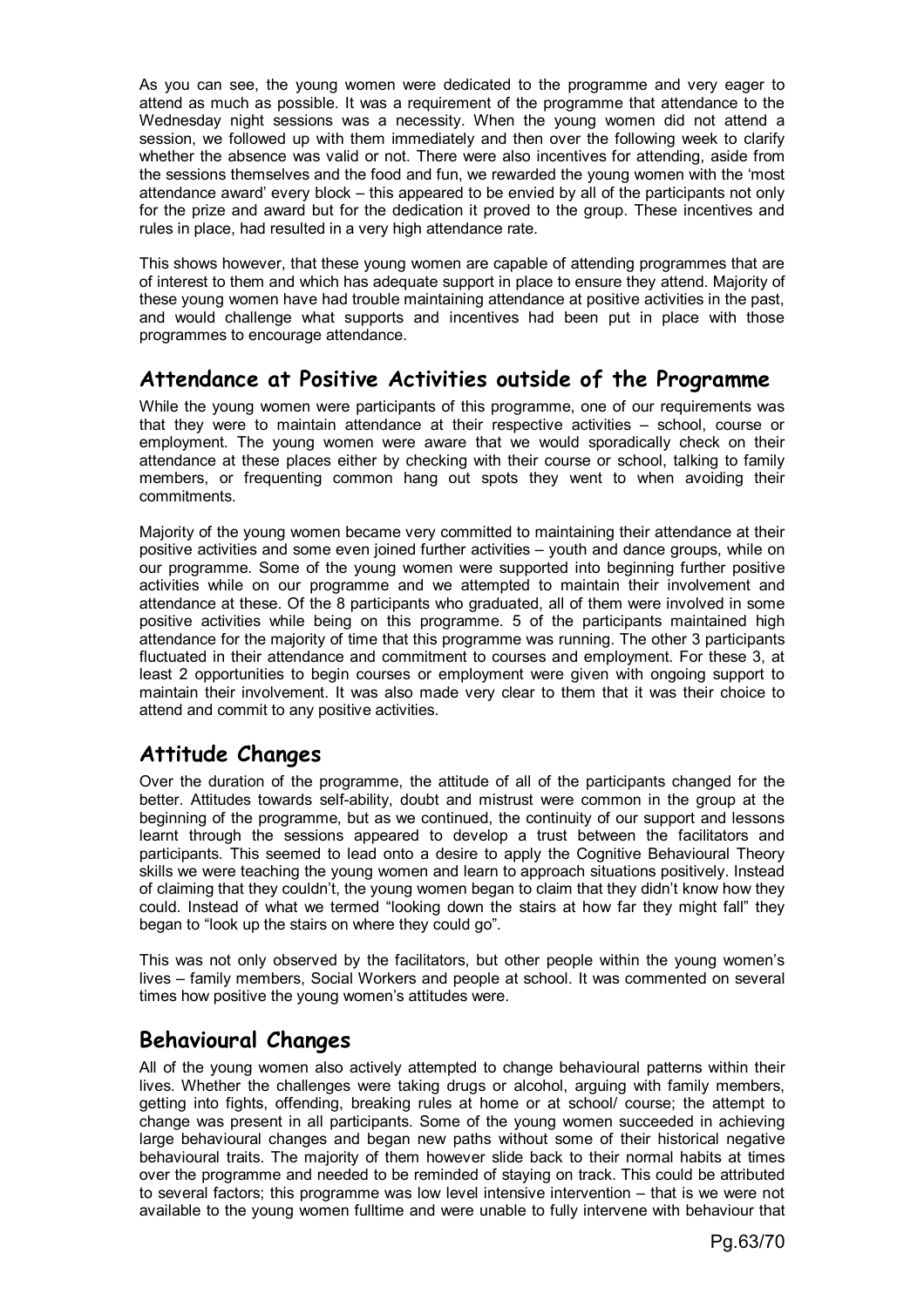As you can see, the young women were dedicated to the programme and very eager to attend as much as possible. It was a requirement of the programme that attendance to the Wednesday night sessions was a necessity. When the young women did not attend a session, we followed up with them immediately and then over the following week to clarify whether the absence was valid or not. There were also incentives for attending, aside from the sessions themselves and the food and fun, we rewarded the young women with the 'most attendance award' every block – this appeared to be envied by all of the participants not only for the prize and award but for the dedication it proved to the group. These incentives and rules in place, had resulted in a very high attendance rate.

This shows however, that these young women are capable of attending programmes that are of interest to them and which has adequate support in place to ensure they attend. Majority of these young women have had trouble maintaining attendance at positive activities in the past, and would challenge what supports and incentives had been put in place with those programmes to encourage attendance.

## Attendance at Positive Activities outside of the Programme

While the young women were participants of this programme, one of our requirements was that they were to maintain attendance at their respective activities – school, course or employment. The young women were aware that we would sporadically check on their attendance at these places either by checking with their course or school, talking to family members, or frequenting common hang out spots they went to when avoiding their commitments.

Majority of the young women became very committed to maintaining their attendance at their positive activities and some even joined further activities – youth and dance groups, while on our programme. Some of the young women were supported into beginning further positive activities while on our programme and we attempted to maintain their involvement and attendance at these. Of the 8 participants who graduated, all of them were involved in some positive activities while being on this programme. 5 of the participants maintained high attendance for the majority of time that this programme was running. The other 3 participants fluctuated in their attendance and commitment to courses and employment. For these 3, at least 2 opportunities to begin courses or employment were given with ongoing support to maintain their involvement. It was also made very clear to them that it was their choice to attend and commit to any positive activities.

## Attitude Changes

Over the duration of the programme, the attitude of all of the participants changed for the better. Attitudes towards self-ability, doubt and mistrust were common in the group at the beginning of the programme, but as we continued, the continuity of our support and lessons learnt through the sessions appeared to develop a trust between the facilitators and participants. This seemed to lead onto a desire to apply the Cognitive Behavioural Theory skills we were teaching the young women and learn to approach situations positively. Instead of claiming that they couldn't, the young women began to claim that they didn't know how they could. Instead of what we termed "looking down the stairs at how far they might fall" they began to "look up the stairs on where they could go".

This was not only observed by the facilitators, but other people within the young women's lives – family members, Social Workers and people at school. It was commented on several times how positive the young women's attitudes were.

## Behavioural Changes

All of the young women also actively attempted to change behavioural patterns within their lives. Whether the challenges were taking drugs or alcohol, arguing with family members, getting into fights, offending, breaking rules at home or at school/ course; the attempt to change was present in all participants. Some of the young women succeeded in achieving large behavioural changes and began new paths without some of their historical negative behavioural traits. The majority of them however slide back to their normal habits at times over the programme and needed to be reminded of staying on track. This could be attributed to several factors; this programme was low level intensive intervention – that is we were not available to the young women fulltime and were unable to fully intervene with behaviour that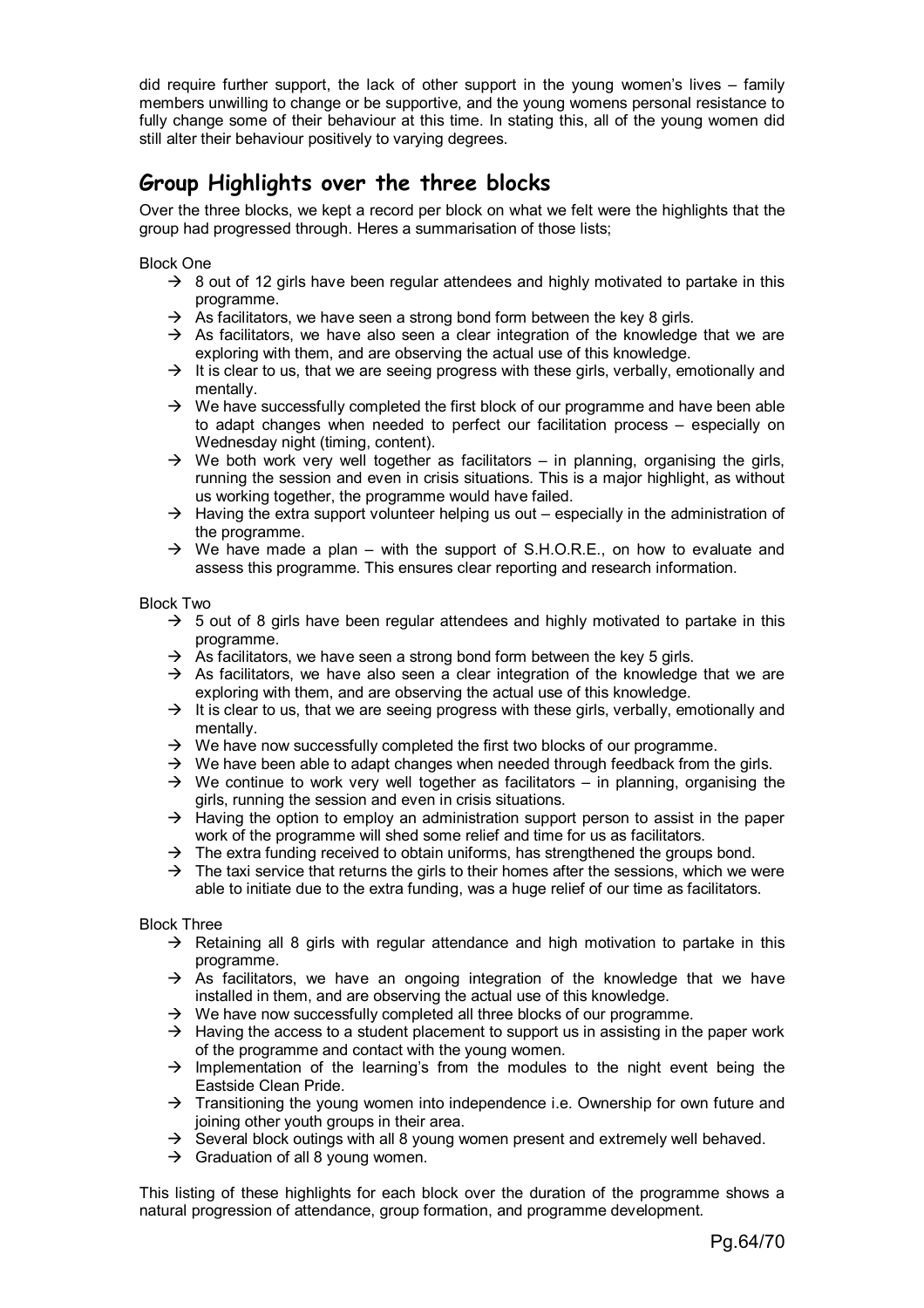did require further support, the lack of other support in the young women's lives – family members unwilling to change or be supportive, and the young womens personal resistance to fully change some of their behaviour at this time. In stating this, all of the young women did still alter their behaviour positively to varying degrees.

## Group Highlights over the three blocks

Over the three blocks, we kept a record per block on what we felt were the highlights that the group had progressed through. Heres a summarisation of those lists;

Block One

- → 8 out of 12 girls have been regular attendees and highly motivated to partake in this programme.
- → As facilitators, we have seen a strong bond form between the key 8 girls.
- → As facilitators, we have also seen a clear integration of the knowledge that we are exploring with them, and are observing the actual use of this knowledge.
- → It is clear to us, that we are seeing progress with these girls, verbally, emotionally and mentally.
- → We have successfully completed the first block of our programme and have been able to adapt changes when needed to perfect our facilitation process – especially on Wednesday night (timing, content).
- → We both work very well together as facilitators – in planning, organising the girls, running the session and even in crisis situations. This is a major highlight, as without us working together, the programme would have failed.
- → Having the extra support volunteer helping us out – especially in the administration of the programme.
- → We have made a plan – with the support of S.H.O.R.E., on how to evaluate and assess this programme. This ensures clear reporting and research information.

Block Two

- → 5 out of 8 girls have been regular attendees and highly motivated to partake in this programme.
- → As facilitators, we have seen a strong bond form between the key 5 girls.
- → As facilitators, we have also seen a clear integration of the knowledge that we are exploring with them, and are observing the actual use of this knowledge.
- → It is clear to us, that we are seeing progress with these girls, verbally, emotionally and mentally.
- → We have now successfully completed the first two blocks of our programme.
- → We have been able to adapt changes when needed through feedback from the girls.
- → We continue to work very well together as facilitators – in planning, organising the girls, running the session and even in crisis situations.
- → Having the option to employ an administration support person to assist in the paper work of the programme will shed some relief and time for us as facilitators.
- → The extra funding received to obtain uniforms, has strengthened the groups bond.
- → The taxi service that returns the girls to their homes after the sessions, which we were able to initiate due to the extra funding, was a huge relief of our time as facilitators.

Block Three

- → Retaining all 8 girls with regular attendance and high motivation to partake in this programme.
- → As facilitators, we have an ongoing integration of the knowledge that we have installed in them, and are observing the actual use of this knowledge.
- → We have now successfully completed all three blocks of our programme.
- → Having the access to a student placement to support us in assisting in the paper work of the programme and contact with the young women.
- → Implementation of the learning's from the modules to the night event being the Eastside Clean Pride.
- → Transitioning the young women into independence i.e. Ownership for own future and joining other youth groups in their area.
- → Several block outings with all 8 young women present and extremely well behaved.
- → Graduation of all 8 young women.

This listing of these highlights for each block over the duration of the programme shows a natural progression of attendance, group formation, and programme development.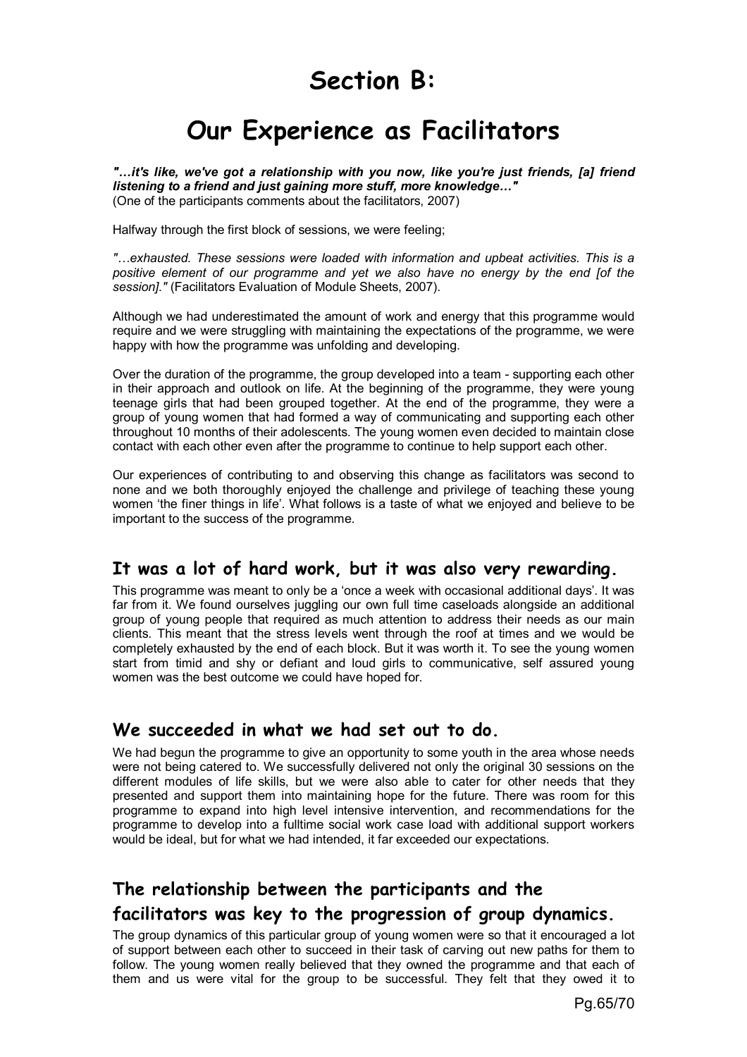# Section B:

# Our Experience as Facilitators

***"…it's like, we've got a relationship with you now, like you're just friends, [a] friend listening to a friend and just gaining more stuff, more knowledge…"***
(One of the participants comments about the facilitators, 2007)

Halfway through the first block of sessions, we were feeling;

*"…exhausted. These sessions were loaded with information and upbeat activities. This is a positive element of our programme and yet we also have no energy by the end [of the session]."* (Facilitators Evaluation of Module Sheets, 2007).

Although we had underestimated the amount of work and energy that this programme would require and we were struggling with maintaining the expectations of the programme, we were happy with how the programme was unfolding and developing.

Over the duration of the programme, the group developed into a team - supporting each other in their approach and outlook on life. At the beginning of the programme, they were young teenage girls that had been grouped together. At the end of the programme, they were a group of young women that had formed a way of communicating and supporting each other throughout 10 months of their adolescents. The young women even decided to maintain close contact with each other even after the programme to continue to help support each other.

Our experiences of contributing to and observing this change as facilitators was second to none and we both thoroughly enjoyed the challenge and privilege of teaching these young women 'the finer things in life'. What follows is a taste of what we enjoyed and believe to be important to the success of the programme.

## It was a lot of hard work, but it was also very rewarding.

This programme was meant to only be a 'once a week with occasional additional days'. It was far from it. We found ourselves juggling our own full time caseloads alongside an additional group of young people that required as much attention to address their needs as our main clients. This meant that the stress levels went through the roof at times and we would be completely exhausted by the end of each block. But it was worth it. To see the young women start from timid and shy or defiant and loud girls to communicative, self assured young women was the best outcome we could have hoped for.

## We succeeded in what we had set out to do.

We had begun the programme to give an opportunity to some youth in the area whose needs were not being catered to. We successfully delivered not only the original 30 sessions on the different modules of life skills, but we were also able to cater for other needs that they presented and support them into maintaining hope for the future. There was room for this programme to expand into high level intensive intervention, and recommendations for the programme to develop into a fulltime social work case load with additional support workers would be ideal, but for what we had intended, it far exceeded our expectations.

## The relationship between the participants and the facilitators was key to the progression of group dynamics.

The group dynamics of this particular group of young women were so that it encouraged a lot of support between each other to succeed in their task of carving out new paths for them to follow. The young women really believed that they owned the programme and that each of them and us were vital for the group to be successful. They felt that they owed it to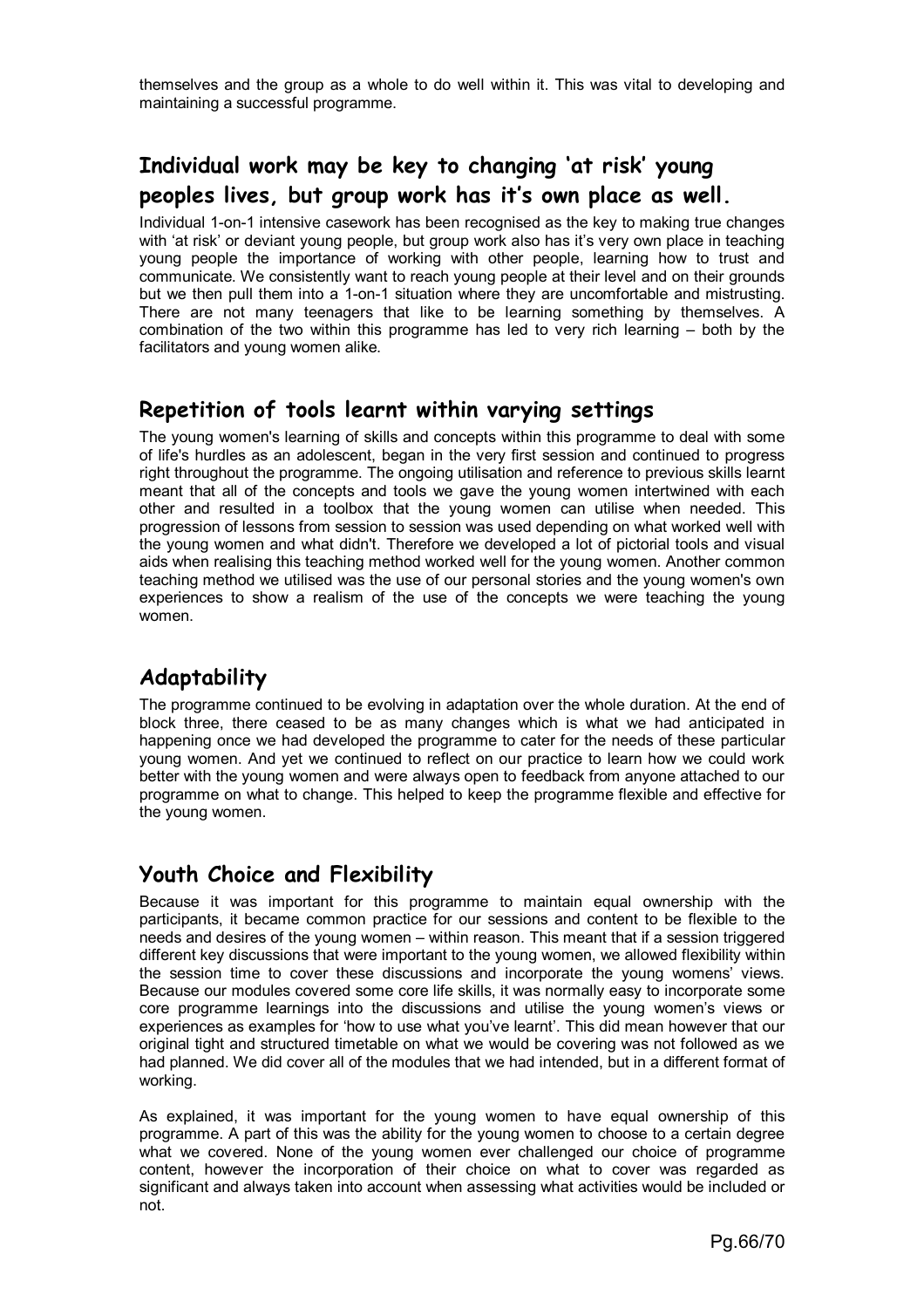themselves and the group as a whole to do well within it. This was vital to developing and maintaining a successful programme.

## Individual work may be key to changing 'at risk' young peoples lives, but group work has it's own place as well.

Individual 1-on-1 intensive casework has been recognised as the key to making true changes with 'at risk' or deviant young people, but group work also has it's very own place in teaching young people the importance of working with other people, learning how to trust and communicate. We consistently want to reach young people at their level and on their grounds but we then pull them into a 1-on-1 situation where they are uncomfortable and mistrusting. There are not many teenagers that like to be learning something by themselves. A combination of the two within this programme has led to very rich learning – both by the facilitators and young women alike.

## Repetition of tools learnt within varying settings

The young women's learning of skills and concepts within this programme to deal with some of life's hurdles as an adolescent, began in the very first session and continued to progress right throughout the programme. The ongoing utilisation and reference to previous skills learnt meant that all of the concepts and tools we gave the young women intertwined with each other and resulted in a toolbox that the young women can utilise when needed. This progression of lessons from session to session was used depending on what worked well with the young women and what didn't. Therefore we developed a lot of pictorial tools and visual aids when realising this teaching method worked well for the young women. Another common teaching method we utilised was the use of our personal stories and the young women's own experiences to show a realism of the use of the concepts we were teaching the young women.

## Adaptability

The programme continued to be evolving in adaptation over the whole duration. At the end of block three, there ceased to be as many changes which is what we had anticipated in happening once we had developed the programme to cater for the needs of these particular young women. And yet we continued to reflect on our practice to learn how we could work better with the young women and were always open to feedback from anyone attached to our programme on what to change. This helped to keep the programme flexible and effective for the young women.

## Youth Choice and Flexibility

Because it was important for this programme to maintain equal ownership with the participants, it became common practice for our sessions and content to be flexible to the needs and desires of the young women – within reason. This meant that if a session triggered different key discussions that were important to the young women, we allowed flexibility within the session time to cover these discussions and incorporate the young womens' views. Because our modules covered some core life skills, it was normally easy to incorporate some core programme learnings into the discussions and utilise the young women's views or experiences as examples for 'how to use what you've learnt'. This did mean however that our original tight and structured timetable on what we would be covering was not followed as we had planned. We did cover all of the modules that we had intended, but in a different format of working.

As explained, it was important for the young women to have equal ownership of this programme. A part of this was the ability for the young women to choose to a certain degree what we covered. None of the young women ever challenged our choice of programme content, however the incorporation of their choice on what to cover was regarded as significant and always taken into account when assessing what activities would be included or not.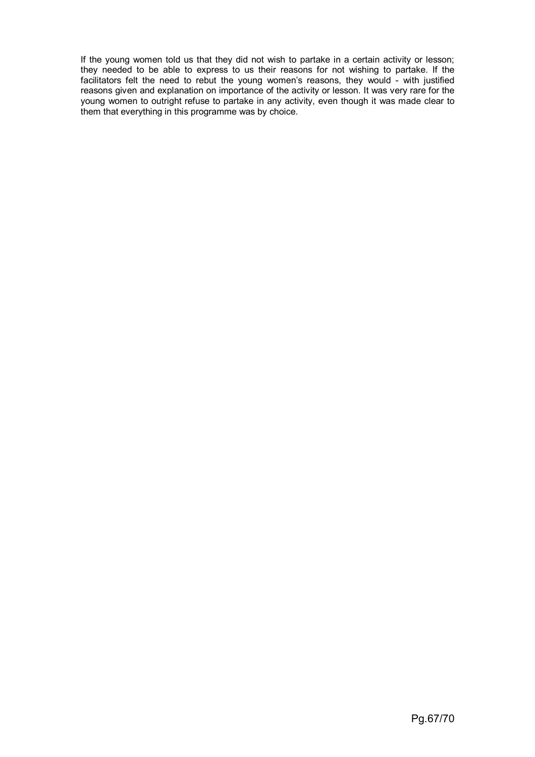If the young women told us that they did not wish to partake in a certain activity or lesson; they needed to be able to express to us their reasons for not wishing to partake. If the facilitators felt the need to rebut the young women's reasons, they would - with justified reasons given and explanation on importance of the activity or lesson. It was very rare for the young women to outright refuse to partake in any activity, even though it was made clear to them that everything in this programme was by choice.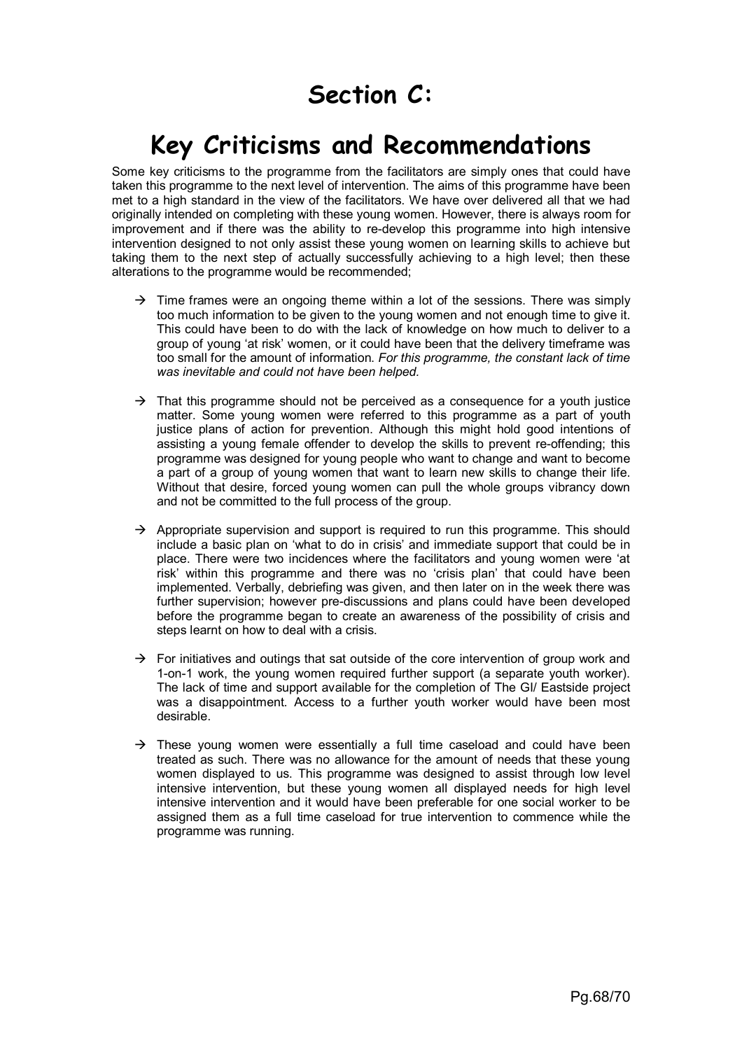# Section C:

# Key Criticisms and Recommendations

Some key criticisms to the programme from the facilitators are simply ones that could have taken this programme to the next level of intervention. The aims of this programme have been met to a high standard in the view of the facilitators. We have over delivered all that we had originally intended on completing with these young women. However, there is always room for improvement and if there was the ability to re-develop this programme into high intensive intervention designed to not only assist these young women on learning skills to achieve but taking them to the next step of actually successfully achieving to a high level; then these alterations to the programme would be recommended;

- → Time frames were an ongoing theme within a lot of the sessions. There was simply too much information to be given to the young women and not enough time to give it. This could have been to do with the lack of knowledge on how much to deliver to a group of young 'at risk' women, or it could have been that the delivery timeframe was too small for the amount of information. *For this programme, the constant lack of time was inevitable and could not have been helped.*

- → That this programme should not be perceived as a consequence for a youth justice matter. Some young women were referred to this programme as a part of youth justice plans of action for prevention. Although this might hold good intentions of assisting a young female offender to develop the skills to prevent re-offending; this programme was designed for young people who want to change and want to become a part of a group of young women that want to learn new skills to change their life. Without that desire, forced young women can pull the whole groups vibrancy down and not be committed to the full process of the group.

- → Appropriate supervision and support is required to run this programme. This should include a basic plan on 'what to do in crisis' and immediate support that could be in place. There were two incidences where the facilitators and young women were 'at risk' within this programme and there was no 'crisis plan' that could have been implemented. Verbally, debriefing was given, and then later on in the week there was further supervision; however pre-discussions and plans could have been developed before the programme began to create an awareness of the possibility of crisis and steps learnt on how to deal with a crisis.

- → For initiatives and outings that sat outside of the core intervention of group work and 1-on-1 work, the young women required further support (a separate youth worker). The lack of time and support available for the completion of The GI/ Eastside project was a disappointment. Access to a further youth worker would have been most desirable.

- → These young women were essentially a full time caseload and could have been treated as such. There was no allowance for the amount of needs that these young women displayed to us. This programme was designed to assist through low level intensive intervention, but these young women all displayed needs for high level intensive intervention and it would have been preferable for one social worker to be assigned them as a full time caseload for true intervention to commence while the programme was running.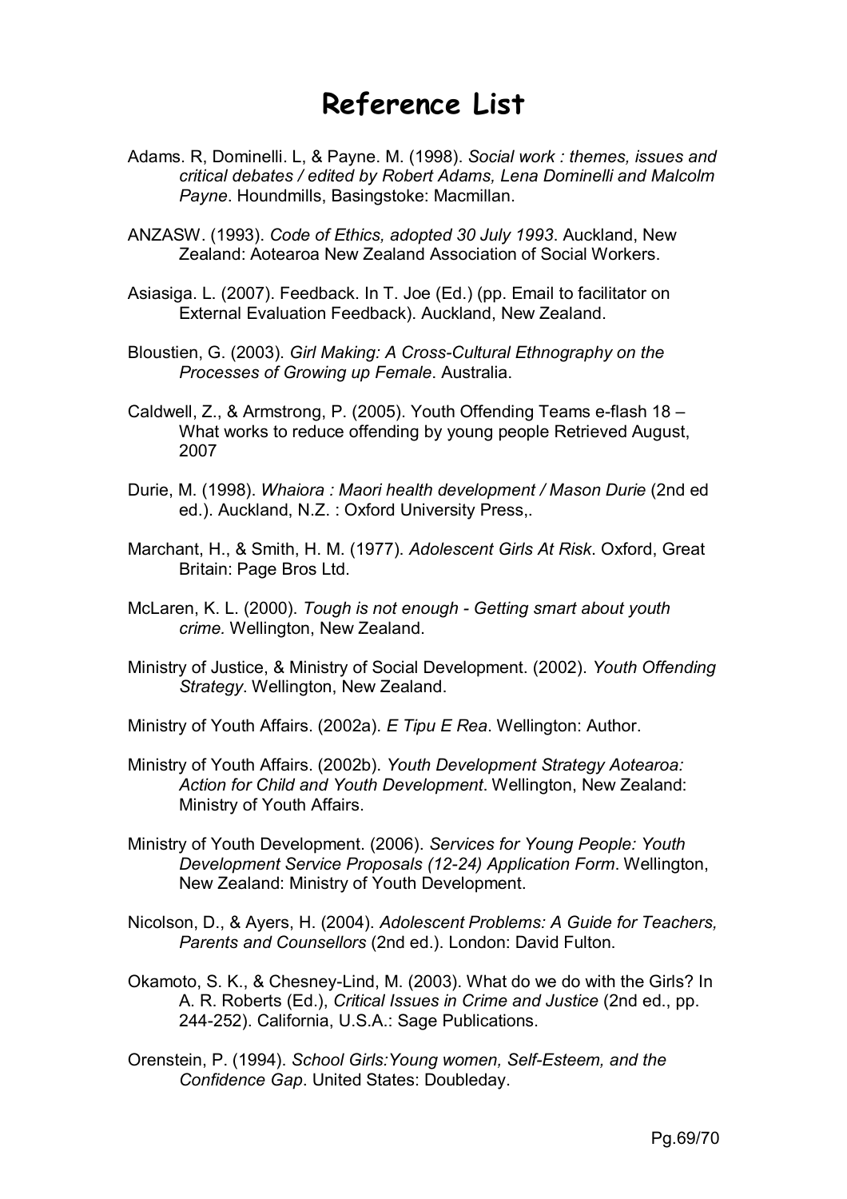# Reference List

Adams. R, Dominelli. L, & Payne. M. (1998). *Social work : themes, issues and critical debates / edited by Robert Adams, Lena Dominelli and Malcolm Payne*. Houndmills, Basingstoke: Macmillan.

ANZASW. (1993). *Code of Ethics, adopted 30 July 1993*. Auckland, New Zealand: Aotearoa New Zealand Association of Social Workers.

Asiasiga. L. (2007). Feedback. In T. Joe (Ed.) (pp. Email to facilitator on External Evaluation Feedback). Auckland, New Zealand.

Bloustien, G. (2003). *Girl Making: A Cross-Cultural Ethnography on the Processes of Growing up Female*. Australia.

Caldwell, Z., & Armstrong, P. (2005). Youth Offending Teams e-flash 18 – What works to reduce offending by young people Retrieved August, 2007

Durie, M. (1998). *Whaiora : Maori health development / Mason Durie* (2nd ed ed.). Auckland, N.Z. : Oxford University Press,.

Marchant, H., & Smith, H. M. (1977). *Adolescent Girls At Risk*. Oxford, Great Britain: Page Bros Ltd.

McLaren, K. L. (2000). *Tough is not enough - Getting smart about youth crime.* Wellington, New Zealand.

Ministry of Justice, & Ministry of Social Development. (2002). *Youth Offending Strategy*. Wellington, New Zealand.

Ministry of Youth Affairs. (2002a). *E Tipu E Rea*. Wellington: Author.

Ministry of Youth Affairs. (2002b). *Youth Development Strategy Aotearoa: Action for Child and Youth Development*. Wellington, New Zealand: Ministry of Youth Affairs.

Ministry of Youth Development. (2006). *Services for Young People: Youth Development Service Proposals (12-24) Application Form*. Wellington, New Zealand: Ministry of Youth Development.

Nicolson, D., & Ayers, H. (2004). *Adolescent Problems: A Guide for Teachers, Parents and Counsellors* (2nd ed.). London: David Fulton.

Okamoto, S. K., & Chesney-Lind, M. (2003). What do we do with the Girls? In A. R. Roberts (Ed.), *Critical Issues in Crime and Justice* (2nd ed., pp. 244-252). California, U.S.A.: Sage Publications.

Orenstein, P. (1994). *School Girls:Young women, Self-Esteem, and the Confidence Gap*. United States: Doubleday.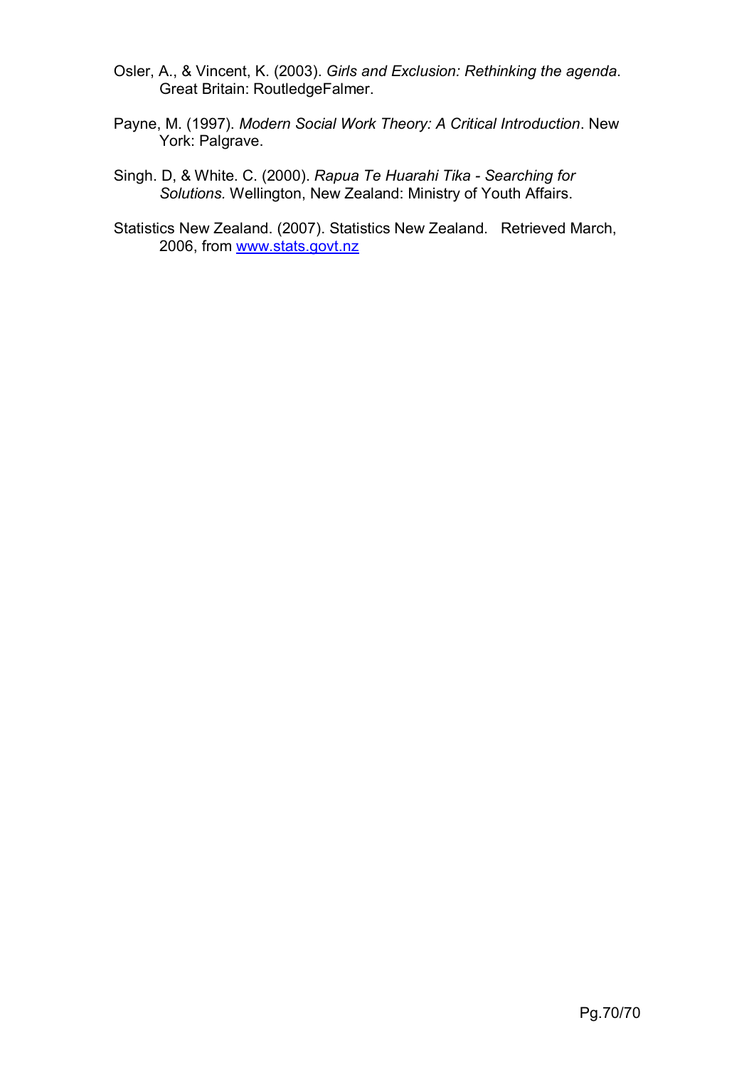Osler, A., & Vincent, K. (2003). *Girls and Exclusion: Rethinking the agenda*. Great Britain: RoutledgeFalmer.

Payne, M. (1997). *Modern Social Work Theory: A Critical Introduction*. New York: Palgrave.

Singh. D, & White. C. (2000). *Rapua Te Huarahi Tika - Searching for Solutions.* Wellington, New Zealand: Ministry of Youth Affairs.

Statistics New Zealand. (2007). Statistics New Zealand. Retrieved March, 2006, from [www.stats.govt.nz](www.stats.govt.nz)